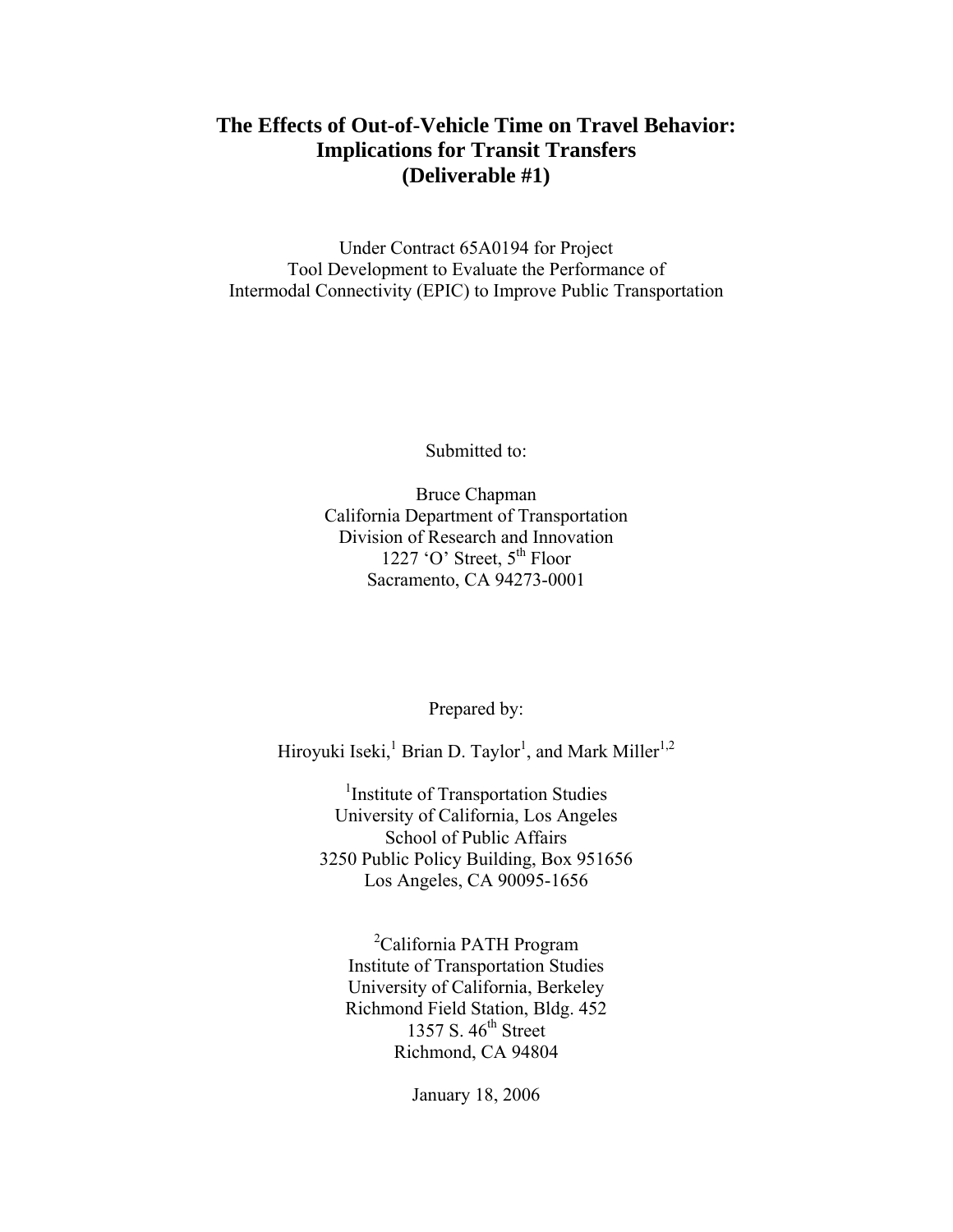# The Effects of Out-of-Vehicle Time on Travel Behavior: Implications for Transit Transfers (Deliverable #1)

Under Contract 65A0194 for Project
Tool Development to Evaluate the Performance of
Intermodal Connectivity (EPIC) to Improve Public Transportation

Submitted to:

Bruce Chapman
California Department of Transportation
Division of Research and Innovation
1227 'O' Street, 5th Floor
Sacramento, CA 94273-0001

Prepared by:

Hiroyuki Iseki,[1] Brian D. Taylor[1], and Mark Miller[1,2]

[1]Institute of Transportation Studies
University of California, Los Angeles
School of Public Affairs
3250 Public Policy Building, Box 951656
Los Angeles, CA 90095-1656

[2]California PATH Program
Institute of Transportation Studies
University of California, Berkeley
Richmond Field Station, Bldg. 452
1357 S. 46th Street
Richmond, CA 94804

January 18, 2006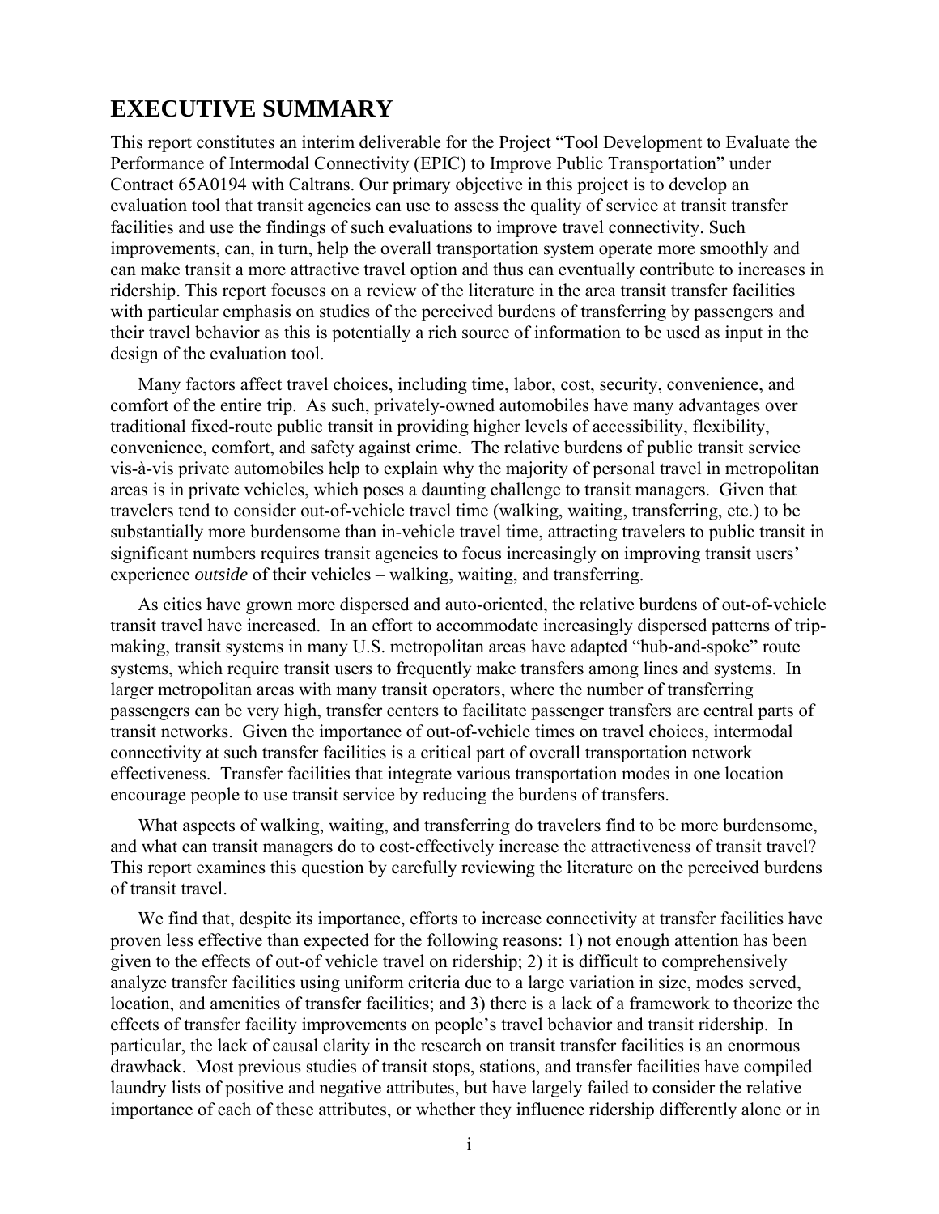# EXECUTIVE SUMMARY

This report constitutes an interim deliverable for the Project "Tool Development to Evaluate the Performance of Intermodal Connectivity (EPIC) to Improve Public Transportation" under Contract 65A0194 with Caltrans. Our primary objective in this project is to develop an evaluation tool that transit agencies can use to assess the quality of service at transit transfer facilities and use the findings of such evaluations to improve travel connectivity. Such improvements, can, in turn, help the overall transportation system operate more smoothly and can make transit a more attractive travel option and thus can eventually contribute to increases in ridership. This report focuses on a review of the literature in the area transit transfer facilities with particular emphasis on studies of the perceived burdens of transferring by passengers and their travel behavior as this is potentially a rich source of information to be used as input in the design of the evaluation tool.

Many factors affect travel choices, including time, labor, cost, security, convenience, and comfort of the entire trip. As such, privately-owned automobiles have many advantages over traditional fixed-route public transit in providing higher levels of accessibility, flexibility, convenience, comfort, and safety against crime. The relative burdens of public transit service vis-à-vis private automobiles help to explain why the majority of personal travel in metropolitan areas is in private vehicles, which poses a daunting challenge to transit managers. Given that travelers tend to consider out-of-vehicle travel time (walking, waiting, transferring, etc.) to be substantially more burdensome than in-vehicle travel time, attracting travelers to public transit in significant numbers requires transit agencies to focus increasingly on improving transit users' experience *outside* of their vehicles – walking, waiting, and transferring.

As cities have grown more dispersed and auto-oriented, the relative burdens of out-of-vehicle transit travel have increased. In an effort to accommodate increasingly dispersed patterns of trip-making, transit systems in many U.S. metropolitan areas have adapted "hub-and-spoke" route systems, which require transit users to frequently make transfers among lines and systems. In larger metropolitan areas with many transit operators, where the number of transferring passengers can be very high, transfer centers to facilitate passenger transfers are central parts of transit networks. Given the importance of out-of-vehicle times on travel choices, intermodal connectivity at such transfer facilities is a critical part of overall transportation network effectiveness. Transfer facilities that integrate various transportation modes in one location encourage people to use transit service by reducing the burdens of transfers.

What aspects of walking, waiting, and transferring do travelers find to be more burdensome, and what can transit managers do to cost-effectively increase the attractiveness of transit travel? This report examines this question by carefully reviewing the literature on the perceived burdens of transit travel.

We find that, despite its importance, efforts to increase connectivity at transfer facilities have proven less effective than expected for the following reasons: 1) not enough attention has been given to the effects of out-of vehicle travel on ridership; 2) it is difficult to comprehensively analyze transfer facilities using uniform criteria due to a large variation in size, modes served, location, and amenities of transfer facilities; and 3) there is a lack of a framework to theorize the effects of transfer facility improvements on people's travel behavior and transit ridership. In particular, the lack of causal clarity in the research on transit transfer facilities is an enormous drawback. Most previous studies of transit stops, stations, and transfer facilities have compiled laundry lists of positive and negative attributes, but have largely failed to consider the relative importance of each of these attributes, or whether they influence ridership differently alone or in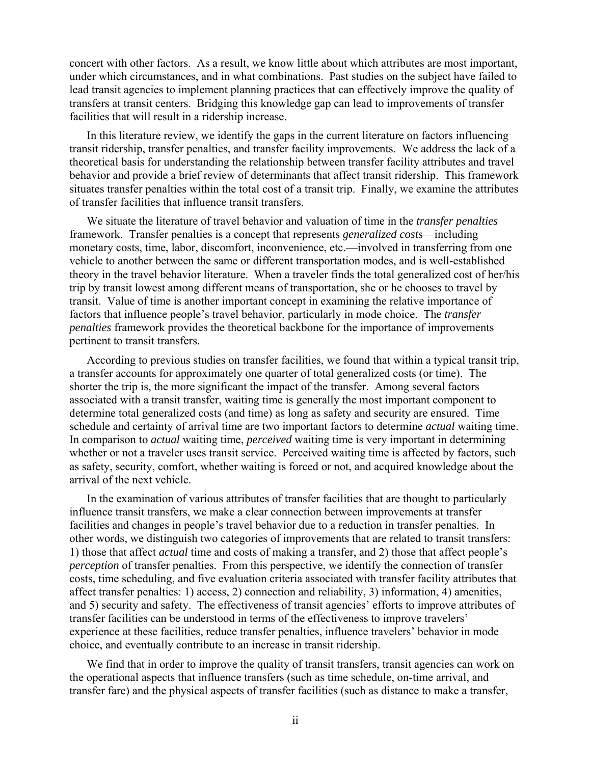concert with other factors. As a result, we know little about which attributes are most important, under which circumstances, and in what combinations. Past studies on the subject have failed to lead transit agencies to implement planning practices that can effectively improve the quality of transfers at transit centers. Bridging this knowledge gap can lead to improvements of transfer facilities that will result in a ridership increase.

In this literature review, we identify the gaps in the current literature on factors influencing transit ridership, transfer penalties, and transfer facility improvements. We address the lack of a theoretical basis for understanding the relationship between transfer facility attributes and travel behavior and provide a brief review of determinants that affect transit ridership. This framework situates transfer penalties within the total cost of a transit trip. Finally, we examine the attributes of transfer facilities that influence transit transfers.

We situate the literature of travel behavior and valuation of time in the *transfer penalties* framework. Transfer penalties is a concept that represents *generalized costs*—including monetary costs, time, labor, discomfort, inconvenience, etc.—involved in transferring from one vehicle to another between the same or different transportation modes, and is well-established theory in the travel behavior literature. When a traveler finds the total generalized cost of her/his trip by transit lowest among different means of transportation, she or he chooses to travel by transit. Value of time is another important concept in examining the relative importance of factors that influence people's travel behavior, particularly in mode choice. The *transfer penalties* framework provides the theoretical backbone for the importance of improvements pertinent to transit transfers.

According to previous studies on transfer facilities, we found that within a typical transit trip, a transfer accounts for approximately one quarter of total generalized costs (or time). The shorter the trip is, the more significant the impact of the transfer. Among several factors associated with a transit transfer, waiting time is generally the most important component to determine total generalized costs (and time) as long as safety and security are ensured. Time schedule and certainty of arrival time are two important factors to determine *actual* waiting time. In comparison to *actual* waiting time, *perceived* waiting time is very important in determining whether or not a traveler uses transit service. Perceived waiting time is affected by factors, such as safety, security, comfort, whether waiting is forced or not, and acquired knowledge about the arrival of the next vehicle.

In the examination of various attributes of transfer facilities that are thought to particularly influence transit transfers, we make a clear connection between improvements at transfer facilities and changes in people's travel behavior due to a reduction in transfer penalties. In other words, we distinguish two categories of improvements that are related to transit transfers: 1) those that affect *actual* time and costs of making a transfer, and 2) those that affect people's *perception* of transfer penalties. From this perspective, we identify the connection of transfer costs, time scheduling, and five evaluation criteria associated with transfer facility attributes that affect transfer penalties: 1) access, 2) connection and reliability, 3) information, 4) amenities, and 5) security and safety. The effectiveness of transit agencies' efforts to improve attributes of transfer facilities can be understood in terms of the effectiveness to improve travelers' experience at these facilities, reduce transfer penalties, influence travelers' behavior in mode choice, and eventually contribute to an increase in transit ridership.

We find that in order to improve the quality of transit transfers, transit agencies can work on the operational aspects that influence transfers (such as time schedule, on-time arrival, and transfer fare) and the physical aspects of transfer facilities (such as distance to make a transfer,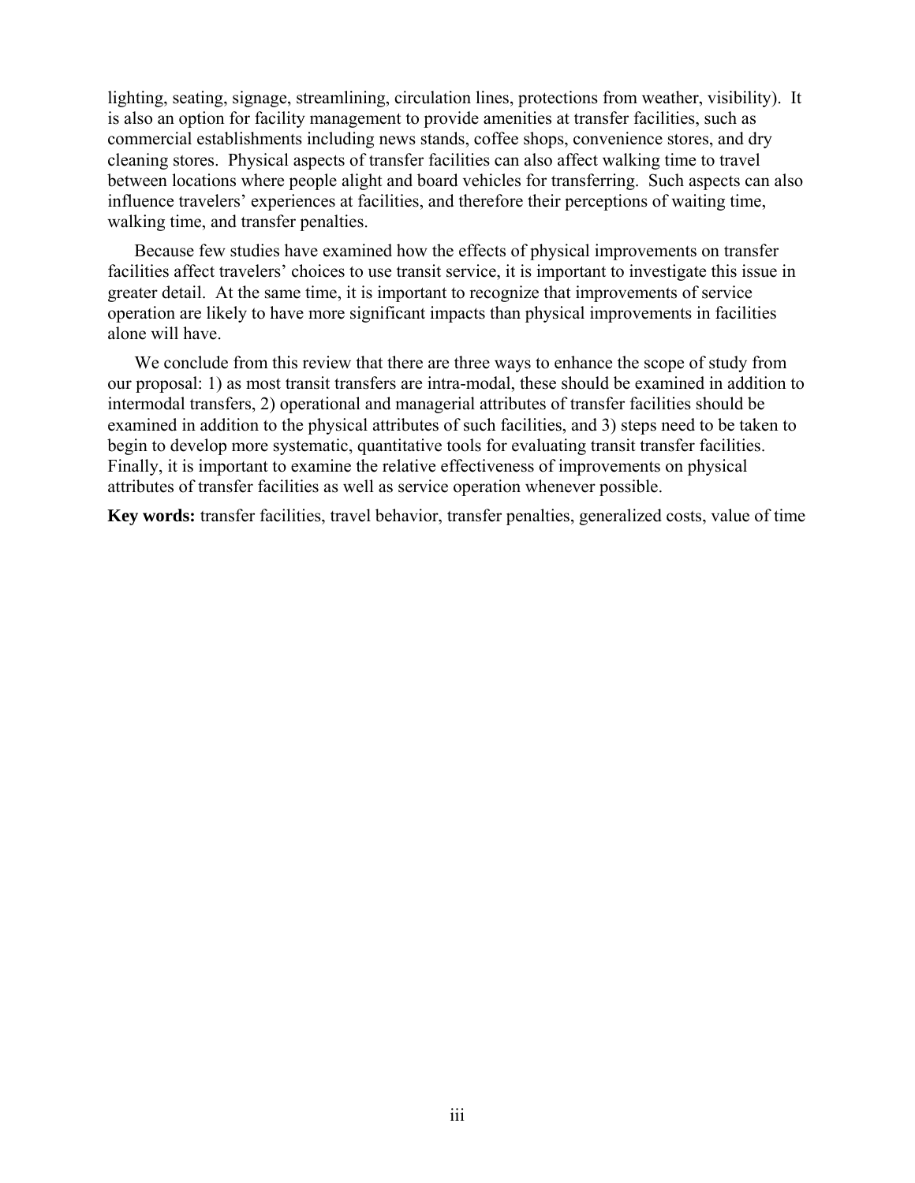lighting, seating, signage, streamlining, circulation lines, protections from weather, visibility). It is also an option for facility management to provide amenities at transfer facilities, such as commercial establishments including news stands, coffee shops, convenience stores, and dry cleaning stores. Physical aspects of transfer facilities can also affect walking time to travel between locations where people alight and board vehicles for transferring. Such aspects can also influence travelers' experiences at facilities, and therefore their perceptions of waiting time, walking time, and transfer penalties.

Because few studies have examined how the effects of physical improvements on transfer facilities affect travelers' choices to use transit service, it is important to investigate this issue in greater detail. At the same time, it is important to recognize that improvements of service operation are likely to have more significant impacts than physical improvements in facilities alone will have.

We conclude from this review that there are three ways to enhance the scope of study from our proposal: 1) as most transit transfers are intra-modal, these should be examined in addition to intermodal transfers, 2) operational and managerial attributes of transfer facilities should be examined in addition to the physical attributes of such facilities, and 3) steps need to be taken to begin to develop more systematic, quantitative tools for evaluating transit transfer facilities. Finally, it is important to examine the relative effectiveness of improvements on physical attributes of transfer facilities as well as service operation whenever possible.

**Key words:** transfer facilities, travel behavior, transfer penalties, generalized costs, value of time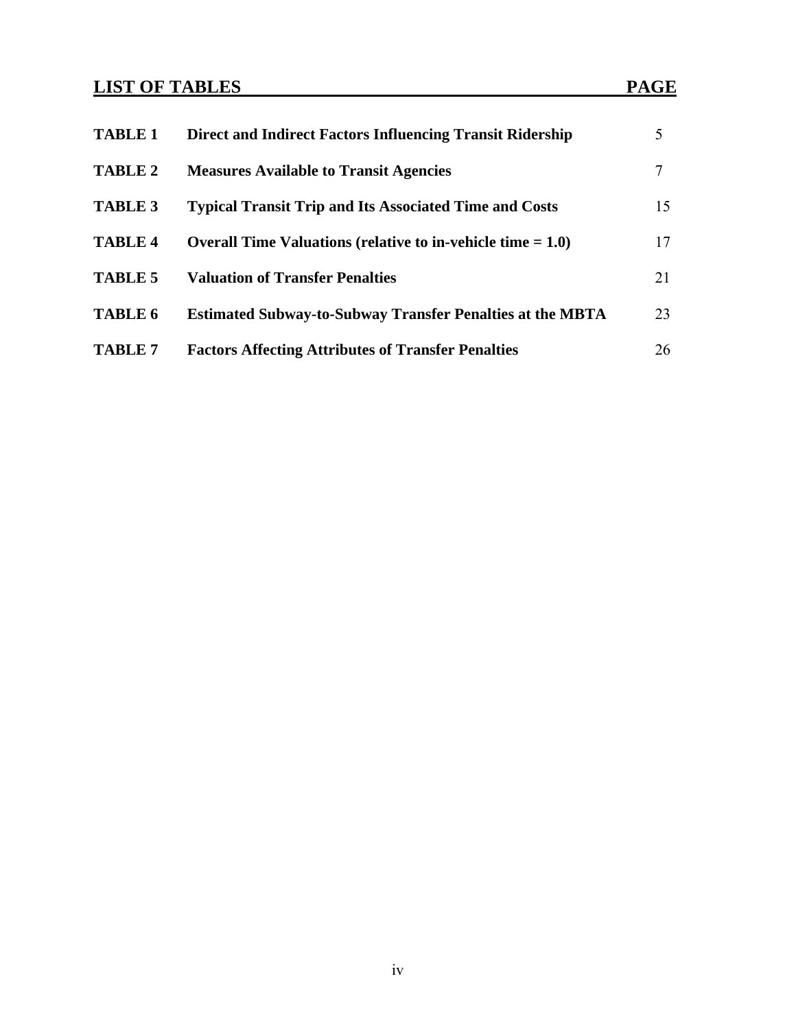## LIST OF TABLES

| | | PAGE |
|---|---|---|
| **TABLE 1** | **Direct and Indirect Factors Influencing Transit Ridership** | 5 |
| **TABLE 2** | **Measures Available to Transit Agencies** | 7 |
| **TABLE 3** | **Typical Transit Trip and Its Associated Time and Costs** | 15 |
| **TABLE 4** | **Overall Time Valuations (relative to in-vehicle time = 1.0)** | 17 |
| **TABLE 5** | **Valuation of Transfer Penalties** | 21 |
| **TABLE 6** | **Estimated Subway-to-Subway Transfer Penalties at the MBTA** | 23 |
| **TABLE 7** | **Factors Affecting Attributes of Transfer Penalties** | 26 |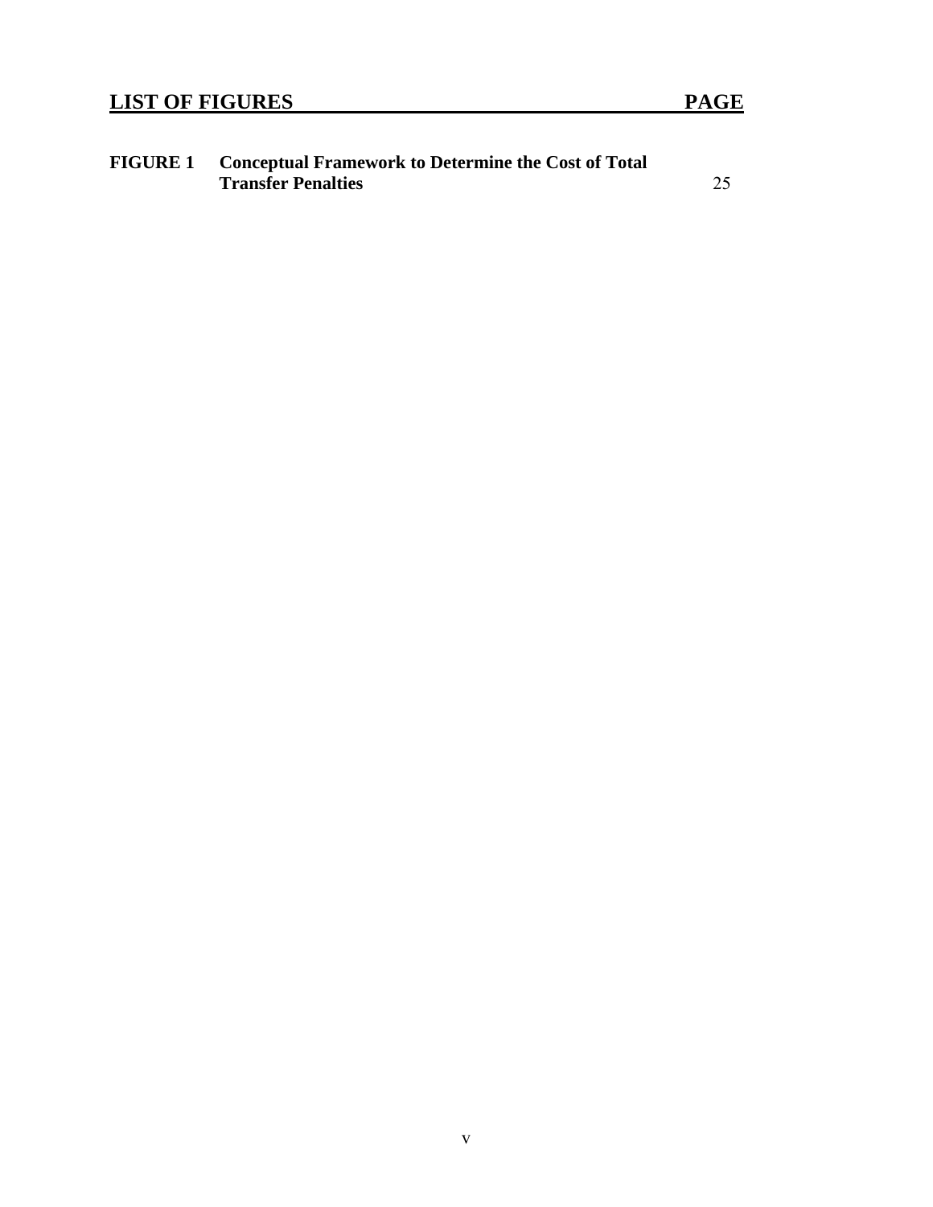## LIST OF FIGURES PAGE

| | | |
|---|---|---|
| **FIGURE 1** | **Conceptual Framework to Determine the Cost of Total Transfer Penalties** | 25 |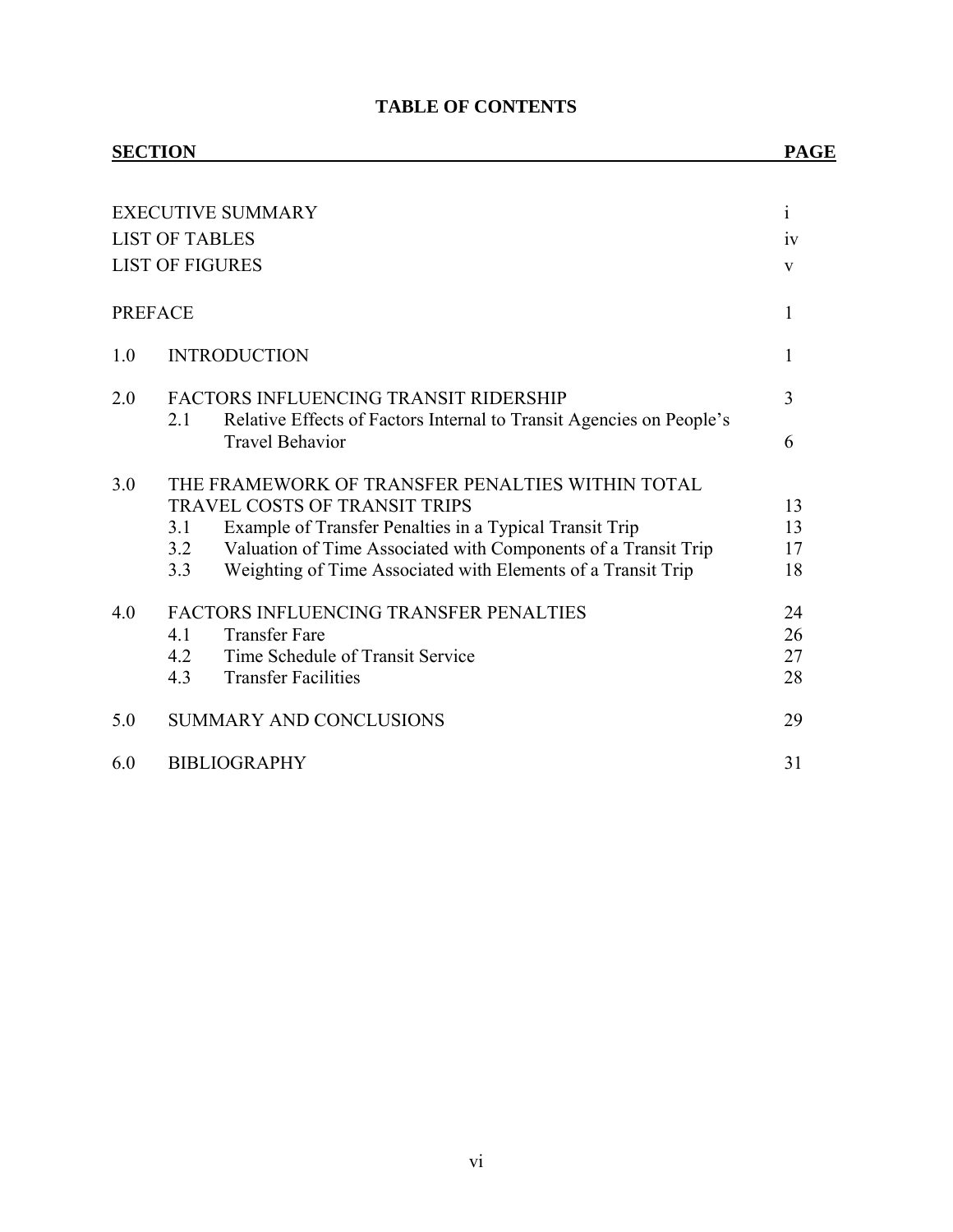# TABLE OF CONTENTS

| SECTION | | PAGE |
|---|---|---|
| EXECUTIVE SUMMARY | | i |
| LIST OF TABLES | | iv |
| LIST OF FIGURES | | v |
| PREFACE | | 1 |
| 1.0 | INTRODUCTION | 1 |
| 2.0 | FACTORS INFLUENCING TRANSIT RIDERSHIP | 3 |
| | 2.1 Relative Effects of Factors Internal to Transit Agencies on People's Travel Behavior | 6 |
| 3.0 | THE FRAMEWORK OF TRANSFER PENALTIES WITHIN TOTAL TRAVEL COSTS OF TRANSIT TRIPS | 13 |
| | 3.1 Example of Transfer Penalties in a Typical Transit Trip | 13 |
| | 3.2 Valuation of Time Associated with Components of a Transit Trip | 17 |
| | 3.3 Weighting of Time Associated with Elements of a Transit Trip | 18 |
| 4.0 | FACTORS INFLUENCING TRANSFER PENALTIES | 24 |
| | 4.1 Transfer Fare | 26 |
| | 4.2 Time Schedule of Transit Service | 27 |
| | 4.3 Transfer Facilities | 28 |
| 5.0 | SUMMARY AND CONCLUSIONS | 29 |
| 6.0 | BIBLIOGRAPHY | 31 |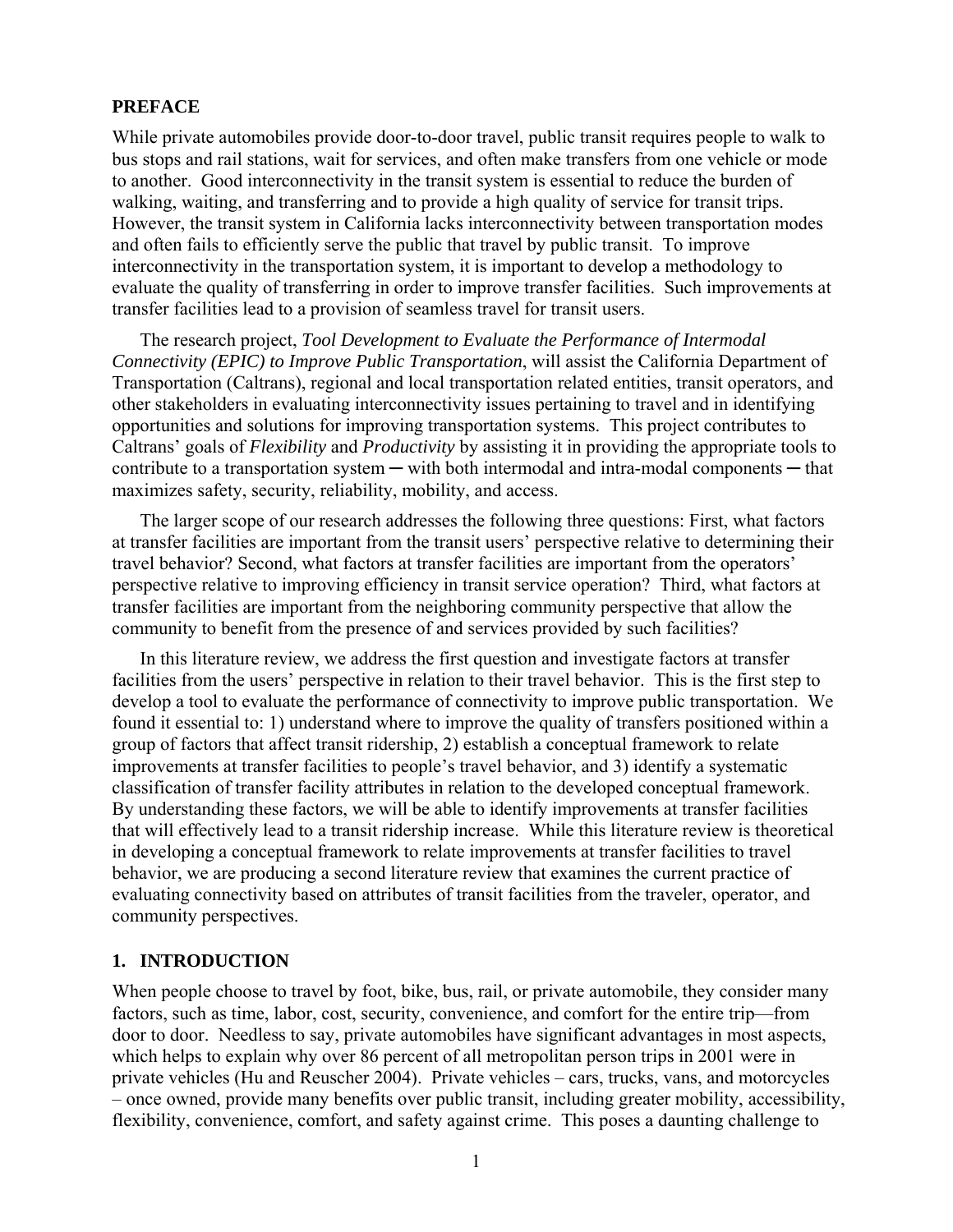## PREFACE

While private automobiles provide door-to-door travel, public transit requires people to walk to bus stops and rail stations, wait for services, and often make transfers from one vehicle or mode to another. Good interconnectivity in the transit system is essential to reduce the burden of walking, waiting, and transferring and to provide a high quality of service for transit trips. However, the transit system in California lacks interconnectivity between transportation modes and often fails to efficiently serve the public that travel by public transit. To improve interconnectivity in the transportation system, it is important to develop a methodology to evaluate the quality of transferring in order to improve transfer facilities. Such improvements at transfer facilities lead to a provision of seamless travel for transit users.

The research project, *Tool Development to Evaluate the Performance of Intermodal Connectivity (EPIC) to Improve Public Transportation*, will assist the California Department of Transportation (Caltrans), regional and local transportation related entities, transit operators, and other stakeholders in evaluating interconnectivity issues pertaining to travel and in identifying opportunities and solutions for improving transportation systems. This project contributes to Caltrans' goals of *Flexibility* and *Productivity* by assisting it in providing the appropriate tools to contribute to a transportation system ─ with both intermodal and intra-modal components ─ that maximizes safety, security, reliability, mobility, and access.

The larger scope of our research addresses the following three questions: First, what factors at transfer facilities are important from the transit users' perspective relative to determining their travel behavior? Second, what factors at transfer facilities are important from the operators' perspective relative to improving efficiency in transit service operation? Third, what factors at transfer facilities are important from the neighboring community perspective that allow the community to benefit from the presence of and services provided by such facilities?

In this literature review, we address the first question and investigate factors at transfer facilities from the users' perspective in relation to their travel behavior. This is the first step to develop a tool to evaluate the performance of connectivity to improve public transportation. We found it essential to: 1) understand where to improve the quality of transfers positioned within a group of factors that affect transit ridership, 2) establish a conceptual framework to relate improvements at transfer facilities to people's travel behavior, and 3) identify a systematic classification of transfer facility attributes in relation to the developed conceptual framework. By understanding these factors, we will be able to identify improvements at transfer facilities that will effectively lead to a transit ridership increase. While this literature review is theoretical in developing a conceptual framework to relate improvements at transfer facilities to travel behavior, we are producing a second literature review that examines the current practice of evaluating connectivity based on attributes of transit facilities from the traveler, operator, and community perspectives.

## 1. INTRODUCTION

When people choose to travel by foot, bike, bus, rail, or private automobile, they consider many factors, such as time, labor, cost, security, convenience, and comfort for the entire trip—from door to door. Needless to say, private automobiles have significant advantages in most aspects, which helps to explain why over 86 percent of all metropolitan person trips in 2001 were in private vehicles (Hu and Reuscher 2004). Private vehicles – cars, trucks, vans, and motorcycles – once owned, provide many benefits over public transit, including greater mobility, accessibility, flexibility, convenience, comfort, and safety against crime. This poses a daunting challenge to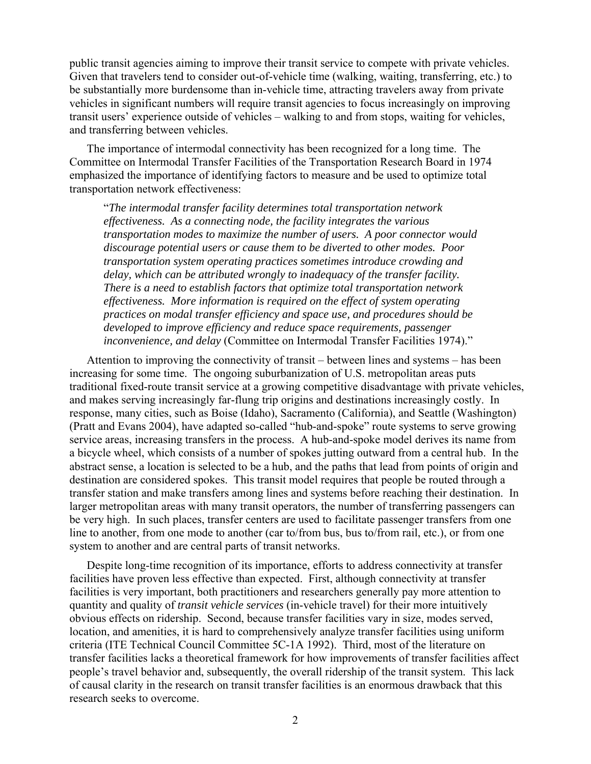public transit agencies aiming to improve their transit service to compete with private vehicles. Given that travelers tend to consider out-of-vehicle time (walking, waiting, transferring, etc.) to be substantially more burdensome than in-vehicle time, attracting travelers away from private vehicles in significant numbers will require transit agencies to focus increasingly on improving transit users' experience outside of vehicles – walking to and from stops, waiting for vehicles, and transferring between vehicles.

The importance of intermodal connectivity has been recognized for a long time. The Committee on Intermodal Transfer Facilities of the Transportation Research Board in 1974 emphasized the importance of identifying factors to measure and be used to optimize total transportation network effectiveness:

> "*The intermodal transfer facility determines total transportation network effectiveness. As a connecting node, the facility integrates the various transportation modes to maximize the number of users. A poor connector would discourage potential users or cause them to be diverted to other modes. Poor transportation system operating practices sometimes introduce crowding and delay, which can be attributed wrongly to inadequacy of the transfer facility. There is a need to establish factors that optimize total transportation network effectiveness. More information is required on the effect of system operating practices on modal transfer efficiency and space use, and procedures should be developed to improve efficiency and reduce space requirements, passenger inconvenience, and delay* (Committee on Intermodal Transfer Facilities 1974)."

Attention to improving the connectivity of transit – between lines and systems – has been increasing for some time. The ongoing suburbanization of U.S. metropolitan areas puts traditional fixed-route transit service at a growing competitive disadvantage with private vehicles, and makes serving increasingly far-flung trip origins and destinations increasingly costly. In response, many cities, such as Boise (Idaho), Sacramento (California), and Seattle (Washington) (Pratt and Evans 2004), have adapted so-called "hub-and-spoke" route systems to serve growing service areas, increasing transfers in the process. A hub-and-spoke model derives its name from a bicycle wheel, which consists of a number of spokes jutting outward from a central hub. In the abstract sense, a location is selected to be a hub, and the paths that lead from points of origin and destination are considered spokes. This transit model requires that people be routed through a transfer station and make transfers among lines and systems before reaching their destination. In larger metropolitan areas with many transit operators, the number of transferring passengers can be very high. In such places, transfer centers are used to facilitate passenger transfers from one line to another, from one mode to another (car to/from bus, bus to/from rail, etc.), or from one system to another and are central parts of transit networks.

Despite long-time recognition of its importance, efforts to address connectivity at transfer facilities have proven less effective than expected. First, although connectivity at transfer facilities is very important, both practitioners and researchers generally pay more attention to quantity and quality of *transit vehicle services* (in-vehicle travel) for their more intuitively obvious effects on ridership. Second, because transfer facilities vary in size, modes served, location, and amenities, it is hard to comprehensively analyze transfer facilities using uniform criteria (ITE Technical Council Committee 5C-1A 1992). Third, most of the literature on transfer facilities lacks a theoretical framework for how improvements of transfer facilities affect people's travel behavior and, subsequently, the overall ridership of the transit system. This lack of causal clarity in the research on transit transfer facilities is an enormous drawback that this research seeks to overcome.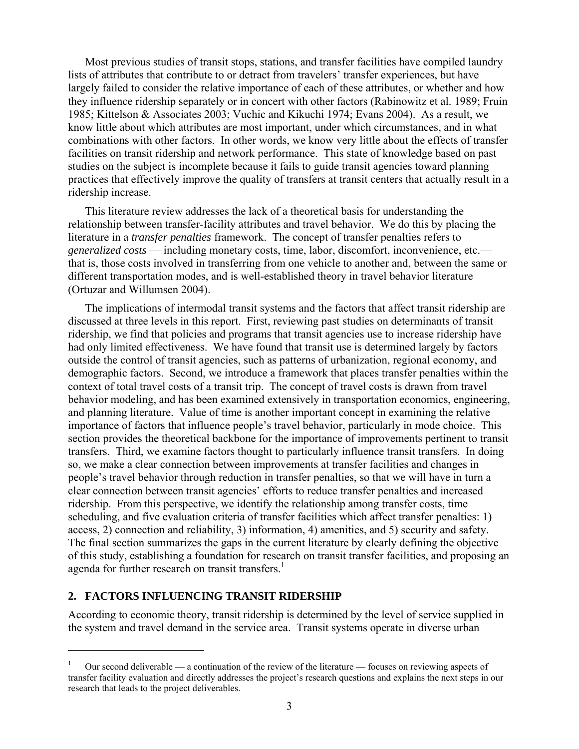Most previous studies of transit stops, stations, and transfer facilities have compiled laundry lists of attributes that contribute to or detract from travelers' transfer experiences, but have largely failed to consider the relative importance of each of these attributes, or whether and how they influence ridership separately or in concert with other factors (Rabinowitz et al. 1989; Fruin 1985; Kittelson & Associates 2003; Vuchic and Kikuchi 1974; Evans 2004). As a result, we know little about which attributes are most important, under which circumstances, and in what combinations with other factors. In other words, we know very little about the effects of transfer facilities on transit ridership and network performance. This state of knowledge based on past studies on the subject is incomplete because it fails to guide transit agencies toward planning practices that effectively improve the quality of transfers at transit centers that actually result in a ridership increase.

This literature review addresses the lack of a theoretical basis for understanding the relationship between transfer-facility attributes and travel behavior. We do this by placing the literature in a *transfer penalties* framework. The concept of transfer penalties refers to *generalized costs* — including monetary costs, time, labor, discomfort, inconvenience, etc.— that is, those costs involved in transferring from one vehicle to another and, between the same or different transportation modes, and is well-established theory in travel behavior literature (Ortuzar and Willumsen 2004).

The implications of intermodal transit systems and the factors that affect transit ridership are discussed at three levels in this report. First, reviewing past studies on determinants of transit ridership, we find that policies and programs that transit agencies use to increase ridership have had only limited effectiveness. We have found that transit use is determined largely by factors outside the control of transit agencies, such as patterns of urbanization, regional economy, and demographic factors. Second, we introduce a framework that places transfer penalties within the context of total travel costs of a transit trip. The concept of travel costs is drawn from travel behavior modeling, and has been examined extensively in transportation economics, engineering, and planning literature. Value of time is another important concept in examining the relative importance of factors that influence people's travel behavior, particularly in mode choice. This section provides the theoretical backbone for the importance of improvements pertinent to transit transfers. Third, we examine factors thought to particularly influence transit transfers. In doing so, we make a clear connection between improvements at transfer facilities and changes in people's travel behavior through reduction in transfer penalties, so that we will have in turn a clear connection between transit agencies' efforts to reduce transfer penalties and increased ridership. From this perspective, we identify the relationship among transfer costs, time scheduling, and five evaluation criteria of transfer facilities which affect transfer penalties: 1) access, 2) connection and reliability, 3) information, 4) amenities, and 5) security and safety. The final section summarizes the gaps in the current literature by clearly defining the objective of this study, establishing a foundation for research on transit transfer facilities, and proposing an agenda for further research on transit transfers.[1]

## 2. FACTORS INFLUENCING TRANSIT RIDERSHIP

According to economic theory, transit ridership is determined by the level of service supplied in the system and travel demand in the service area. Transit systems operate in diverse urban

[1] Our second deliverable — a continuation of the review of the literature — focuses on reviewing aspects of transfer facility evaluation and directly addresses the project's research questions and explains the next steps in our research that leads to the project deliverables.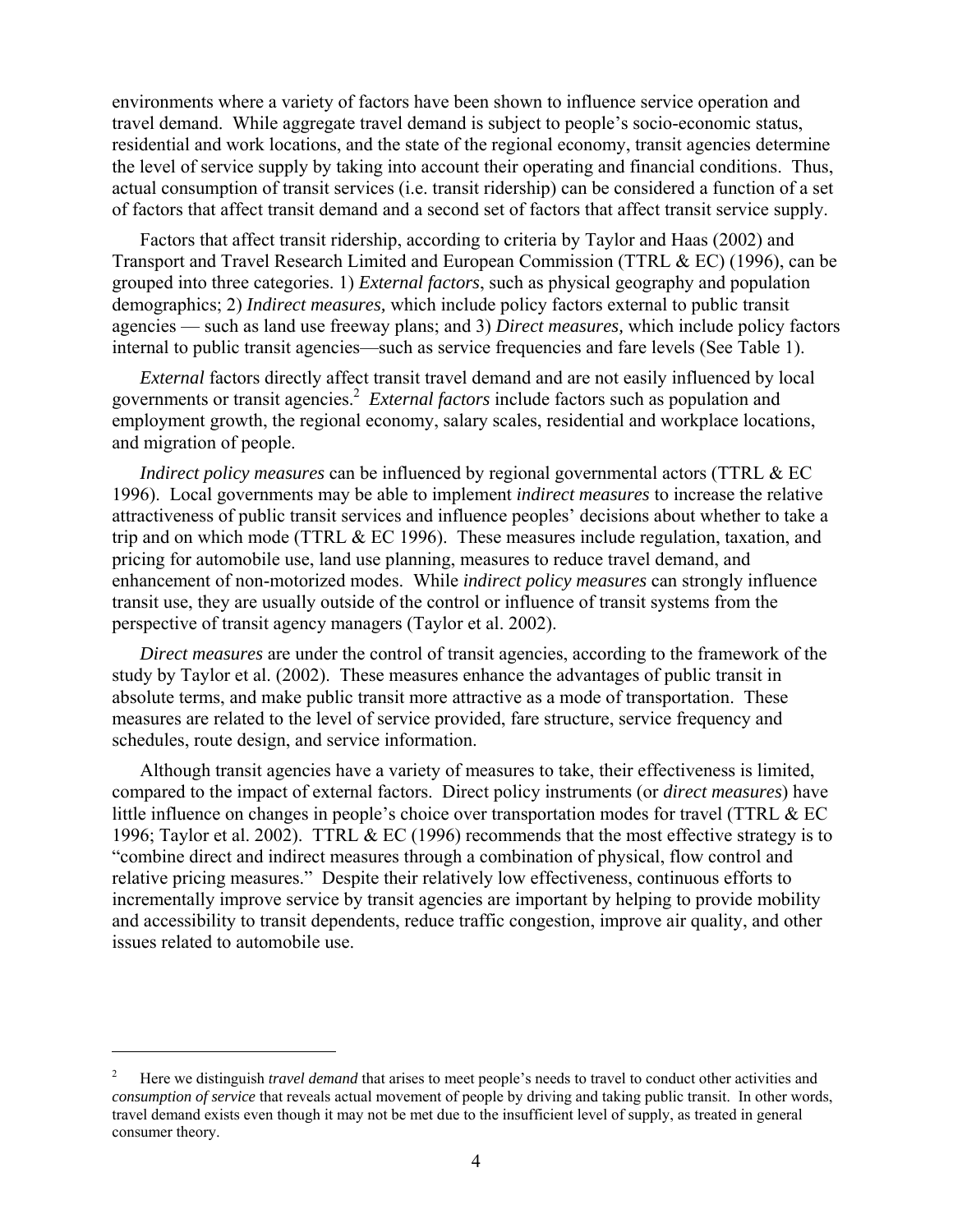environments where a variety of factors have been shown to influence service operation and travel demand. While aggregate travel demand is subject to people's socio-economic status, residential and work locations, and the state of the regional economy, transit agencies determine the level of service supply by taking into account their operating and financial conditions. Thus, actual consumption of transit services (i.e. transit ridership) can be considered a function of a set of factors that affect transit demand and a second set of factors that affect transit service supply.

Factors that affect transit ridership, according to criteria by Taylor and Haas (2002) and Transport and Travel Research Limited and European Commission (TTRL & EC) (1996), can be grouped into three categories. 1) *External factors*, such as physical geography and population demographics; 2) *Indirect measures,* which include policy factors external to public transit agencies — such as land use freeway plans; and 3) *Direct measures,* which include policy factors internal to public transit agencies—such as service frequencies and fare levels (See Table 1).

*External* factors directly affect transit travel demand and are not easily influenced by local governments or transit agencies.[2] *External factors* include factors such as population and employment growth, the regional economy, salary scales, residential and workplace locations, and migration of people.

*Indirect policy measures* can be influenced by regional governmental actors (TTRL & EC 1996). Local governments may be able to implement *indirect measures* to increase the relative attractiveness of public transit services and influence peoples' decisions about whether to take a trip and on which mode (TTRL & EC 1996). These measures include regulation, taxation, and pricing for automobile use, land use planning, measures to reduce travel demand, and enhancement of non-motorized modes. While *indirect policy measures* can strongly influence transit use, they are usually outside of the control or influence of transit systems from the perspective of transit agency managers (Taylor et al. 2002).

*Direct measures* are under the control of transit agencies, according to the framework of the study by Taylor et al. (2002). These measures enhance the advantages of public transit in absolute terms, and make public transit more attractive as a mode of transportation. These measures are related to the level of service provided, fare structure, service frequency and schedules, route design, and service information.

Although transit agencies have a variety of measures to take, their effectiveness is limited, compared to the impact of external factors. Direct policy instruments (or *direct measures*) have little influence on changes in people's choice over transportation modes for travel (TTRL & EC 1996; Taylor et al. 2002). TTRL & EC (1996) recommends that the most effective strategy is to "combine direct and indirect measures through a combination of physical, flow control and relative pricing measures." Despite their relatively low effectiveness, continuous efforts to incrementally improve service by transit agencies are important by helping to provide mobility and accessibility to transit dependents, reduce traffic congestion, improve air quality, and other issues related to automobile use.

---

[2] Here we distinguish *travel demand* that arises to meet people's needs to travel to conduct other activities and *consumption of service* that reveals actual movement of people by driving and taking public transit. In other words, travel demand exists even though it may not be met due to the insufficient level of supply, as treated in general consumer theory.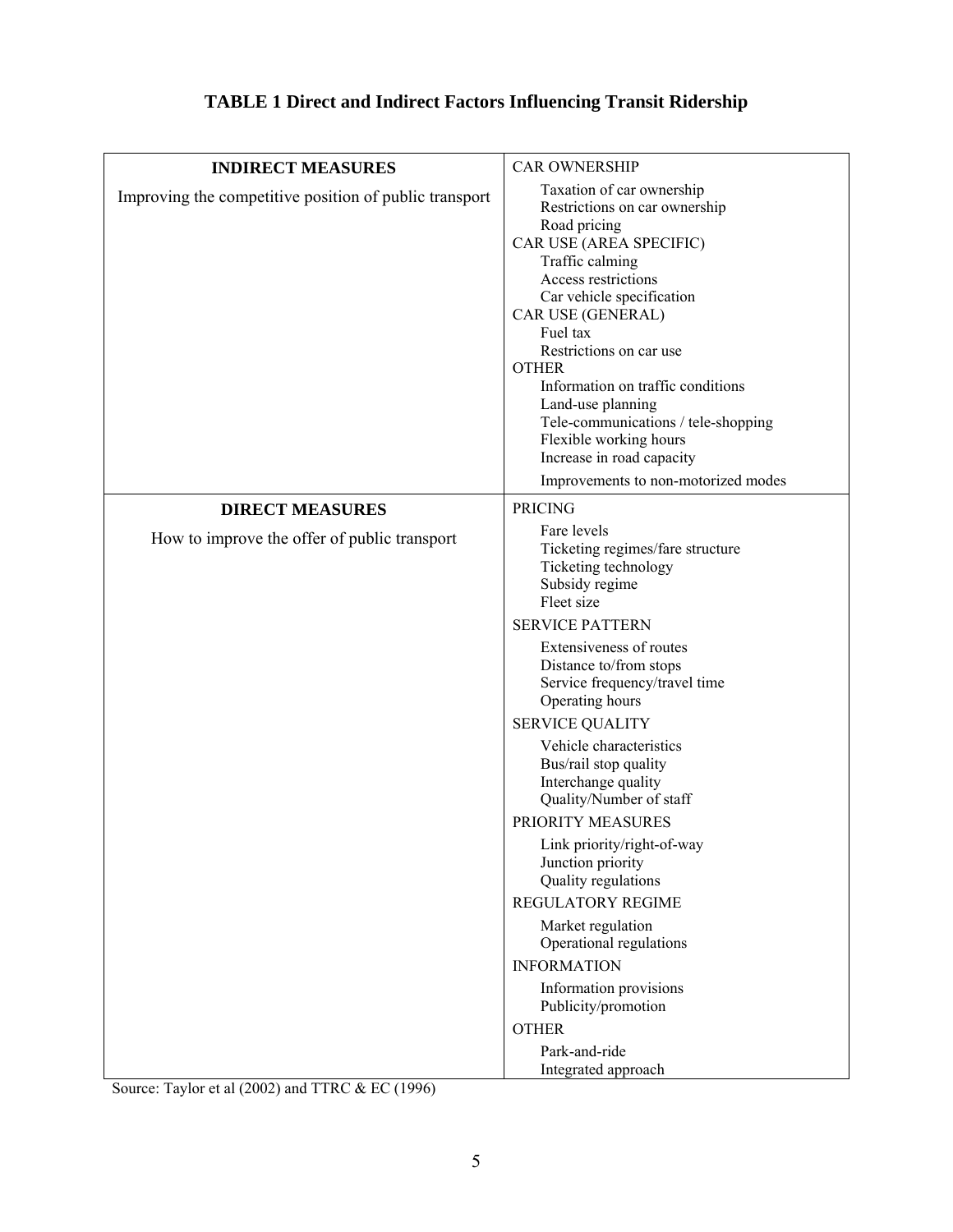**TABLE 1 Direct and Indirect Factors Influencing Transit Ridership**

| | |
|---|---|
| **INDIRECT MEASURES**<br>Improving the competitive position of public transport | CAR OWNERSHIP<br>Taxation of car ownership<br>Restrictions on car ownership<br>Road pricing<br>CAR USE (AREA SPECIFIC)<br>Traffic calming<br>Access restrictions<br>Car vehicle specification<br>CAR USE (GENERAL)<br>Fuel tax<br>Restrictions on car use<br>OTHER<br>Information on traffic conditions<br>Land-use planning<br>Tele-communications / tele-shopping<br>Flexible working hours<br>Increase in road capacity<br>Improvements to non-motorized modes |
| **DIRECT MEASURES**<br>How to improve the offer of public transport | PRICING<br>Fare levels<br>Ticketing regimes/fare structure<br>Ticketing technology<br>Subsidy regime<br>Fleet size<br>SERVICE PATTERN<br>Extensiveness of routes<br>Distance to/from stops<br>Service frequency/travel time<br>Operating hours<br>SERVICE QUALITY<br>Vehicle characteristics<br>Bus/rail stop quality<br>Interchange quality<br>Quality/Number of staff<br>PRIORITY MEASURES<br>Link priority/right-of-way<br>Junction priority<br>Quality regulations<br>REGULATORY REGIME<br>Market regulation<br>Operational regulations<br>INFORMATION<br>Information provisions<br>Publicity/promotion<br>OTHER<br>Park-and-ride<br>Integrated approach |

Source: Taylor et al (2002) and TTRC & EC (1996)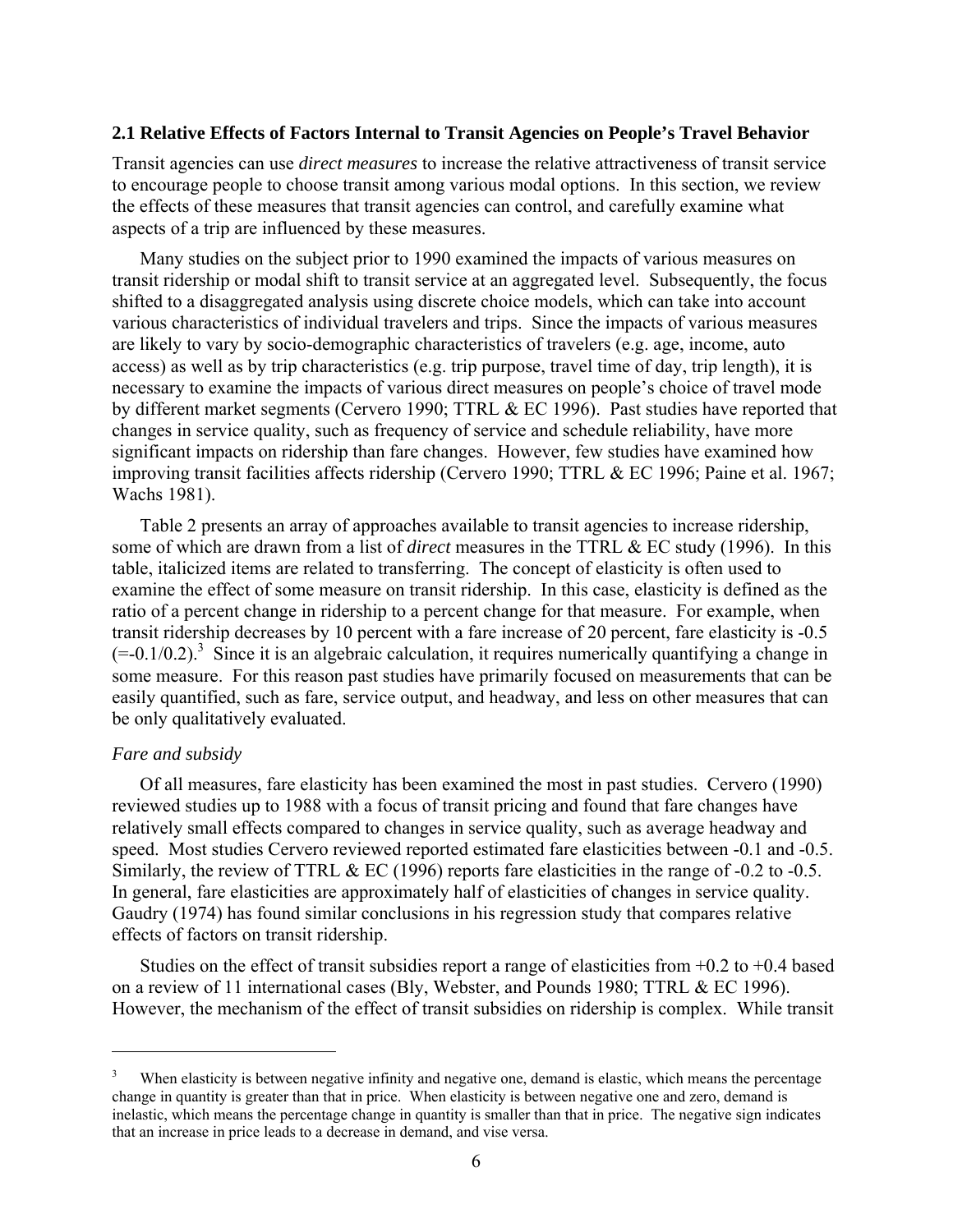### 2.1 Relative Effects of Factors Internal to Transit Agencies on People's Travel Behavior

Transit agencies can use *direct measures* to increase the relative attractiveness of transit service to encourage people to choose transit among various modal options. In this section, we review the effects of these measures that transit agencies can control, and carefully examine what aspects of a trip are influenced by these measures.

Many studies on the subject prior to 1990 examined the impacts of various measures on transit ridership or modal shift to transit service at an aggregated level. Subsequently, the focus shifted to a disaggregated analysis using discrete choice models, which can take into account various characteristics of individual travelers and trips. Since the impacts of various measures are likely to vary by socio-demographic characteristics of travelers (e.g. age, income, auto access) as well as by trip characteristics (e.g. trip purpose, travel time of day, trip length), it is necessary to examine the impacts of various direct measures on people's choice of travel mode by different market segments (Cervero 1990; TTRL & EC 1996). Past studies have reported that changes in service quality, such as frequency of service and schedule reliability, have more significant impacts on ridership than fare changes. However, few studies have examined how improving transit facilities affects ridership (Cervero 1990; TTRL & EC 1996; Paine et al. 1967; Wachs 1981).

Table 2 presents an array of approaches available to transit agencies to increase ridership, some of which are drawn from a list of *direct* measures in the TTRL & EC study (1996). In this table, italicized items are related to transferring. The concept of elasticity is often used to examine the effect of some measure on transit ridership. In this case, elasticity is defined as the ratio of a percent change in ridership to a percent change for that measure. For example, when transit ridership decreases by 10 percent with a fare increase of 20 percent, fare elasticity is -0.5 (=-0.1/0.2).[3] Since it is an algebraic calculation, it requires numerically quantifying a change in some measure. For this reason past studies have primarily focused on measurements that can be easily quantified, such as fare, service output, and headway, and less on other measures that can be only qualitatively evaluated.

*Fare and subsidy*

Of all measures, fare elasticity has been examined the most in past studies. Cervero (1990) reviewed studies up to 1988 with a focus of transit pricing and found that fare changes have relatively small effects compared to changes in service quality, such as average headway and speed. Most studies Cervero reviewed reported estimated fare elasticities between -0.1 and -0.5. Similarly, the review of TTRL & EC (1996) reports fare elasticities in the range of -0.2 to -0.5. In general, fare elasticities are approximately half of elasticities of changes in service quality. Gaudry (1974) has found similar conclusions in his regression study that compares relative effects of factors on transit ridership.

Studies on the effect of transit subsidies report a range of elasticities from +0.2 to +0.4 based on a review of 11 international cases (Bly, Webster, and Pounds 1980; TTRL & EC 1996). However, the mechanism of the effect of transit subsidies on ridership is complex. While transit

---

[3] When elasticity is between negative infinity and negative one, demand is elastic, which means the percentage change in quantity is greater than that in price. When elasticity is between negative one and zero, demand is inelastic, which means the percentage change in quantity is smaller than that in price. The negative sign indicates that an increase in price leads to a decrease in demand, and vise versa.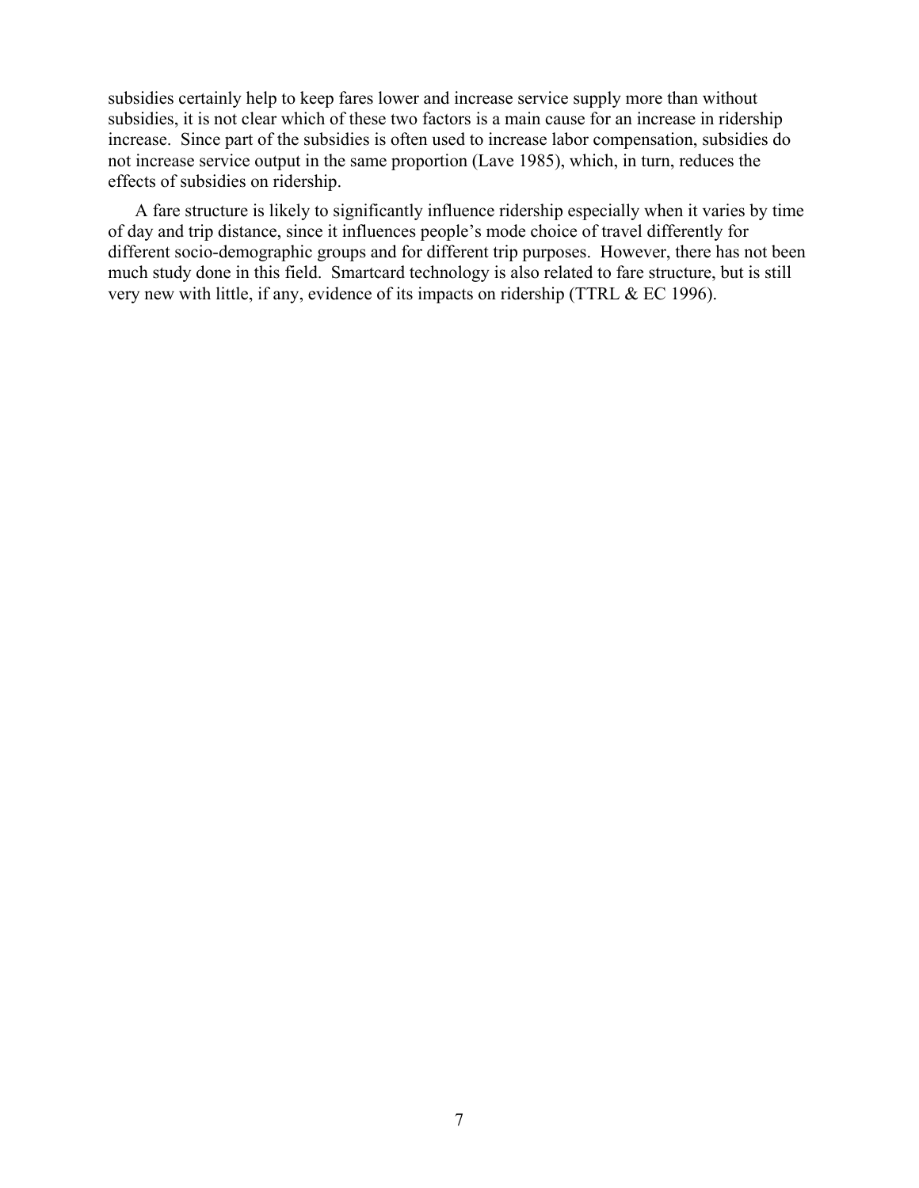subsidies certainly help to keep fares lower and increase service supply more than without subsidies, it is not clear which of these two factors is a main cause for an increase in ridership increase. Since part of the subsidies is often used to increase labor compensation, subsidies do not increase service output in the same proportion (Lave 1985), which, in turn, reduces the effects of subsidies on ridership.

A fare structure is likely to significantly influence ridership especially when it varies by time of day and trip distance, since it influences people's mode choice of travel differently for different socio-demographic groups and for different trip purposes. However, there has not been much study done in this field. Smartcard technology is also related to fare structure, but is still very new with little, if any, evidence of its impacts on ridership (TTRL & EC 1996).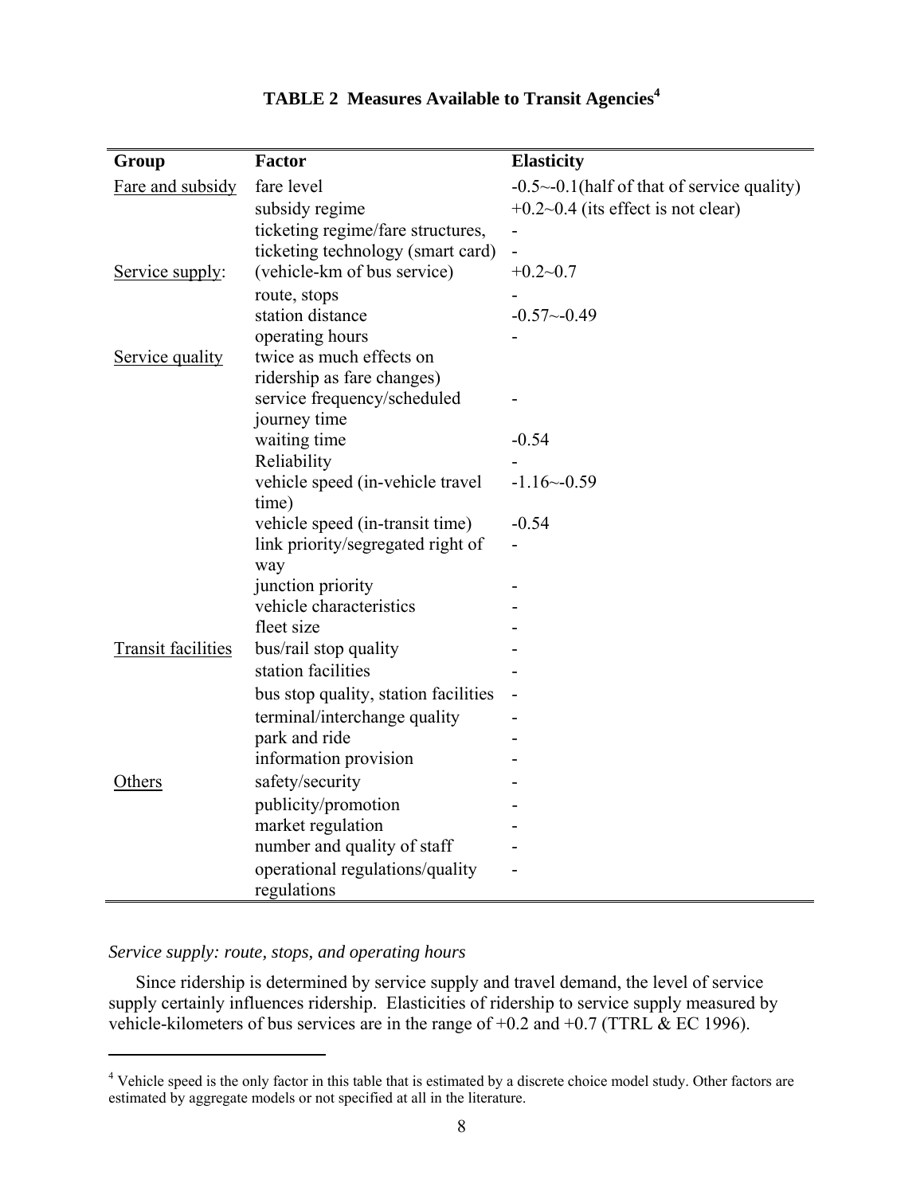**TABLE 2 Measures Available to Transit Agencies[4]**

| Group | Factor | Elasticity |
|---|---|---|
| Fare and subsidy | fare level | -0.5~-0.1(half of that of service quality) |
| | subsidy regime | +0.2~0.4 (its effect is not clear) |
| | ticketing regime/fare structures, | - |
| | ticketing technology (smart card) | - |
| Service supply: | (vehicle-km of bus service) | +0.2~0.7 |
| | route, stops | - |
| | station distance | -0.57~-0.49 |
| | operating hours | - |
| Service quality | twice as much effects on ridership as fare changes) | |
| | service frequency/scheduled journey time | - |
| | waiting time | -0.54 |
| | Reliability | - |
| | vehicle speed (in-vehicle travel time) | -1.16~-0.59 |
| | vehicle speed (in-transit time) | -0.54 |
| | link priority/segregated right of way | - |
| | junction priority | - |
| | vehicle characteristics | - |
| | fleet size | - |
| Transit facilities | bus/rail stop quality | - |
| | station facilities | - |
| | bus stop quality, station facilities | - |
| | terminal/interchange quality | - |
| | park and ride | - |
| | information provision | - |
| Others | safety/security | - |
| | publicity/promotion | - |
| | market regulation | - |
| | number and quality of staff | - |
| | operational regulations/quality regulations | - |

*Service supply: route, stops, and operating hours*

Since ridership is determined by service supply and travel demand, the level of service supply certainly influences ridership. Elasticities of ridership to service supply measured by vehicle-kilometers of bus services are in the range of +0.2 and +0.7 (TTRL & EC 1996).

[4] Vehicle speed is the only factor in this table that is estimated by a discrete choice model study. Other factors are estimated by aggregate models or not specified at all in the literature.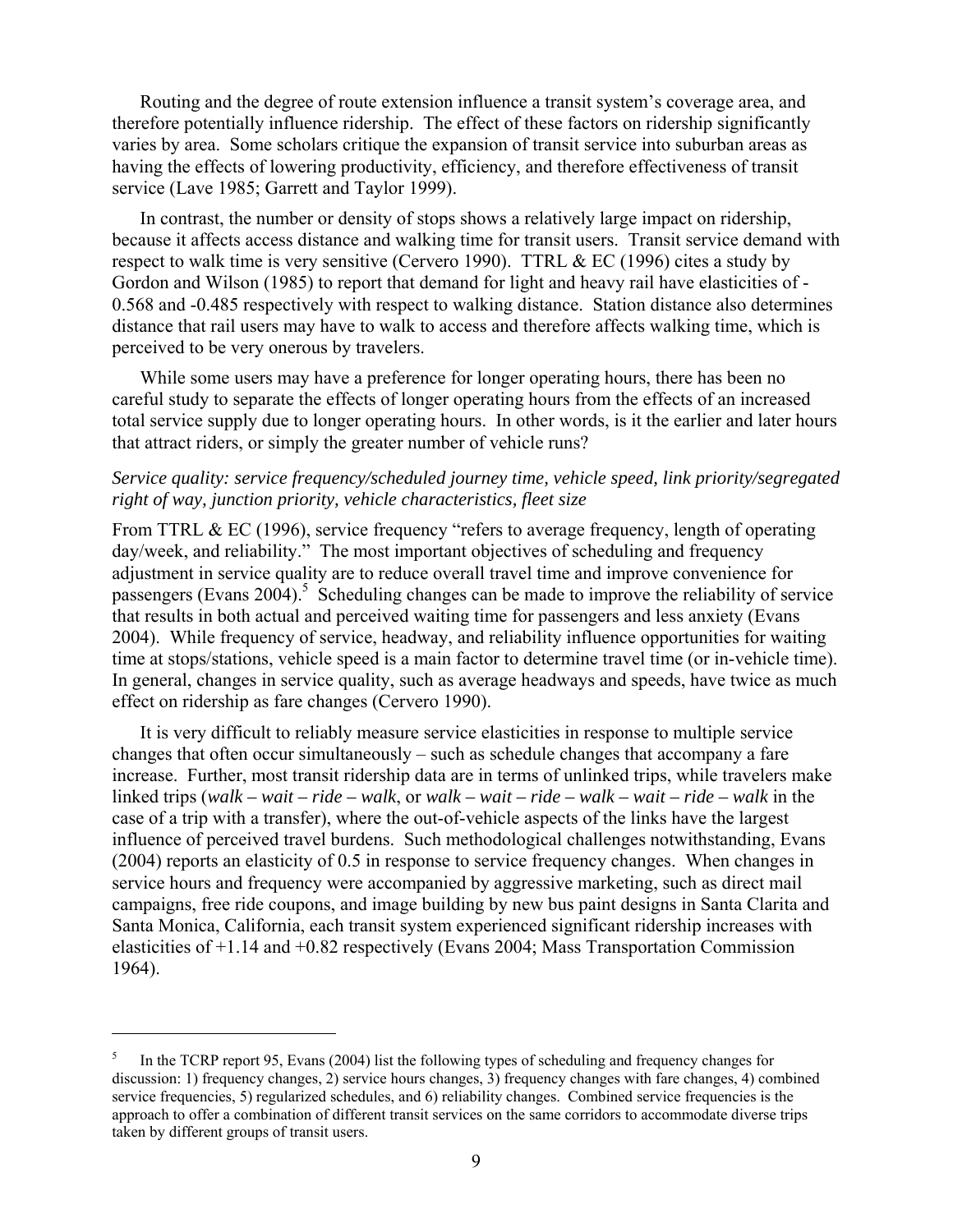Routing and the degree of route extension influence a transit system's coverage area, and therefore potentially influence ridership. The effect of these factors on ridership significantly varies by area. Some scholars critique the expansion of transit service into suburban areas as having the effects of lowering productivity, efficiency, and therefore effectiveness of transit service (Lave 1985; Garrett and Taylor 1999).

In contrast, the number or density of stops shows a relatively large impact on ridership, because it affects access distance and walking time for transit users. Transit service demand with respect to walk time is very sensitive (Cervero 1990). TTRL & EC (1996) cites a study by Gordon and Wilson (1985) to report that demand for light and heavy rail have elasticities of -0.568 and -0.485 respectively with respect to walking distance. Station distance also determines distance that rail users may have to walk to access and therefore affects walking time, which is perceived to be very onerous by travelers.

While some users may have a preference for longer operating hours, there has been no careful study to separate the effects of longer operating hours from the effects of an increased total service supply due to longer operating hours. In other words, is it the earlier and later hours that attract riders, or simply the greater number of vehicle runs?

*Service quality: service frequency/scheduled journey time, vehicle speed, link priority/segregated right of way, junction priority, vehicle characteristics, fleet size*

From TTRL & EC (1996), service frequency "refers to average frequency, length of operating day/week, and reliability." The most important objectives of scheduling and frequency adjustment in service quality are to reduce overall travel time and improve convenience for passengers (Evans 2004).[5] Scheduling changes can be made to improve the reliability of service that results in both actual and perceived waiting time for passengers and less anxiety (Evans 2004). While frequency of service, headway, and reliability influence opportunities for waiting time at stops/stations, vehicle speed is a main factor to determine travel time (or in-vehicle time). In general, changes in service quality, such as average headways and speeds, have twice as much effect on ridership as fare changes (Cervero 1990).

It is very difficult to reliably measure service elasticities in response to multiple service changes that often occur simultaneously – such as schedule changes that accompany a fare increase. Further, most transit ridership data are in terms of unlinked trips, while travelers make linked trips (*walk – wait – ride – walk*, or *walk – wait – ride – walk – wait – ride – walk* in the case of a trip with a transfer), where the out-of-vehicle aspects of the links have the largest influence of perceived travel burdens. Such methodological challenges notwithstanding, Evans (2004) reports an elasticity of 0.5 in response to service frequency changes. When changes in service hours and frequency were accompanied by aggressive marketing, such as direct mail campaigns, free ride coupons, and image building by new bus paint designs in Santa Clarita and Santa Monica, California, each transit system experienced significant ridership increases with elasticities of +1.14 and +0.82 respectively (Evans 2004; Mass Transportation Commission 1964).

---

[5] In the TCRP report 95, Evans (2004) list the following types of scheduling and frequency changes for discussion: 1) frequency changes, 2) service hours changes, 3) frequency changes with fare changes, 4) combined service frequencies, 5) regularized schedules, and 6) reliability changes. Combined service frequencies is the approach to offer a combination of different transit services on the same corridors to accommodate diverse trips taken by different groups of transit users.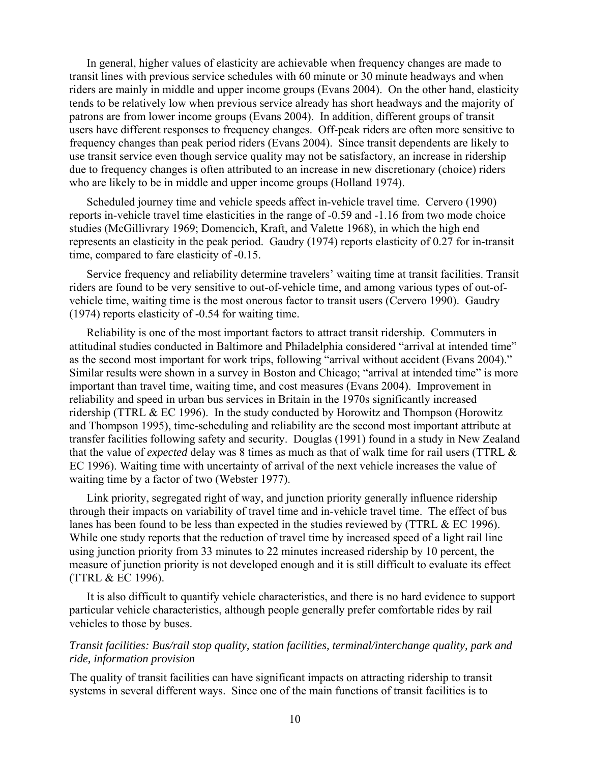In general, higher values of elasticity are achievable when frequency changes are made to transit lines with previous service schedules with 60 minute or 30 minute headways and when riders are mainly in middle and upper income groups (Evans 2004). On the other hand, elasticity tends to be relatively low when previous service already has short headways and the majority of patrons are from lower income groups (Evans 2004). In addition, different groups of transit users have different responses to frequency changes. Off-peak riders are often more sensitive to frequency changes than peak period riders (Evans 2004). Since transit dependents are likely to use transit service even though service quality may not be satisfactory, an increase in ridership due to frequency changes is often attributed to an increase in new discretionary (choice) riders who are likely to be in middle and upper income groups (Holland 1974).

Scheduled journey time and vehicle speeds affect in-vehicle travel time. Cervero (1990) reports in-vehicle travel time elasticities in the range of -0.59 and -1.16 from two mode choice studies (McGillivrary 1969; Domencich, Kraft, and Valette 1968), in which the high end represents an elasticity in the peak period. Gaudry (1974) reports elasticity of 0.27 for in-transit time, compared to fare elasticity of -0.15.

Service frequency and reliability determine travelers' waiting time at transit facilities. Transit riders are found to be very sensitive to out-of-vehicle time, and among various types of out-of-vehicle time, waiting time is the most onerous factor to transit users (Cervero 1990). Gaudry (1974) reports elasticity of -0.54 for waiting time.

Reliability is one of the most important factors to attract transit ridership. Commuters in attitudinal studies conducted in Baltimore and Philadelphia considered "arrival at intended time" as the second most important for work trips, following "arrival without accident (Evans 2004)." Similar results were shown in a survey in Boston and Chicago; "arrival at intended time" is more important than travel time, waiting time, and cost measures (Evans 2004). Improvement in reliability and speed in urban bus services in Britain in the 1970s significantly increased ridership (TTRL & EC 1996). In the study conducted by Horowitz and Thompson (Horowitz and Thompson 1995), time-scheduling and reliability are the second most important attribute at transfer facilities following safety and security. Douglas (1991) found in a study in New Zealand that the value of *expected* delay was 8 times as much as that of walk time for rail users (TTRL & EC 1996). Waiting time with uncertainty of arrival of the next vehicle increases the value of waiting time by a factor of two (Webster 1977).

Link priority, segregated right of way, and junction priority generally influence ridership through their impacts on variability of travel time and in-vehicle travel time. The effect of bus lanes has been found to be less than expected in the studies reviewed by (TTRL & EC 1996). While one study reports that the reduction of travel time by increased speed of a light rail line using junction priority from 33 minutes to 22 minutes increased ridership by 10 percent, the measure of junction priority is not developed enough and it is still difficult to evaluate its effect (TTRL & EC 1996).

It is also difficult to quantify vehicle characteristics, and there is no hard evidence to support particular vehicle characteristics, although people generally prefer comfortable rides by rail vehicles to those by buses.

*Transit facilities: Bus/rail stop quality, station facilities, terminal/interchange quality, park and ride, information provision*

The quality of transit facilities can have significant impacts on attracting ridership to transit systems in several different ways. Since one of the main functions of transit facilities is to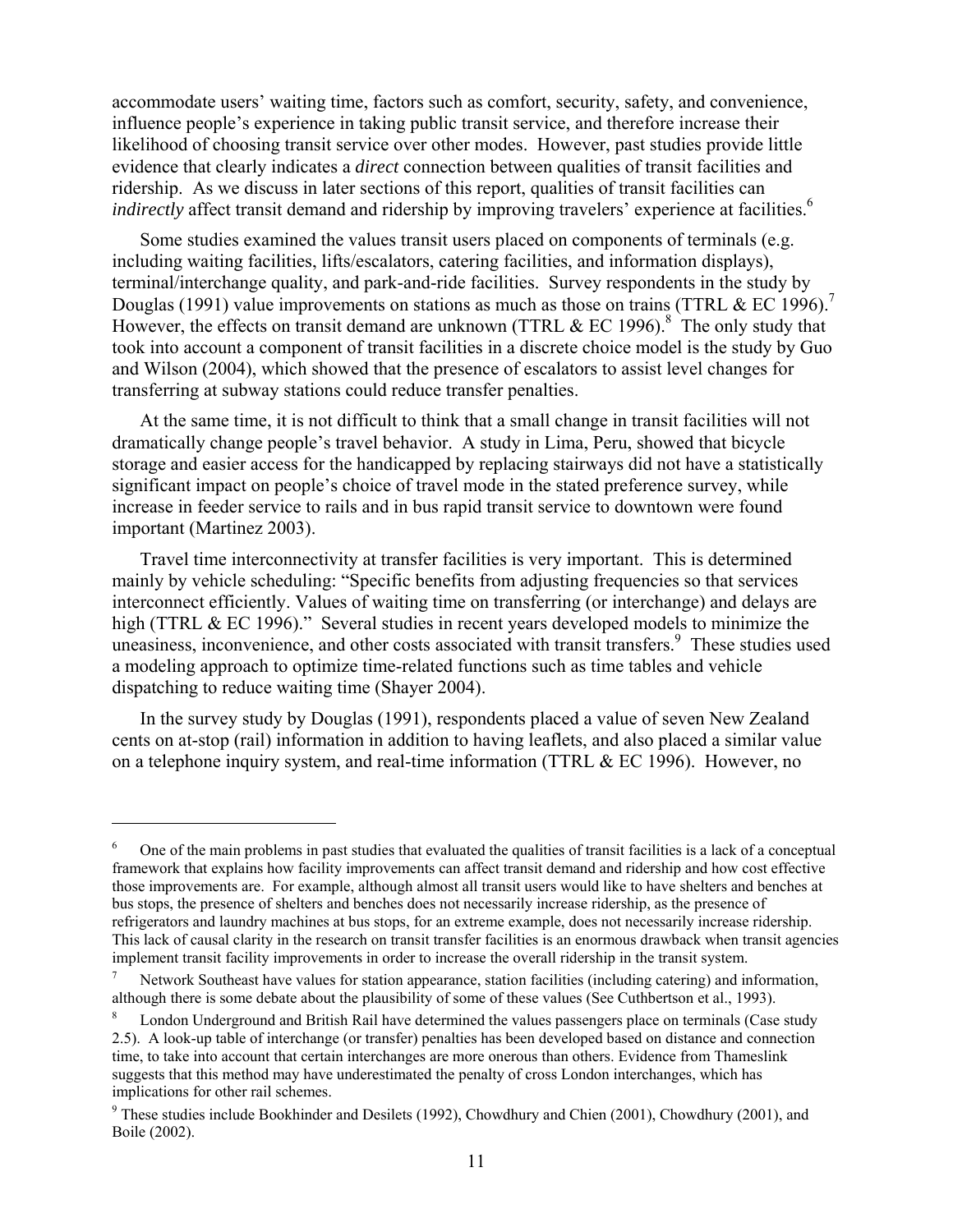accommodate users' waiting time, factors such as comfort, security, safety, and convenience, influence people's experience in taking public transit service, and therefore increase their likelihood of choosing transit service over other modes. However, past studies provide little evidence that clearly indicates a *direct* connection between qualities of transit facilities and ridership. As we discuss in later sections of this report, qualities of transit facilities can *indirectly* affect transit demand and ridership by improving travelers' experience at facilities.[6]

Some studies examined the values transit users placed on components of terminals (e.g. including waiting facilities, lifts/escalators, catering facilities, and information displays), terminal/interchange quality, and park-and-ride facilities. Survey respondents in the study by Douglas (1991) value improvements on stations as much as those on trains (TTRL & EC 1996).[7] However, the effects on transit demand are unknown (TTRL & EC 1996).[8] The only study that took into account a component of transit facilities in a discrete choice model is the study by Guo and Wilson (2004), which showed that the presence of escalators to assist level changes for transferring at subway stations could reduce transfer penalties.

At the same time, it is not difficult to think that a small change in transit facilities will not dramatically change people's travel behavior. A study in Lima, Peru, showed that bicycle storage and easier access for the handicapped by replacing stairways did not have a statistically significant impact on people's choice of travel mode in the stated preference survey, while increase in feeder service to rails and in bus rapid transit service to downtown were found important (Martinez 2003).

Travel time interconnectivity at transfer facilities is very important. This is determined mainly by vehicle scheduling: "Specific benefits from adjusting frequencies so that services interconnect efficiently. Values of waiting time on transferring (or interchange) and delays are high (TTRL & EC 1996)." Several studies in recent years developed models to minimize the uneasiness, inconvenience, and other costs associated with transit transfers.[9] These studies used a modeling approach to optimize time-related functions such as time tables and vehicle dispatching to reduce waiting time (Shayer 2004).

In the survey study by Douglas (1991), respondents placed a value of seven New Zealand cents on at-stop (rail) information in addition to having leaflets, and also placed a similar value on a telephone inquiry system, and real-time information (TTRL & EC 1996). However, no

---

[6] One of the main problems in past studies that evaluated the qualities of transit facilities is a lack of a conceptual framework that explains how facility improvements can affect transit demand and ridership and how cost effective those improvements are. For example, although almost all transit users would like to have shelters and benches at bus stops, the presence of shelters and benches does not necessarily increase ridership, as the presence of refrigerators and laundry machines at bus stops, for an extreme example, does not necessarily increase ridership. This lack of causal clarity in the research on transit transfer facilities is an enormous drawback when transit agencies implement transit facility improvements in order to increase the overall ridership in the transit system.

[7] Network Southeast have values for station appearance, station facilities (including catering) and information, although there is some debate about the plausibility of some of these values (See Cuthbertson et al., 1993).

[8] London Underground and British Rail have determined the values passengers place on terminals (Case study 2.5). A look-up table of interchange (or transfer) penalties has been developed based on distance and connection time, to take into account that certain interchanges are more onerous than others. Evidence from Thameslink suggests that this method may have underestimated the penalty of cross London interchanges, which has implications for other rail schemes.

[9] These studies include Bookhinder and Desilets (1992), Chowdhury and Chien (2001), Chowdhury (2001), and Boile (2002).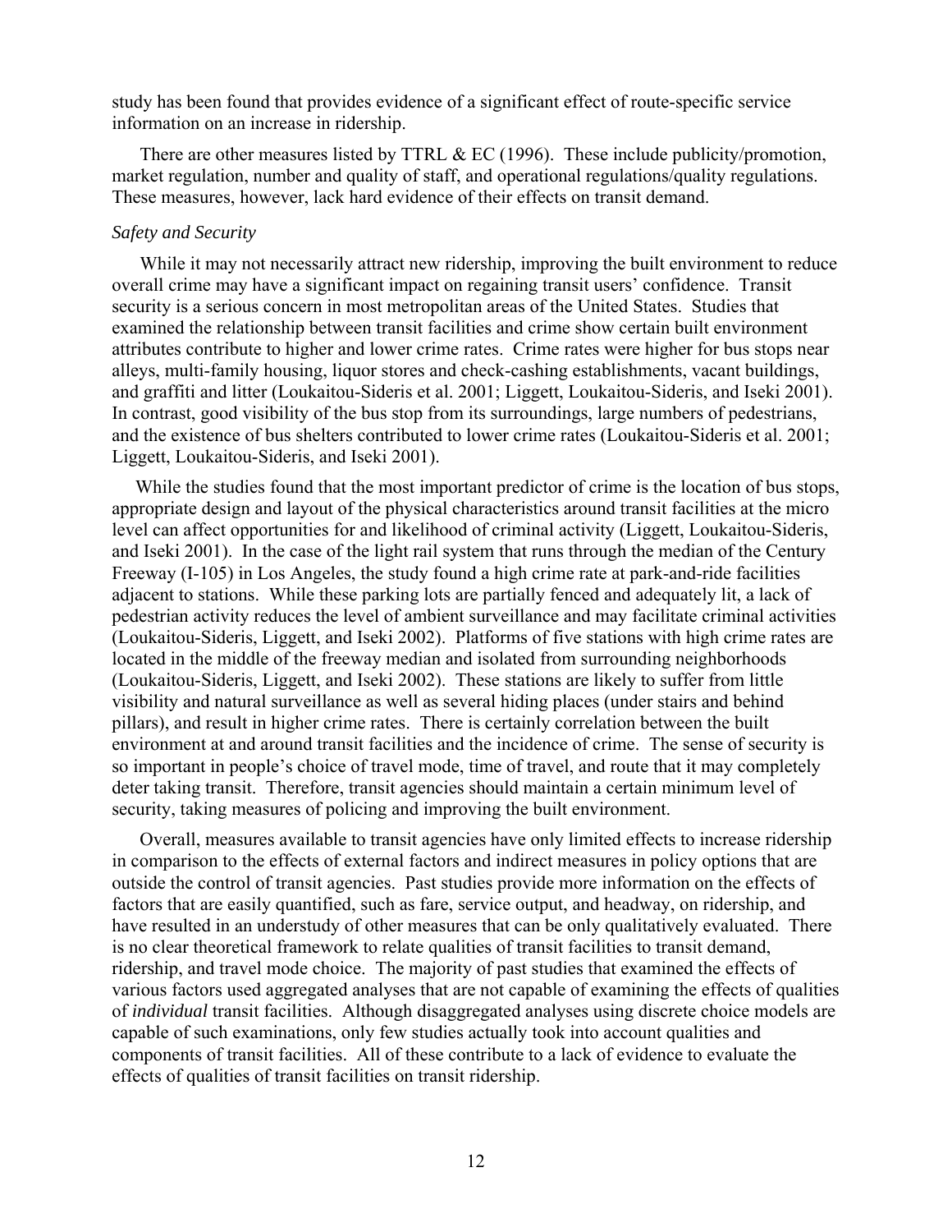study has been found that provides evidence of a significant effect of route-specific service information on an increase in ridership.

There are other measures listed by TTRL & EC (1996). These include publicity/promotion, market regulation, number and quality of staff, and operational regulations/quality regulations. These measures, however, lack hard evidence of their effects on transit demand.

*Safety and Security*

While it may not necessarily attract new ridership, improving the built environment to reduce overall crime may have a significant impact on regaining transit users' confidence. Transit security is a serious concern in most metropolitan areas of the United States. Studies that examined the relationship between transit facilities and crime show certain built environment attributes contribute to higher and lower crime rates. Crime rates were higher for bus stops near alleys, multi-family housing, liquor stores and check-cashing establishments, vacant buildings, and graffiti and litter (Loukaitou-Sideris et al. 2001; Liggett, Loukaitou-Sideris, and Iseki 2001). In contrast, good visibility of the bus stop from its surroundings, large numbers of pedestrians, and the existence of bus shelters contributed to lower crime rates (Loukaitou-Sideris et al. 2001; Liggett, Loukaitou-Sideris, and Iseki 2001).

While the studies found that the most important predictor of crime is the location of bus stops, appropriate design and layout of the physical characteristics around transit facilities at the micro level can affect opportunities for and likelihood of criminal activity (Liggett, Loukaitou-Sideris, and Iseki 2001). In the case of the light rail system that runs through the median of the Century Freeway (I-105) in Los Angeles, the study found a high crime rate at park-and-ride facilities adjacent to stations. While these parking lots are partially fenced and adequately lit, a lack of pedestrian activity reduces the level of ambient surveillance and may facilitate criminal activities (Loukaitou-Sideris, Liggett, and Iseki 2002). Platforms of five stations with high crime rates are located in the middle of the freeway median and isolated from surrounding neighborhoods (Loukaitou-Sideris, Liggett, and Iseki 2002). These stations are likely to suffer from little visibility and natural surveillance as well as several hiding places (under stairs and behind pillars), and result in higher crime rates. There is certainly correlation between the built environment at and around transit facilities and the incidence of crime. The sense of security is so important in people's choice of travel mode, time of travel, and route that it may completely deter taking transit. Therefore, transit agencies should maintain a certain minimum level of security, taking measures of policing and improving the built environment.

Overall, measures available to transit agencies have only limited effects to increase ridership in comparison to the effects of external factors and indirect measures in policy options that are outside the control of transit agencies. Past studies provide more information on the effects of factors that are easily quantified, such as fare, service output, and headway, on ridership, and have resulted in an understudy of other measures that can be only qualitatively evaluated. There is no clear theoretical framework to relate qualities of transit facilities to transit demand, ridership, and travel mode choice. The majority of past studies that examined the effects of various factors used aggregated analyses that are not capable of examining the effects of qualities of *individual* transit facilities. Although disaggregated analyses using discrete choice models are capable of such examinations, only few studies actually took into account qualities and components of transit facilities. All of these contribute to a lack of evidence to evaluate the effects of qualities of transit facilities on transit ridership.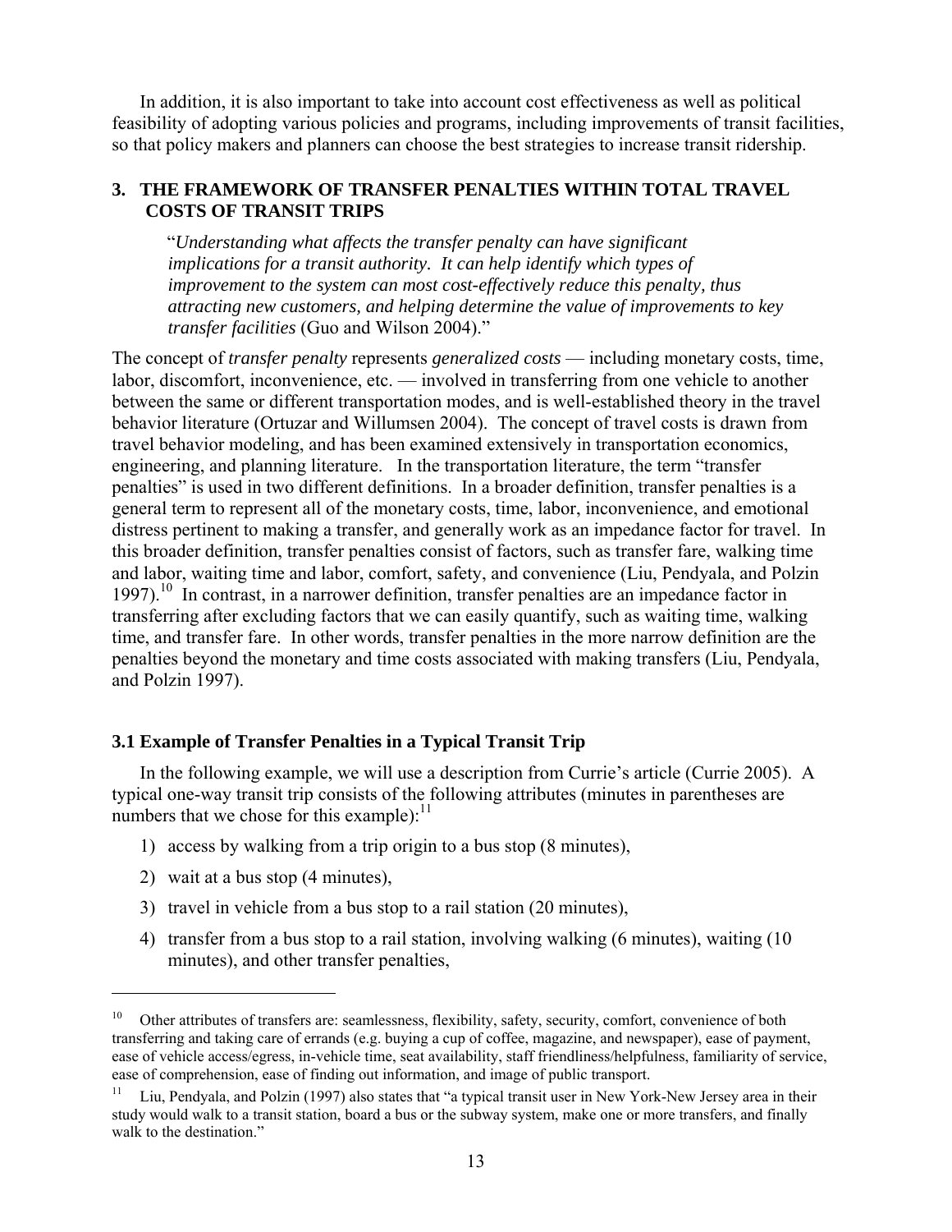In addition, it is also important to take into account cost effectiveness as well as political feasibility of adopting various policies and programs, including improvements of transit facilities, so that policy makers and planners can choose the best strategies to increase transit ridership.

## 3. THE FRAMEWORK OF TRANSFER PENALTIES WITHIN TOTAL TRAVEL COSTS OF TRANSIT TRIPS

> "*Understanding what affects the transfer penalty can have significant implications for a transit authority. It can help identify which types of improvement to the system can most cost-effectively reduce this penalty, thus attracting new customers, and helping determine the value of improvements to key transfer facilities* (Guo and Wilson 2004)."

The concept of *transfer penalty* represents *generalized costs* — including monetary costs, time, labor, discomfort, inconvenience, etc. — involved in transferring from one vehicle to another between the same or different transportation modes, and is well-established theory in the travel behavior literature (Ortuzar and Willumsen 2004). The concept of travel costs is drawn from travel behavior modeling, and has been examined extensively in transportation economics, engineering, and planning literature. In the transportation literature, the term "transfer penalties" is used in two different definitions. In a broader definition, transfer penalties is a general term to represent all of the monetary costs, time, labor, inconvenience, and emotional distress pertinent to making a transfer, and generally work as an impedance factor for travel. In this broader definition, transfer penalties consist of factors, such as transfer fare, walking time and labor, waiting time and labor, comfort, safety, and convenience (Liu, Pendyala, and Polzin 1997).[10] In contrast, in a narrower definition, transfer penalties are an impedance factor in transferring after excluding factors that we can easily quantify, such as waiting time, walking time, and transfer fare. In other words, transfer penalties in the more narrow definition are the penalties beyond the monetary and time costs associated with making transfers (Liu, Pendyala, and Polzin 1997).

### 3.1 Example of Transfer Penalties in a Typical Transit Trip

In the following example, we will use a description from Currie's article (Currie 2005). A typical one-way transit trip consists of the following attributes (minutes in parentheses are numbers that we chose for this example):[11]

1) access by walking from a trip origin to a bus stop (8 minutes),
2) wait at a bus stop (4 minutes),
3) travel in vehicle from a bus stop to a rail station (20 minutes),
4) transfer from a bus stop to a rail station, involving walking (6 minutes), waiting (10 minutes), and other transfer penalties,

---

[10] Other attributes of transfers are: seamlessness, flexibility, safety, security, comfort, convenience of both transferring and taking care of errands (e.g. buying a cup of coffee, magazine, and newspaper), ease of payment, ease of vehicle access/egress, in-vehicle time, seat availability, staff friendliness/helpfulness, familiarity of service, ease of comprehension, ease of finding out information, and image of public transport.

[11] Liu, Pendyala, and Polzin (1997) also states that "a typical transit user in New York-New Jersey area in their study would walk to a transit station, board a bus or the subway system, make one or more transfers, and finally walk to the destination."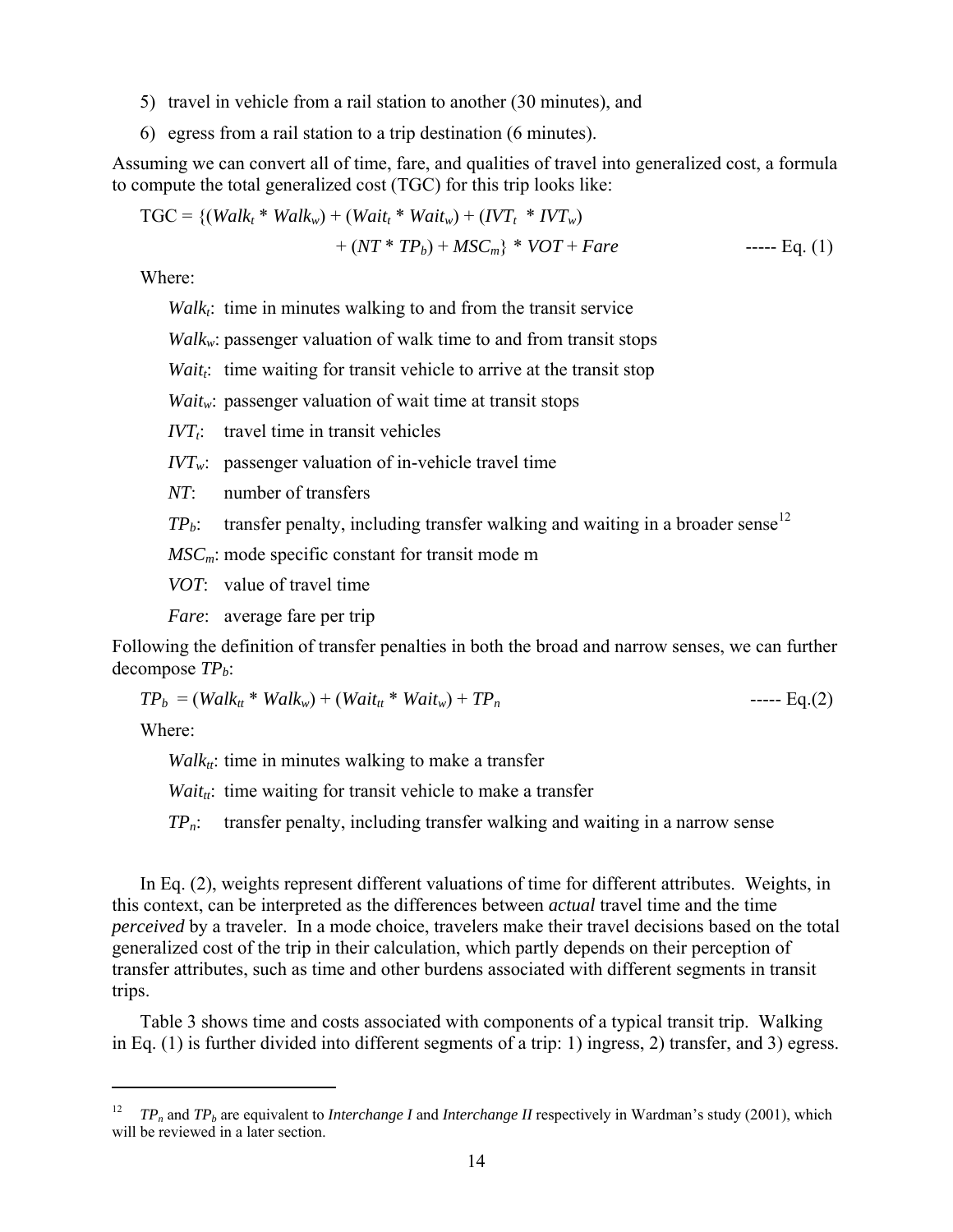5) travel in vehicle from a rail station to another (30 minutes), and

6) egress from a rail station to a trip destination (6 minutes).

Assuming we can convert all of time, fare, and qualities of travel into generalized cost, a formula to compute the total generalized cost (TGC) for this trip looks like:

$$\text{TGC} = \{(Walk_t * Walk_w) + (Wait_t * Wait_w) + (IVT_t * IVT_w) + (NT * TP_b) + MSC_m\} * VOT + Fare \qquad \text{----- Eq. (1)}$$

Where:

- $Walk_t$: time in minutes walking to and from the transit service
- $Walk_w$: passenger valuation of walk time to and from transit stops
- $Wait_t$: time waiting for transit vehicle to arrive at the transit stop
- $Wait_w$: passenger valuation of wait time at transit stops
- $IVT_t$: travel time in transit vehicles
- $IVT_w$: passenger valuation of in-vehicle travel time
- $NT$: number of transfers
- $TP_b$: transfer penalty, including transfer walking and waiting in a broader sense[12]
- $MSC_m$: mode specific constant for transit mode m
- $VOT$: value of travel time
- $Fare$: average fare per trip

Following the definition of transfer penalties in both the broad and narrow senses, we can further decompose $TP_b$:

$$TP_b = (Walk_{tt} * Walk_w) + (Wait_{tt} * Wait_w) + TP_n \qquad \text{----- Eq.(2)}$$

Where:

- $Walk_{tt}$: time in minutes walking to make a transfer
- $Wait_{tt}$: time waiting for transit vehicle to make a transfer
- $TP_n$: transfer penalty, including transfer walking and waiting in a narrow sense

In Eq. (2), weights represent different valuations of time for different attributes. Weights, in this context, can be interpreted as the differences between *actual* travel time and the time *perceived* by a traveler. In a mode choice, travelers make their travel decisions based on the total generalized cost of the trip in their calculation, which partly depends on their perception of transfer attributes, such as time and other burdens associated with different segments in transit trips.

Table 3 shows time and costs associated with components of a typical transit trip. Walking in Eq. (1) is further divided into different segments of a trip: 1) ingress, 2) transfer, and 3) egress.

---

[12] $TP_n$ and $TP_b$ are equivalent to *Interchange I* and *Interchange II* respectively in Wardman's study (2001), which will be reviewed in a later section.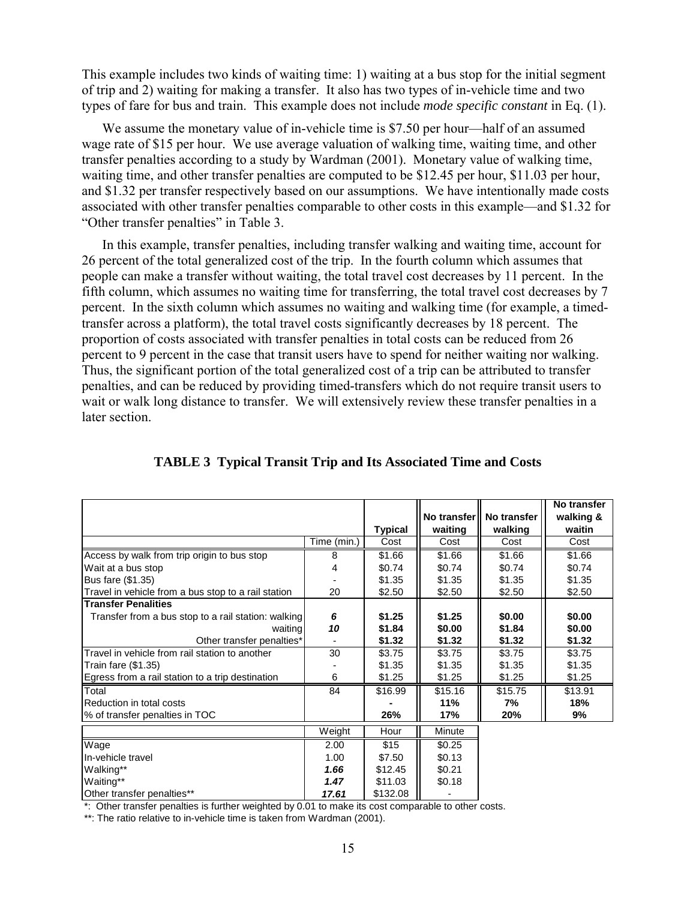This example includes two kinds of waiting time: 1) waiting at a bus stop for the initial segment of trip and 2) waiting for making a transfer. It also has two types of in-vehicle time and two types of fare for bus and train. This example does not include *mode specific constant* in Eq. (1).

We assume the monetary value of in-vehicle time is $7.50 per hour—half of an assumed wage rate of $15 per hour. We use average valuation of walking time, waiting time, and other transfer penalties according to a study by Wardman (2001). Monetary value of walking time, waiting time, and other transfer penalties are computed to be $12.45 per hour, $11.03 per hour, and $1.32 per transfer respectively based on our assumptions. We have intentionally made costs associated with other transfer penalties comparable to other costs in this example—and $1.32 for "Other transfer penalties" in Table 3.

In this example, transfer penalties, including transfer walking and waiting time, account for 26 percent of the total generalized cost of the trip. In the fourth column which assumes that people can make a transfer without waiting, the total travel cost decreases by 11 percent. In the fifth column, which assumes no waiting time for transferring, the total travel cost decreases by 7 percent. In the sixth column which assumes no waiting and walking time (for example, a timed-transfer across a platform), the total travel costs significantly decreases by 18 percent. The proportion of costs associated with transfer penalties in total costs can be reduced from 26 percent to 9 percent in the case that transit users have to spend for neither waiting nor walking. Thus, the significant portion of the total generalized cost of a trip can be attributed to transfer penalties, and can be reduced by providing timed-transfers which do not require transit users to wait or walk long distance to transfer. We will extensively review these transfer penalties in a later section.

**TABLE 3 Typical Transit Trip and Its Associated Time and Costs**

| | | **Typical** | **No transfer waiting** | **No transfer walking** | **No transfer walking & waitin** |
|---|---|---|---|---|---|
| | Time (min.) | Cost | Cost | Cost | Cost |
| Access by walk from trip origin to bus stop | 8 | $1.66 | $1.66 | $1.66 | $1.66 |
| Wait at a bus stop | 4 | $0.74 | $0.74 | $0.74 | $0.74 |
| Bus fare ($1.35) | - | $1.35 | $1.35 | $1.35 | $1.35 |
| Travel in vehicle from a bus stop to a rail station | 20 | $2.50 | $2.50 | $2.50 | $2.50 |
| **Transfer Penalities** | | | | | |
| Transfer from a bus stop to a rail station: walking | ***6*** | **$1.25** | **$1.25** | **$0.00** | **$0.00** |
| waiting | ***10*** | **$1.84** | **$0.00** | **$1.84** | **$0.00** |
| Other transfer penalties* | - | **$1.32** | **$1.32** | **$1.32** | **$1.32** |
| Travel in vehicle from rail station to another | 30 | $3.75 | $3.75 | $3.75 | $3.75 |
| Train fare ($1.35) | - | $1.35 | $1.35 | $1.35 | $1.35 |
| Egress from a rail station to a trip destination | 6 | $1.25 | $1.25 | $1.25 | $1.25 |
| Total | 84 | $16.99 | $15.16 | $15.75 | $13.91 |
| Reduction in total costs | | **-** | **11%** | **7%** | **18%** |
| % of transfer penalties in TOC | | **26%** | **17%** | **20%** | **9%** |

| | Weight | Hour | Minute |
|---|---|---|---|
| Wage | 2.00 | $15 | $0.25 |
| In-vehicle travel | 1.00 | $7.50 | $0.13 |
| Walking** | ***1.66*** | $12.45 | $0.21 |
| Waiting** | ***1.47*** | $11.03 | $0.18 |
| Other transfer penalties** | ***17.61*** | $132.08 | - |

*: Other transfer penalties is further weighted by 0.01 to make its cost comparable to other costs.

**: The ratio relative to in-vehicle time is taken from Wardman (2001).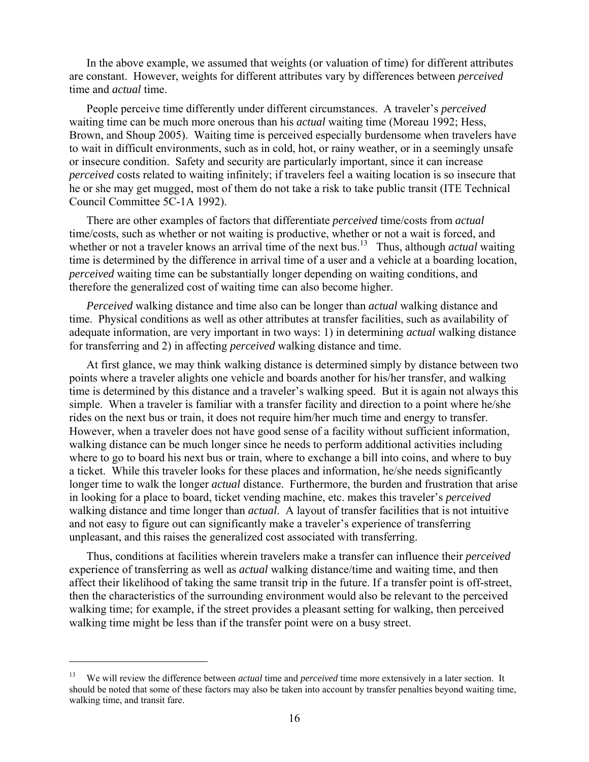In the above example, we assumed that weights (or valuation of time) for different attributes are constant. However, weights for different attributes vary by differences between *perceived* time and *actual* time.

People perceive time differently under different circumstances. A traveler's *perceived* waiting time can be much more onerous than his *actual* waiting time (Moreau 1992; Hess, Brown, and Shoup 2005). Waiting time is perceived especially burdensome when travelers have to wait in difficult environments, such as in cold, hot, or rainy weather, or in a seemingly unsafe or insecure condition. Safety and security are particularly important, since it can increase *perceived* costs related to waiting infinitely; if travelers feel a waiting location is so insecure that he or she may get mugged, most of them do not take a risk to take public transit (ITE Technical Council Committee 5C-1A 1992).

There are other examples of factors that differentiate *perceived* time/costs from *actual* time/costs, such as whether or not waiting is productive, whether or not a wait is forced, and whether or not a traveler knows an arrival time of the next bus.[13] Thus, although *actual* waiting time is determined by the difference in arrival time of a user and a vehicle at a boarding location, *perceived* waiting time can be substantially longer depending on waiting conditions, and therefore the generalized cost of waiting time can also become higher.

*Perceived* walking distance and time also can be longer than *actual* walking distance and time. Physical conditions as well as other attributes at transfer facilities, such as availability of adequate information, are very important in two ways: 1) in determining *actual* walking distance for transferring and 2) in affecting *perceived* walking distance and time.

At first glance, we may think walking distance is determined simply by distance between two points where a traveler alights one vehicle and boards another for his/her transfer, and walking time is determined by this distance and a traveler's walking speed. But it is again not always this simple. When a traveler is familiar with a transfer facility and direction to a point where he/she rides on the next bus or train, it does not require him/her much time and energy to transfer. However, when a traveler does not have good sense of a facility without sufficient information, walking distance can be much longer since he needs to perform additional activities including where to go to board his next bus or train, where to exchange a bill into coins, and where to buy a ticket. While this traveler looks for these places and information, he/she needs significantly longer time to walk the longer *actual* distance. Furthermore, the burden and frustration that arise in looking for a place to board, ticket vending machine, etc. makes this traveler's *perceived* walking distance and time longer than *actual*. A layout of transfer facilities that is not intuitive and not easy to figure out can significantly make a traveler's experience of transferring unpleasant, and this raises the generalized cost associated with transferring.

Thus, conditions at facilities wherein travelers make a transfer can influence their *perceived* experience of transferring as well as *actual* walking distance/time and waiting time, and then affect their likelihood of taking the same transit trip in the future. If a transfer point is off-street, then the characteristics of the surrounding environment would also be relevant to the perceived walking time; for example, if the street provides a pleasant setting for walking, then perceived walking time might be less than if the transfer point were on a busy street.

---

[13] We will review the difference between *actual* time and *perceived* time more extensively in a later section. It should be noted that some of these factors may also be taken into account by transfer penalties beyond waiting time, walking time, and transit fare.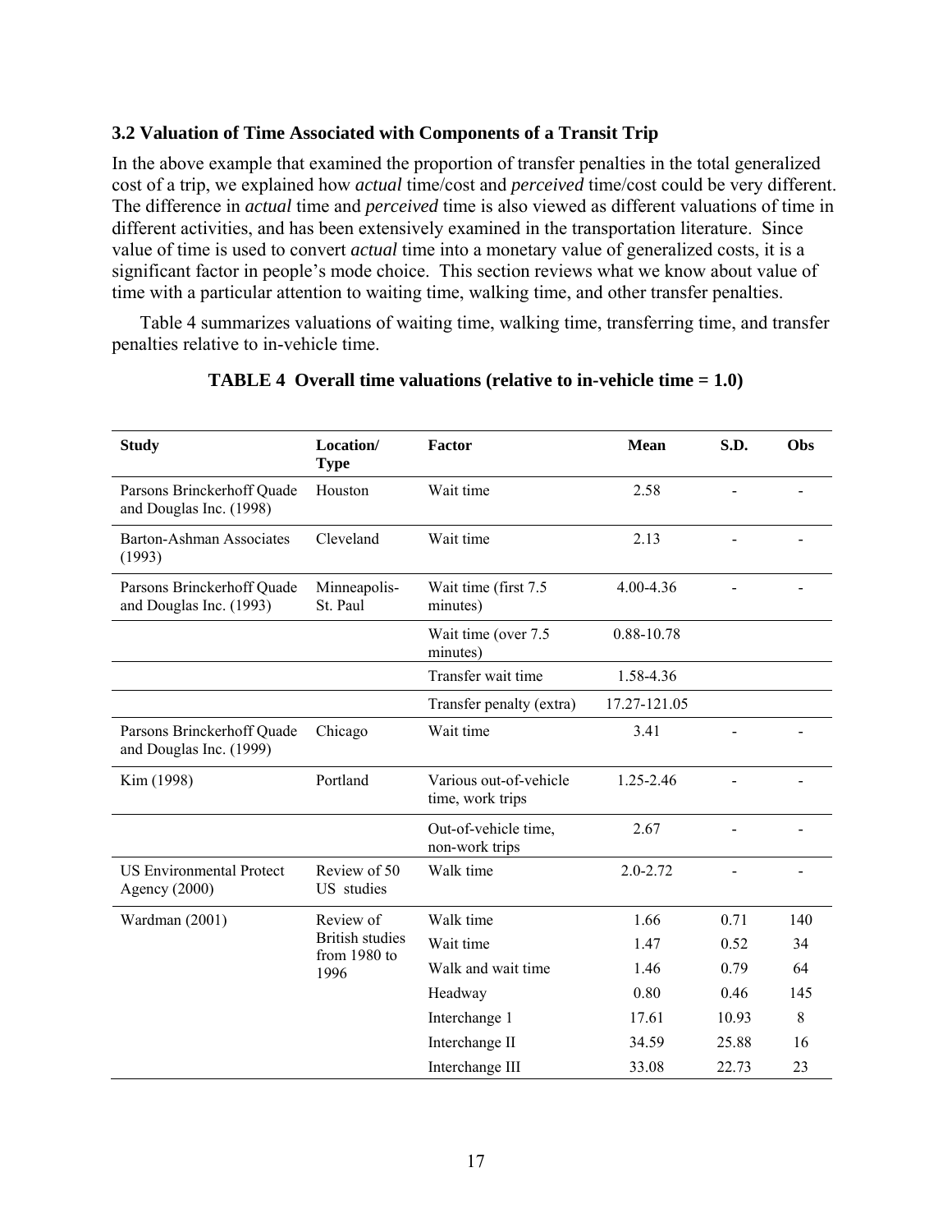### 3.2 Valuation of Time Associated with Components of a Transit Trip

In the above example that examined the proportion of transfer penalties in the total generalized cost of a trip, we explained how *actual* time/cost and *perceived* time/cost could be very different. The difference in *actual* time and *perceived* time is also viewed as different valuations of time in different activities, and has been extensively examined in the transportation literature. Since value of time is used to convert *actual* time into a monetary value of generalized costs, it is a significant factor in people's mode choice. This section reviews what we know about value of time with a particular attention to waiting time, walking time, and other transfer penalties.

Table 4 summarizes valuations of waiting time, walking time, transferring time, and transfer penalties relative to in-vehicle time.

**TABLE 4 Overall time valuations (relative to in-vehicle time = 1.0)**

| Study | Location/ Type | Factor | Mean | S.D. | Obs |
|---|---|---|---|---|---|
| Parsons Brinckerhoff Quade and Douglas Inc. (1998) | Houston | Wait time | 2.58 | - | - |
| Barton-Ashman Associates (1993) | Cleveland | Wait time | 2.13 | - | - |
| Parsons Brinckerhoff Quade and Douglas Inc. (1993) | Minneapolis-St. Paul | Wait time (first 7.5 minutes) | 4.00-4.36 | - | - |
| | | Wait time (over 7.5 minutes) | 0.88-10.78 | | |
| | | Transfer wait time | 1.58-4.36 | | |
| | | Transfer penalty (extra) | 17.27-121.05 | | |
| Parsons Brinckerhoff Quade and Douglas Inc. (1999) | Chicago | Wait time | 3.41 | - | - |
| Kim (1998) | Portland | Various out-of-vehicle time, work trips | 1.25-2.46 | - | - |
| | | Out-of-vehicle time, non-work trips | 2.67 | - | - |
| US Environmental Protect Agency (2000) | Review of 50 US studies | Walk time | 2.0-2.72 | - | - |
| Wardman (2001) | Review of British studies from 1980 to 1996 | Walk time | 1.66 | 0.71 | 140 |
| | | Wait time | 1.47 | 0.52 | 34 |
| | | Walk and wait time | 1.46 | 0.79 | 64 |
| | | Headway | 0.80 | 0.46 | 145 |
| | | Interchange 1 | 17.61 | 10.93 | 8 |
| | | Interchange II | 34.59 | 25.88 | 16 |
| | | Interchange III | 33.08 | 22.73 | 23 |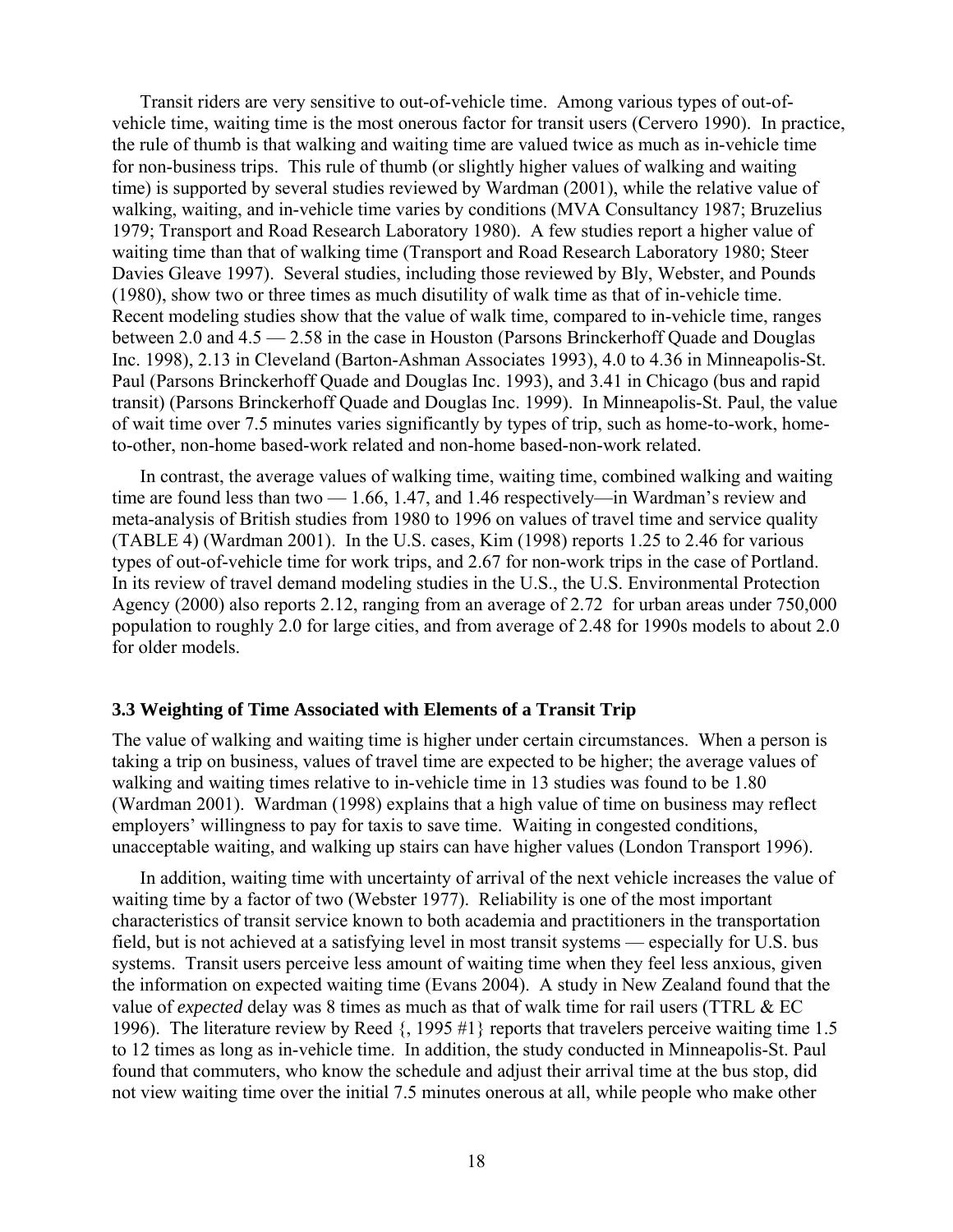Transit riders are very sensitive to out-of-vehicle time. Among various types of out-of-vehicle time, waiting time is the most onerous factor for transit users (Cervero 1990). In practice, the rule of thumb is that walking and waiting time are valued twice as much as in-vehicle time for non-business trips. This rule of thumb (or slightly higher values of walking and waiting time) is supported by several studies reviewed by Wardman (2001), while the relative value of walking, waiting, and in-vehicle time varies by conditions (MVA Consultancy 1987; Bruzelius 1979; Transport and Road Research Laboratory 1980). A few studies report a higher value of waiting time than that of walking time (Transport and Road Research Laboratory 1980; Steer Davies Gleave 1997). Several studies, including those reviewed by Bly, Webster, and Pounds (1980), show two or three times as much disutility of walk time as that of in-vehicle time. Recent modeling studies show that the value of walk time, compared to in-vehicle time, ranges between 2.0 and 4.5 — 2.58 in the case in Houston (Parsons Brinckerhoff Quade and Douglas Inc. 1998), 2.13 in Cleveland (Barton-Ashman Associates 1993), 4.0 to 4.36 in Minneapolis-St. Paul (Parsons Brinckerhoff Quade and Douglas Inc. 1993), and 3.41 in Chicago (bus and rapid transit) (Parsons Brinckerhoff Quade and Douglas Inc. 1999). In Minneapolis-St. Paul, the value of wait time over 7.5 minutes varies significantly by types of trip, such as home-to-work, home-to-other, non-home based-work related and non-home based-non-work related.

In contrast, the average values of walking time, waiting time, combined walking and waiting time are found less than two — 1.66, 1.47, and 1.46 respectively—in Wardman's review and meta-analysis of British studies from 1980 to 1996 on values of travel time and service quality (TABLE 4) (Wardman 2001). In the U.S. cases, Kim (1998) reports 1.25 to 2.46 for various types of out-of-vehicle time for work trips, and 2.67 for non-work trips in the case of Portland. In its review of travel demand modeling studies in the U.S., the U.S. Environmental Protection Agency (2000) also reports 2.12, ranging from an average of 2.72 for urban areas under 750,000 population to roughly 2.0 for large cities, and from average of 2.48 for 1990s models to about 2.0 for older models.

### 3.3 Weighting of Time Associated with Elements of a Transit Trip

The value of walking and waiting time is higher under certain circumstances. When a person is taking a trip on business, values of travel time are expected to be higher; the average values of walking and waiting times relative to in-vehicle time in 13 studies was found to be 1.80 (Wardman 2001). Wardman (1998) explains that a high value of time on business may reflect employers' willingness to pay for taxis to save time. Waiting in congested conditions, unacceptable waiting, and walking up stairs can have higher values (London Transport 1996).

In addition, waiting time with uncertainty of arrival of the next vehicle increases the value of waiting time by a factor of two (Webster 1977). Reliability is one of the most important characteristics of transit service known to both academia and practitioners in the transportation field, but is not achieved at a satisfying level in most transit systems — especially for U.S. bus systems. Transit users perceive less amount of waiting time when they feel less anxious, given the information on expected waiting time (Evans 2004). A study in New Zealand found that the value of *expected* delay was 8 times as much as that of walk time for rail users (TTRL & EC 1996). The literature review by Reed {, 1995 #1} reports that travelers perceive waiting time 1.5 to 12 times as long as in-vehicle time. In addition, the study conducted in Minneapolis-St. Paul found that commuters, who know the schedule and adjust their arrival time at the bus stop, did not view waiting time over the initial 7.5 minutes onerous at all, while people who make other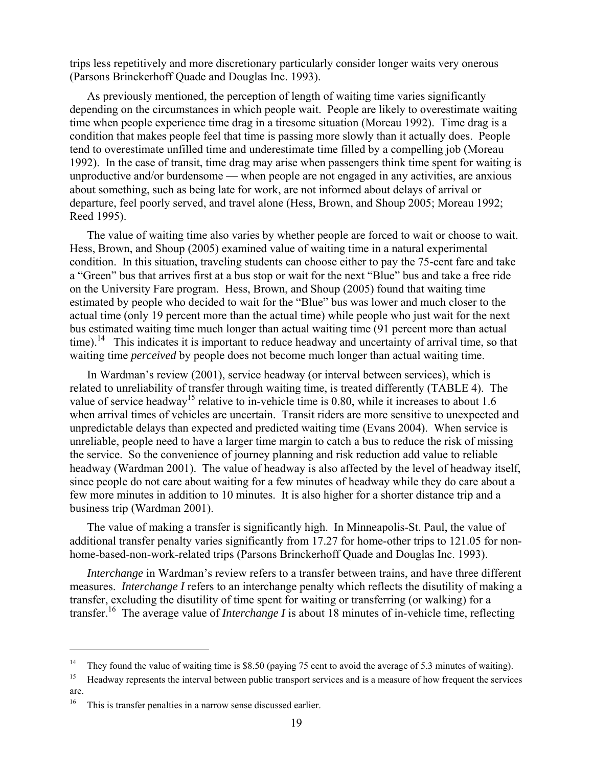trips less repetitively and more discretionary particularly consider longer waits very onerous (Parsons Brinckerhoff Quade and Douglas Inc. 1993).

As previously mentioned, the perception of length of waiting time varies significantly depending on the circumstances in which people wait. People are likely to overestimate waiting time when people experience time drag in a tiresome situation (Moreau 1992). Time drag is a condition that makes people feel that time is passing more slowly than it actually does. People tend to overestimate unfilled time and underestimate time filled by a compelling job (Moreau 1992). In the case of transit, time drag may arise when passengers think time spent for waiting is unproductive and/or burdensome — when people are not engaged in any activities, are anxious about something, such as being late for work, are not informed about delays of arrival or departure, feel poorly served, and travel alone (Hess, Brown, and Shoup 2005; Moreau 1992; Reed 1995).

The value of waiting time also varies by whether people are forced to wait or choose to wait. Hess, Brown, and Shoup (2005) examined value of waiting time in a natural experimental condition. In this situation, traveling students can choose either to pay the 75-cent fare and take a "Green" bus that arrives first at a bus stop or wait for the next "Blue" bus and take a free ride on the University Fare program. Hess, Brown, and Shoup (2005) found that waiting time estimated by people who decided to wait for the "Blue" bus was lower and much closer to the actual time (only 19 percent more than the actual time) while people who just wait for the next bus estimated waiting time much longer than actual waiting time (91 percent more than actual time).[14] This indicates it is important to reduce headway and uncertainty of arrival time, so that waiting time *perceived* by people does not become much longer than actual waiting time.

In Wardman's review (2001), service headway (or interval between services), which is related to unreliability of transfer through waiting time, is treated differently (TABLE 4). The value of service headway[15] relative to in-vehicle time is 0.80, while it increases to about 1.6 when arrival times of vehicles are uncertain. Transit riders are more sensitive to unexpected and unpredictable delays than expected and predicted waiting time (Evans 2004). When service is unreliable, people need to have a larger time margin to catch a bus to reduce the risk of missing the service. So the convenience of journey planning and risk reduction add value to reliable headway (Wardman 2001). The value of headway is also affected by the level of headway itself, since people do not care about waiting for a few minutes of headway while they do care about a few more minutes in addition to 10 minutes. It is also higher for a shorter distance trip and a business trip (Wardman 2001).

The value of making a transfer is significantly high. In Minneapolis-St. Paul, the value of additional transfer penalty varies significantly from 17.27 for home-other trips to 121.05 for non-home-based-non-work-related trips (Parsons Brinckerhoff Quade and Douglas Inc. 1993).

*Interchange* in Wardman's review refers to a transfer between trains, and have three different measures. *Interchange I* refers to an interchange penalty which reflects the disutility of making a transfer, excluding the disutility of time spent for waiting or transferring (or walking) for a transfer.[16] The average value of *Interchange I* is about 18 minutes of in-vehicle time, reflecting

---

[14] They found the value of waiting time is $8.50 (paying 75 cent to avoid the average of 5.3 minutes of waiting).

[15] Headway represents the interval between public transport services and is a measure of how frequent the services are.

[16] This is transfer penalties in a narrow sense discussed earlier.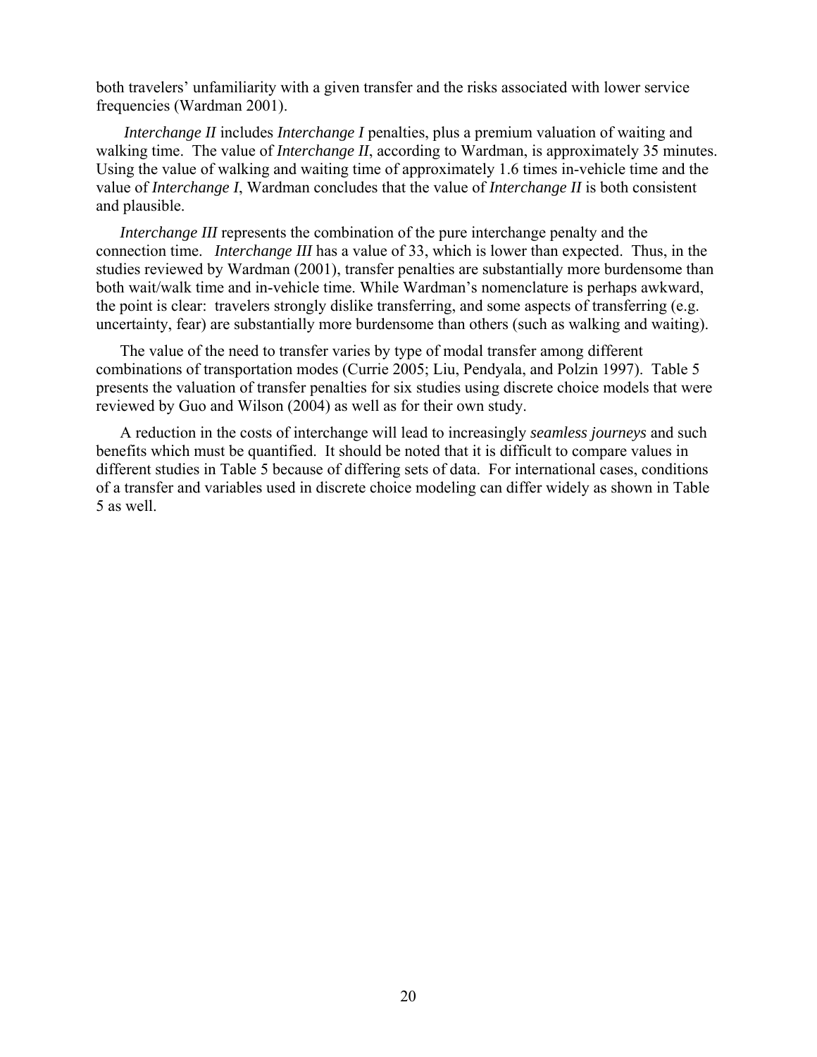both travelers' unfamiliarity with a given transfer and the risks associated with lower service frequencies (Wardman 2001).

*Interchange II* includes *Interchange I* penalties, plus a premium valuation of waiting and walking time. The value of *Interchange II*, according to Wardman, is approximately 35 minutes. Using the value of walking and waiting time of approximately 1.6 times in-vehicle time and the value of *Interchange I*, Wardman concludes that the value of *Interchange II* is both consistent and plausible.

*Interchange III* represents the combination of the pure interchange penalty and the connection time. *Interchange III* has a value of 33, which is lower than expected. Thus, in the studies reviewed by Wardman (2001), transfer penalties are substantially more burdensome than both wait/walk time and in-vehicle time. While Wardman's nomenclature is perhaps awkward, the point is clear: travelers strongly dislike transferring, and some aspects of transferring (e.g. uncertainty, fear) are substantially more burdensome than others (such as walking and waiting).

The value of the need to transfer varies by type of modal transfer among different combinations of transportation modes (Currie 2005; Liu, Pendyala, and Polzin 1997). Table 5 presents the valuation of transfer penalties for six studies using discrete choice models that were reviewed by Guo and Wilson (2004) as well as for their own study.

A reduction in the costs of interchange will lead to increasingly *seamless journeys* and such benefits which must be quantified. It should be noted that it is difficult to compare values in different studies in Table 5 because of differing sets of data. For international cases, conditions of a transfer and variables used in discrete choice modeling can differ widely as shown in Table 5 as well.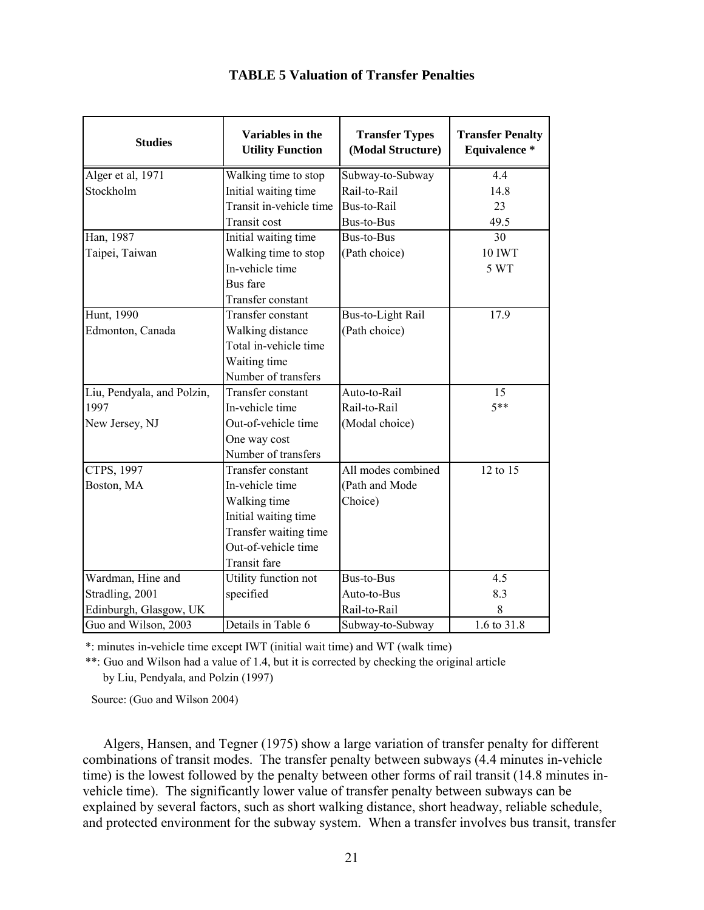**TABLE 5 Valuation of Transfer Penalties**

| Studies | Variables in the Utility Function | Transfer Types (Modal Structure) | Transfer Penalty Equivalence * |
|---|---|---|---|
| Alger et al, 1971 | Walking time to stop | Subway-to-Subway | 4.4 |
| Stockholm | Initial waiting time | Rail-to-Rail | 14.8 |
| | Transit in-vehicle time | Bus-to-Rail | 23 |
| | Transit cost | Bus-to-Bus | 49.5 |
| Han, 1987 | Initial waiting time | Bus-to-Bus | 30 |
| Taipei, Taiwan | Walking time to stop | (Path choice) | 10 IWT |
| | In-vehicle time | | 5 WT |
| | Bus fare | | |
| | Transfer constant | | |
| Hunt, 1990 | Transfer constant | Bus-to-Light Rail | 17.9 |
| Edmonton, Canada | Walking distance | (Path choice) | |
| | Total in-vehicle time | | |
| | Waiting time | | |
| | Number of transfers | | |
| Liu, Pendyala, and Polzin, | Transfer constant | Auto-to-Rail | 15 |
| 1997 | In-vehicle time | Rail-to-Rail | 5** |
| New Jersey, NJ | Out-of-vehicle time | (Modal choice) | |
| | One way cost | | |
| | Number of transfers | | |
| CTPS, 1997 | Transfer constant | All modes combined | 12 to 15 |
| Boston, MA | In-vehicle time | (Path and Mode | |
| | Walking time | Choice) | |
| | Initial waiting time | | |
| | Transfer waiting time | | |
| | Out-of-vehicle time | | |
| | Transit fare | | |
| Wardman, Hine and | Utility function not | Bus-to-Bus | 4.5 |
| Stradling, 2001 | specified | Auto-to-Bus | 8.3 |
| Edinburgh, Glasgow, UK | | Rail-to-Rail | 8 |
| Guo and Wilson, 2003 | Details in Table 6 | Subway-to-Subway | 1.6 to 31.8 |

*: minutes in-vehicle time except IWT (initial wait time) and WT (walk time)

**: Guo and Wilson had a value of 1.4, but it is corrected by checking the original article by Liu, Pendyala, and Polzin (1997)

Source: (Guo and Wilson 2004)

Algers, Hansen, and Tegner (1975) show a large variation of transfer penalty for different combinations of transit modes. The transfer penalty between subways (4.4 minutes in-vehicle time) is the lowest followed by the penalty between other forms of rail transit (14.8 minutes in-vehicle time). The significantly lower value of transfer penalty between subways can be explained by several factors, such as short walking distance, short headway, reliable schedule, and protected environment for the subway system. When a transfer involves bus transit, transfer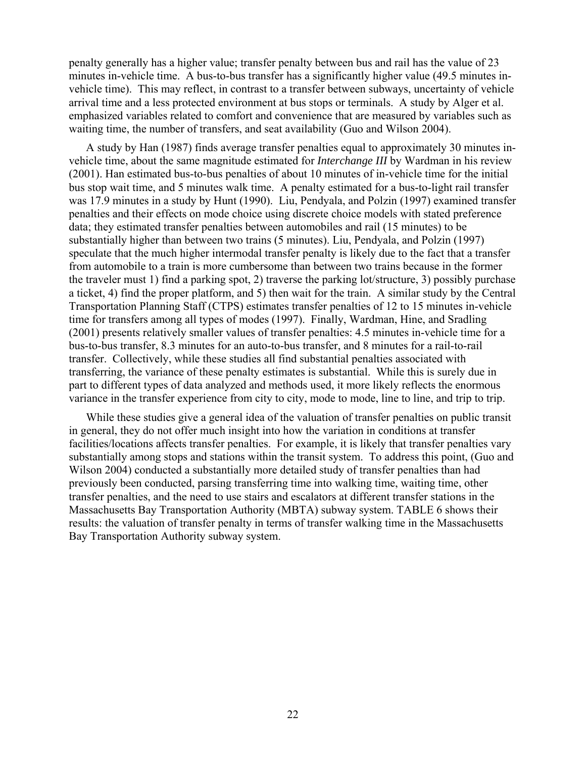penalty generally has a higher value; transfer penalty between bus and rail has the value of 23 minutes in-vehicle time. A bus-to-bus transfer has a significantly higher value (49.5 minutes in-vehicle time). This may reflect, in contrast to a transfer between subways, uncertainty of vehicle arrival time and a less protected environment at bus stops or terminals. A study by Alger et al. emphasized variables related to comfort and convenience that are measured by variables such as waiting time, the number of transfers, and seat availability (Guo and Wilson 2004).

A study by Han (1987) finds average transfer penalties equal to approximately 30 minutes in-vehicle time, about the same magnitude estimated for *Interchange III* by Wardman in his review (2001). Han estimated bus-to-bus penalties of about 10 minutes of in-vehicle time for the initial bus stop wait time, and 5 minutes walk time. A penalty estimated for a bus-to-light rail transfer was 17.9 minutes in a study by Hunt (1990). Liu, Pendyala, and Polzin (1997) examined transfer penalties and their effects on mode choice using discrete choice models with stated preference data; they estimated transfer penalties between automobiles and rail (15 minutes) to be substantially higher than between two trains (5 minutes). Liu, Pendyala, and Polzin (1997) speculate that the much higher intermodal transfer penalty is likely due to the fact that a transfer from automobile to a train is more cumbersome than between two trains because in the former the traveler must 1) find a parking spot, 2) traverse the parking lot/structure, 3) possibly purchase a ticket, 4) find the proper platform, and 5) then wait for the train. A similar study by the Central Transportation Planning Staff (CTPS) estimates transfer penalties of 12 to 15 minutes in-vehicle time for transfers among all types of modes (1997). Finally, Wardman, Hine, and Sradling (2001) presents relatively smaller values of transfer penalties: 4.5 minutes in-vehicle time for a bus-to-bus transfer, 8.3 minutes for an auto-to-bus transfer, and 8 minutes for a rail-to-rail transfer. Collectively, while these studies all find substantial penalties associated with transferring, the variance of these penalty estimates is substantial. While this is surely due in part to different types of data analyzed and methods used, it more likely reflects the enormous variance in the transfer experience from city to city, mode to mode, line to line, and trip to trip.

While these studies give a general idea of the valuation of transfer penalties on public transit in general, they do not offer much insight into how the variation in conditions at transfer facilities/locations affects transfer penalties. For example, it is likely that transfer penalties vary substantially among stops and stations within the transit system. To address this point, (Guo and Wilson 2004) conducted a substantially more detailed study of transfer penalties than had previously been conducted, parsing transferring time into walking time, waiting time, other transfer penalties, and the need to use stairs and escalators at different transfer stations in the Massachusetts Bay Transportation Authority (MBTA) subway system. TABLE 6 shows their results: the valuation of transfer penalty in terms of transfer walking time in the Massachusetts Bay Transportation Authority subway system.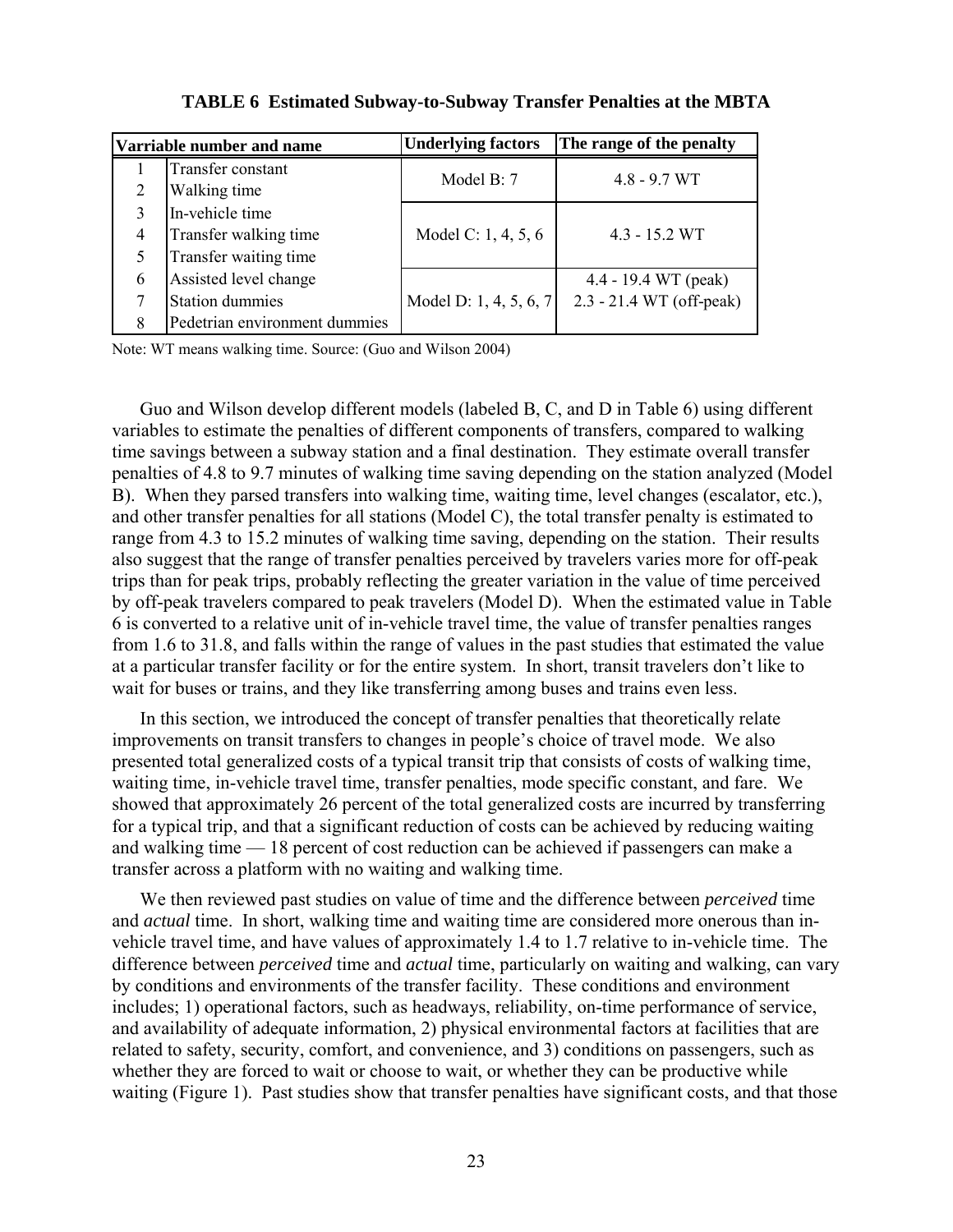**TABLE 6 Estimated Subway-to-Subway Transfer Penalties at the MBTA**

| Varriable number and name | | Underlying factors | The range of the penalty |
|---|---|---|---|
| 1 | Transfer constant | Model B: 7 | 4.8 - 9.7 WT |
| 2 | Walking time | | |
| 3 | In-vehicle time | Model C: 1, 4, 5, 6 | 4.3 - 15.2 WT |
| 4 | Transfer walking time | | |
| 5 | Transfer waiting time | | |
| 6 | Assisted level change | Model D: 1, 4, 5, 6, 7 | 4.4 - 19.4 WT (peak) 2.3 - 21.4 WT (off-peak) |
| 7 | Station dummies | | |
| 8 | Pedetrian environment dummies | | |

Note: WT means walking time. Source: (Guo and Wilson 2004)

Guo and Wilson develop different models (labeled B, C, and D in Table 6) using different variables to estimate the penalties of different components of transfers, compared to walking time savings between a subway station and a final destination. They estimate overall transfer penalties of 4.8 to 9.7 minutes of walking time saving depending on the station analyzed (Model B). When they parsed transfers into walking time, waiting time, level changes (escalator, etc.), and other transfer penalties for all stations (Model C), the total transfer penalty is estimated to range from 4.3 to 15.2 minutes of walking time saving, depending on the station. Their results also suggest that the range of transfer penalties perceived by travelers varies more for off-peak trips than for peak trips, probably reflecting the greater variation in the value of time perceived by off-peak travelers compared to peak travelers (Model D). When the estimated value in Table 6 is converted to a relative unit of in-vehicle travel time, the value of transfer penalties ranges from 1.6 to 31.8, and falls within the range of values in the past studies that estimated the value at a particular transfer facility or for the entire system. In short, transit travelers don't like to wait for buses or trains, and they like transferring among buses and trains even less.

In this section, we introduced the concept of transfer penalties that theoretically relate improvements on transit transfers to changes in people's choice of travel mode. We also presented total generalized costs of a typical transit trip that consists of costs of walking time, waiting time, in-vehicle travel time, transfer penalties, mode specific constant, and fare. We showed that approximately 26 percent of the total generalized costs are incurred by transferring for a typical trip, and that a significant reduction of costs can be achieved by reducing waiting and walking time — 18 percent of cost reduction can be achieved if passengers can make a transfer across a platform with no waiting and walking time.

We then reviewed past studies on value of time and the difference between *perceived* time and *actual* time. In short, walking time and waiting time are considered more onerous than in-vehicle travel time, and have values of approximately 1.4 to 1.7 relative to in-vehicle time. The difference between *perceived* time and *actual* time, particularly on waiting and walking, can vary by conditions and environments of the transfer facility. These conditions and environment includes; 1) operational factors, such as headways, reliability, on-time performance of service, and availability of adequate information, 2) physical environmental factors at facilities that are related to safety, security, comfort, and convenience, and 3) conditions on passengers, such as whether they are forced to wait or choose to wait, or whether they can be productive while waiting (Figure 1). Past studies show that transfer penalties have significant costs, and that those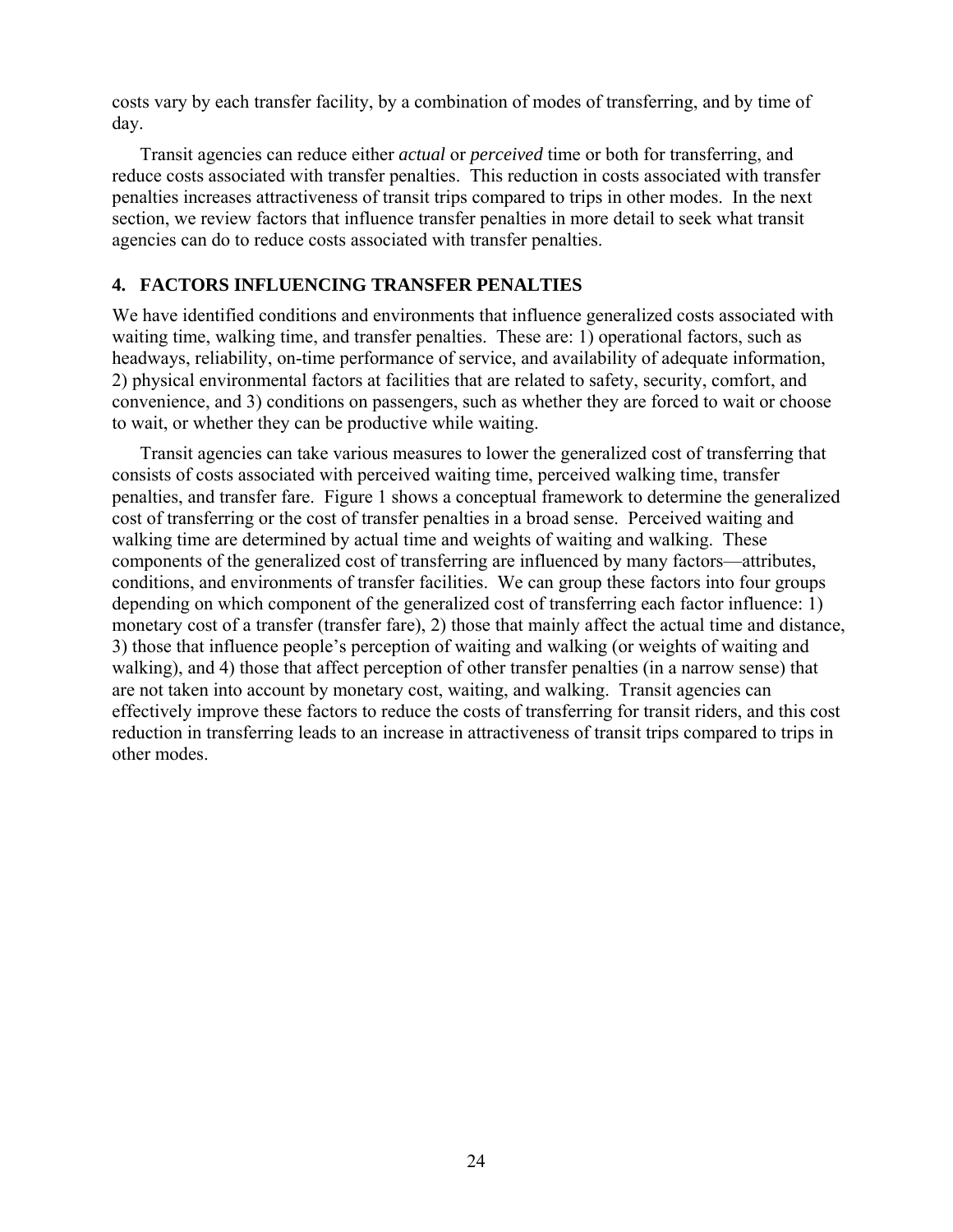costs vary by each transfer facility, by a combination of modes of transferring, and by time of day.

Transit agencies can reduce either *actual* or *perceived* time or both for transferring, and reduce costs associated with transfer penalties. This reduction in costs associated with transfer penalties increases attractiveness of transit trips compared to trips in other modes. In the next section, we review factors that influence transfer penalties in more detail to seek what transit agencies can do to reduce costs associated with transfer penalties.

## 4. FACTORS INFLUENCING TRANSFER PENALTIES

We have identified conditions and environments that influence generalized costs associated with waiting time, walking time, and transfer penalties. These are: 1) operational factors, such as headways, reliability, on-time performance of service, and availability of adequate information, 2) physical environmental factors at facilities that are related to safety, security, comfort, and convenience, and 3) conditions on passengers, such as whether they are forced to wait or choose to wait, or whether they can be productive while waiting.

Transit agencies can take various measures to lower the generalized cost of transferring that consists of costs associated with perceived waiting time, perceived walking time, transfer penalties, and transfer fare. Figure 1 shows a conceptual framework to determine the generalized cost of transferring or the cost of transfer penalties in a broad sense. Perceived waiting and walking time are determined by actual time and weights of waiting and walking. These components of the generalized cost of transferring are influenced by many factors—attributes, conditions, and environments of transfer facilities. We can group these factors into four groups depending on which component of the generalized cost of transferring each factor influence: 1) monetary cost of a transfer (transfer fare), 2) those that mainly affect the actual time and distance, 3) those that influence people's perception of waiting and walking (or weights of waiting and walking), and 4) those that affect perception of other transfer penalties (in a narrow sense) that are not taken into account by monetary cost, waiting, and walking. Transit agencies can effectively improve these factors to reduce the costs of transferring for transit riders, and this cost reduction in transferring leads to an increase in attractiveness of transit trips compared to trips in other modes.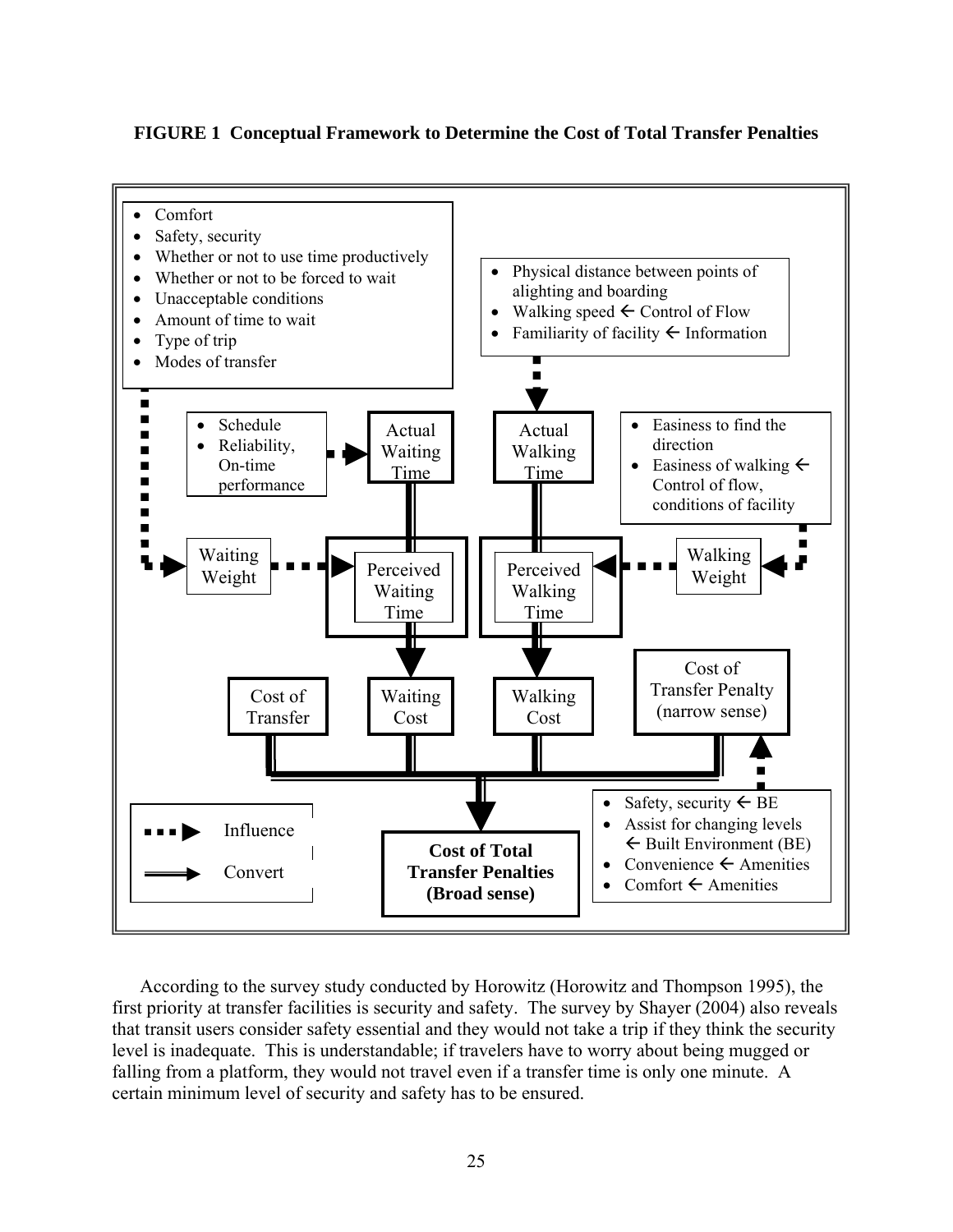**FIGURE 1 Conceptual Framework to Determine the Cost of Total Transfer Penalties**

- Comfort
- Safety, security
- Whether or not to use time productively
- Whether or not to be forced to wait
- Unacceptable conditions
- Amount of time to wait
- Type of trip
- Modes of transfer

- Physical distance between points of alighting and boarding
- Walking speed ← Control of Flow
- Familiarity of facility ← Information

- Schedule
- Reliability, On-time performance

Actual Waiting Time

Actual Walking Time

- Easiness to find the direction
- Easiness of walking ← Control of flow, conditions of facility

Waiting Weight

Perceived Waiting Time

Perceived Walking Time

Walking Weight

Cost of Transfer

Waiting Cost

Walking Cost

Cost of Transfer Penalty (narrow sense)

- Safety, security ← BE
- Assist for changing levels ← Built Environment (BE)
- Convenience ← Amenities
- Comfort ← Amenities

Influence

Convert

**Cost of Total Transfer Penalties (Broad sense)**

According to the survey study conducted by Horowitz (Horowitz and Thompson 1995), the first priority at transfer facilities is security and safety. The survey by Shayer (2004) also reveals that transit users consider safety essential and they would not take a trip if they think the security level is inadequate. This is understandable; if travelers have to worry about being mugged or falling from a platform, they would not travel even if a transfer time is only one minute. A certain minimum level of security and safety has to be ensured.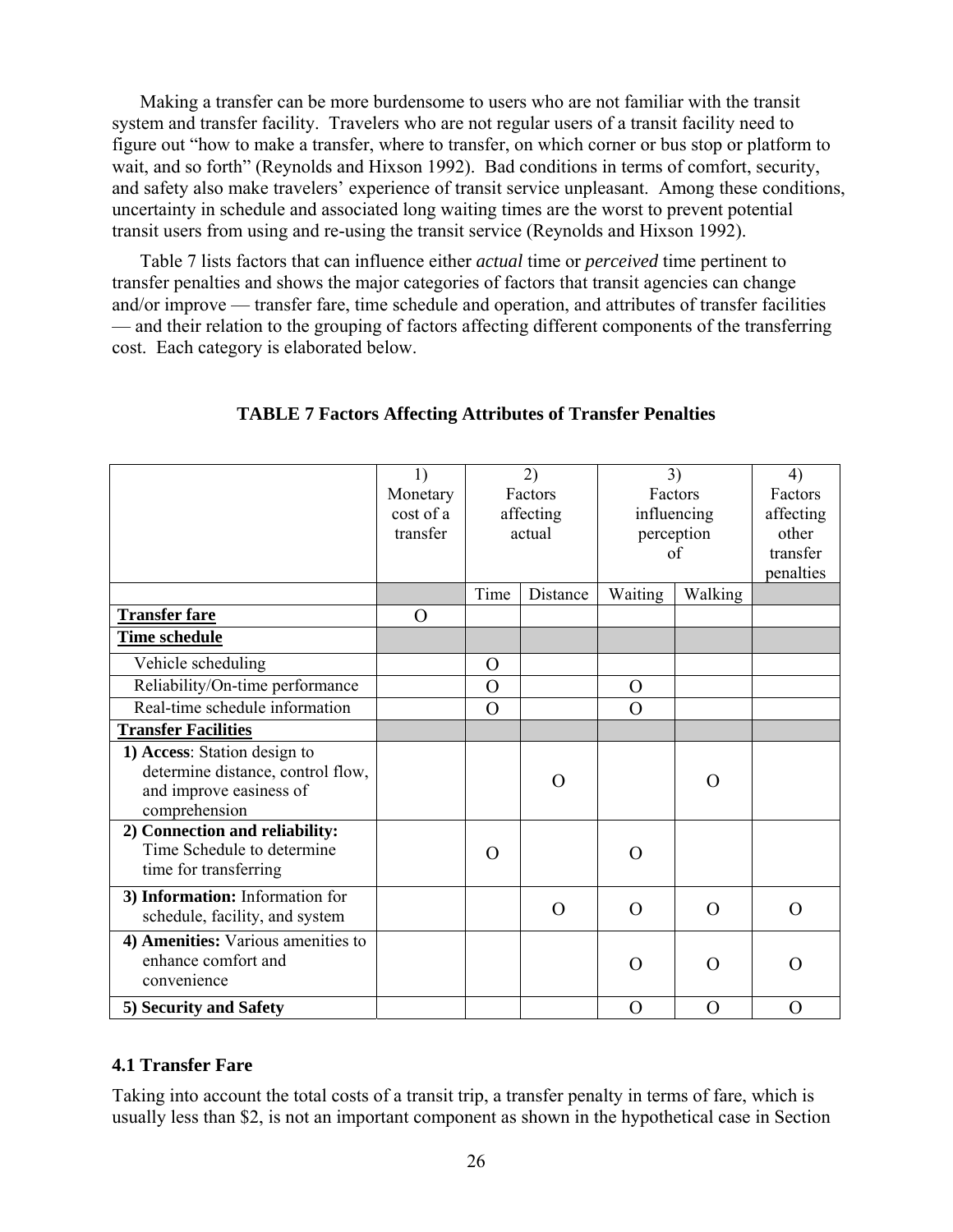Making a transfer can be more burdensome to users who are not familiar with the transit system and transfer facility. Travelers who are not regular users of a transit facility need to figure out "how to make a transfer, where to transfer, on which corner or bus stop or platform to wait, and so forth" (Reynolds and Hixson 1992). Bad conditions in terms of comfort, security, and safety also make travelers' experience of transit service unpleasant. Among these conditions, uncertainty in schedule and associated long waiting times are the worst to prevent potential transit users from using and re-using the transit service (Reynolds and Hixson 1992).

Table 7 lists factors that can influence either *actual* time or *perceived* time pertinent to transfer penalties and shows the major categories of factors that transit agencies can change and/or improve — transfer fare, time schedule and operation, and attributes of transfer facilities — and their relation to the grouping of factors affecting different components of the transferring cost. Each category is elaborated below.

**TABLE 7 Factors Affecting Attributes of Transfer Penalties**

| | 1) Monetary cost of a transfer | 2) Factors affecting actual | | 3) Factors influencing perception of | | 4) Factors affecting other transfer penalties |
|---|---|---|---|---|---|---|
| | | Time | Distance | Waiting | Walking | |
| **Transfer fare** | O | | | | | |
| **Time schedule** | | | | | | |
| Vehicle scheduling | | O | | | | |
| Reliability/On-time performance | | O | | O | | |
| Real-time schedule information | | O | | O | | |
| **Transfer Facilities** | | | | | | |
| **1) Access**: Station design to determine distance, control flow, and improve easiness of comprehension | | | O | | O | |
| **2) Connection and reliability:** Time Schedule to determine time for transferring | | O | | O | | |
| **3) Information:** Information for schedule, facility, and system | | | O | O | O | O |
| **4) Amenities:** Various amenities to enhance comfort and convenience | | | | O | O | O |
| **5) Security and Safety** | | | | O | O | O |

### 4.1 Transfer Fare

Taking into account the total costs of a transit trip, a transfer penalty in terms of fare, which is usually less than $2, is not an important component as shown in the hypothetical case in Section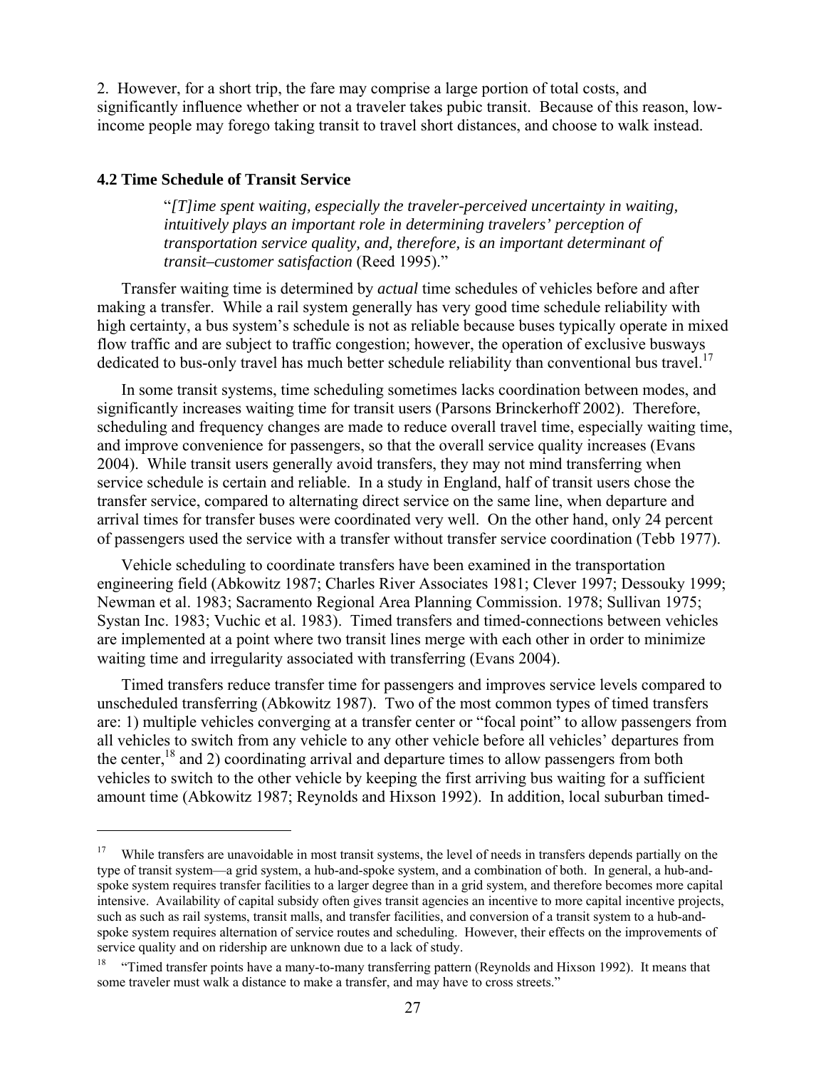2. However, for a short trip, the fare may comprise a large portion of total costs, and significantly influence whether or not a traveler takes pubic transit. Because of this reason, low-income people may forego taking transit to travel short distances, and choose to walk instead.

### 4.2 Time Schedule of Transit Service

> "*[T]ime spent waiting, especially the traveler-perceived uncertainty in waiting, intuitively plays an important role in determining travelers' perception of transportation service quality, and, therefore, is an important determinant of transit–customer satisfaction* (Reed 1995)."

Transfer waiting time is determined by *actual* time schedules of vehicles before and after making a transfer. While a rail system generally has very good time schedule reliability with high certainty, a bus system's schedule is not as reliable because buses typically operate in mixed flow traffic and are subject to traffic congestion; however, the operation of exclusive busways dedicated to bus-only travel has much better schedule reliability than conventional bus travel.[17]

In some transit systems, time scheduling sometimes lacks coordination between modes, and significantly increases waiting time for transit users (Parsons Brinckerhoff 2002). Therefore, scheduling and frequency changes are made to reduce overall travel time, especially waiting time, and improve convenience for passengers, so that the overall service quality increases (Evans 2004). While transit users generally avoid transfers, they may not mind transferring when service schedule is certain and reliable. In a study in England, half of transit users chose the transfer service, compared to alternating direct service on the same line, when departure and arrival times for transfer buses were coordinated very well. On the other hand, only 24 percent of passengers used the service with a transfer without transfer service coordination (Tebb 1977).

Vehicle scheduling to coordinate transfers have been examined in the transportation engineering field (Abkowitz 1987; Charles River Associates 1981; Clever 1997; Dessouky 1999; Newman et al. 1983; Sacramento Regional Area Planning Commission. 1978; Sullivan 1975; Systan Inc. 1983; Vuchic et al. 1983). Timed transfers and timed-connections between vehicles are implemented at a point where two transit lines merge with each other in order to minimize waiting time and irregularity associated with transferring (Evans 2004).

Timed transfers reduce transfer time for passengers and improves service levels compared to unscheduled transferring (Abkowitz 1987). Two of the most common types of timed transfers are: 1) multiple vehicles converging at a transfer center or "focal point" to allow passengers from all vehicles to switch from any vehicle to any other vehicle before all vehicles' departures from the center,[18] and 2) coordinating arrival and departure times to allow passengers from both vehicles to switch to the other vehicle by keeping the first arriving bus waiting for a sufficient amount time (Abkowitz 1987; Reynolds and Hixson 1992). In addition, local suburban timed-

---

[17] While transfers are unavoidable in most transit systems, the level of needs in transfers depends partially on the type of transit system—a grid system, a hub-and-spoke system, and a combination of both. In general, a hub-and-spoke system requires transfer facilities to a larger degree than in a grid system, and therefore becomes more capital intensive. Availability of capital subsidy often gives transit agencies an incentive to more capital incentive projects, such as such as rail systems, transit malls, and transfer facilities, and conversion of a transit system to a hub-and-spoke system requires alternation of service routes and scheduling. However, their effects on the improvements of service quality and on ridership are unknown due to a lack of study.

[18] "Timed transfer points have a many-to-many transferring pattern (Reynolds and Hixson 1992). It means that some traveler must walk a distance to make a transfer, and may have to cross streets."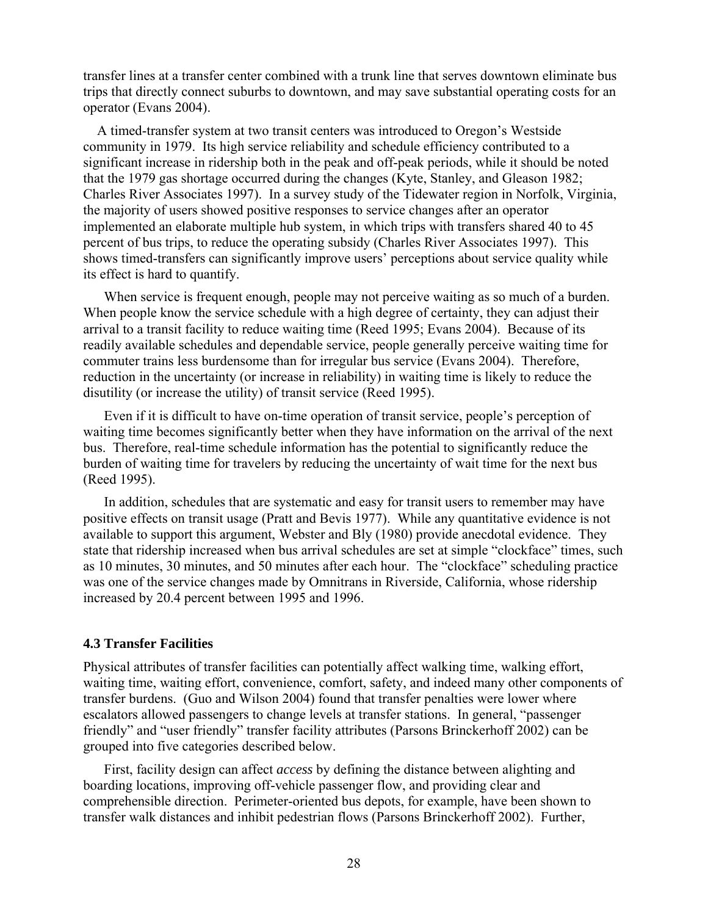transfer lines at a transfer center combined with a trunk line that serves downtown eliminate bus trips that directly connect suburbs to downtown, and may save substantial operating costs for an operator (Evans 2004).

A timed-transfer system at two transit centers was introduced to Oregon's Westside community in 1979. Its high service reliability and schedule efficiency contributed to a significant increase in ridership both in the peak and off-peak periods, while it should be noted that the 1979 gas shortage occurred during the changes (Kyte, Stanley, and Gleason 1982; Charles River Associates 1997). In a survey study of the Tidewater region in Norfolk, Virginia, the majority of users showed positive responses to service changes after an operator implemented an elaborate multiple hub system, in which trips with transfers shared 40 to 45 percent of bus trips, to reduce the operating subsidy (Charles River Associates 1997). This shows timed-transfers can significantly improve users' perceptions about service quality while its effect is hard to quantify.

When service is frequent enough, people may not perceive waiting as so much of a burden. When people know the service schedule with a high degree of certainty, they can adjust their arrival to a transit facility to reduce waiting time (Reed 1995; Evans 2004). Because of its readily available schedules and dependable service, people generally perceive waiting time for commuter trains less burdensome than for irregular bus service (Evans 2004). Therefore, reduction in the uncertainty (or increase in reliability) in waiting time is likely to reduce the disutility (or increase the utility) of transit service (Reed 1995).

Even if it is difficult to have on-time operation of transit service, people's perception of waiting time becomes significantly better when they have information on the arrival of the next bus. Therefore, real-time schedule information has the potential to significantly reduce the burden of waiting time for travelers by reducing the uncertainty of wait time for the next bus (Reed 1995).

In addition, schedules that are systematic and easy for transit users to remember may have positive effects on transit usage (Pratt and Bevis 1977). While any quantitative evidence is not available to support this argument, Webster and Bly (1980) provide anecdotal evidence. They state that ridership increased when bus arrival schedules are set at simple "clockface" times, such as 10 minutes, 30 minutes, and 50 minutes after each hour. The "clockface" scheduling practice was one of the service changes made by Omnitrans in Riverside, California, whose ridership increased by 20.4 percent between 1995 and 1996.

### 4.3 Transfer Facilities

Physical attributes of transfer facilities can potentially affect walking time, walking effort, waiting time, waiting effort, convenience, comfort, safety, and indeed many other components of transfer burdens. (Guo and Wilson 2004) found that transfer penalties were lower where escalators allowed passengers to change levels at transfer stations. In general, "passenger friendly" and "user friendly" transfer facility attributes (Parsons Brinckerhoff 2002) can be grouped into five categories described below.

First, facility design can affect *access* by defining the distance between alighting and boarding locations, improving off-vehicle passenger flow, and providing clear and comprehensible direction. Perimeter-oriented bus depots, for example, have been shown to transfer walk distances and inhibit pedestrian flows (Parsons Brinckerhoff 2002). Further,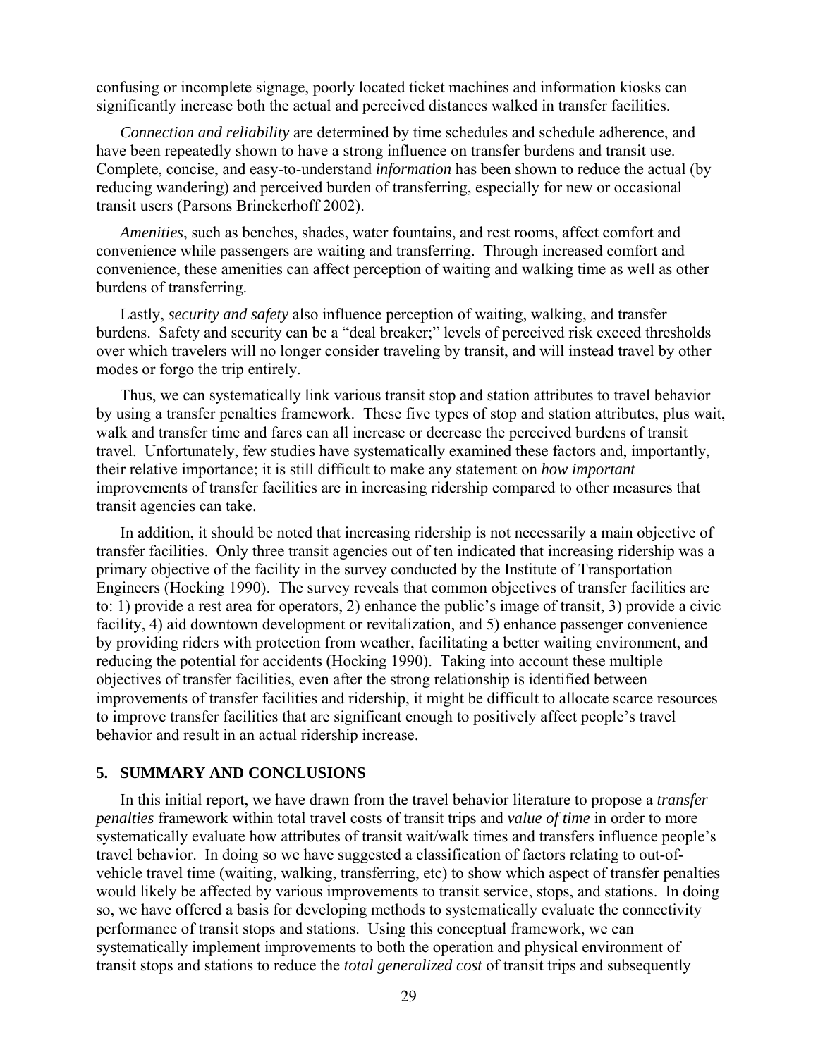confusing or incomplete signage, poorly located ticket machines and information kiosks can significantly increase both the actual and perceived distances walked in transfer facilities.

*Connection and reliability* are determined by time schedules and schedule adherence, and have been repeatedly shown to have a strong influence on transfer burdens and transit use. Complete, concise, and easy-to-understand *information* has been shown to reduce the actual (by reducing wandering) and perceived burden of transferring, especially for new or occasional transit users (Parsons Brinckerhoff 2002).

*Amenities*, such as benches, shades, water fountains, and rest rooms, affect comfort and convenience while passengers are waiting and transferring. Through increased comfort and convenience, these amenities can affect perception of waiting and walking time as well as other burdens of transferring.

Lastly, *security and safety* also influence perception of waiting, walking, and transfer burdens. Safety and security can be a "deal breaker;" levels of perceived risk exceed thresholds over which travelers will no longer consider traveling by transit, and will instead travel by other modes or forgo the trip entirely.

Thus, we can systematically link various transit stop and station attributes to travel behavior by using a transfer penalties framework. These five types of stop and station attributes, plus wait, walk and transfer time and fares can all increase or decrease the perceived burdens of transit travel. Unfortunately, few studies have systematically examined these factors and, importantly, their relative importance; it is still difficult to make any statement on *how important* improvements of transfer facilities are in increasing ridership compared to other measures that transit agencies can take.

In addition, it should be noted that increasing ridership is not necessarily a main objective of transfer facilities. Only three transit agencies out of ten indicated that increasing ridership was a primary objective of the facility in the survey conducted by the Institute of Transportation Engineers (Hocking 1990). The survey reveals that common objectives of transfer facilities are to: 1) provide a rest area for operators, 2) enhance the public's image of transit, 3) provide a civic facility, 4) aid downtown development or revitalization, and 5) enhance passenger convenience by providing riders with protection from weather, facilitating a better waiting environment, and reducing the potential for accidents (Hocking 1990). Taking into account these multiple objectives of transfer facilities, even after the strong relationship is identified between improvements of transfer facilities and ridership, it might be difficult to allocate scarce resources to improve transfer facilities that are significant enough to positively affect people's travel behavior and result in an actual ridership increase.

## 5. SUMMARY AND CONCLUSIONS

In this initial report, we have drawn from the travel behavior literature to propose a *transfer penalties* framework within total travel costs of transit trips and *value of time* in order to more systematically evaluate how attributes of transit wait/walk times and transfers influence people's travel behavior. In doing so we have suggested a classification of factors relating to out-of-vehicle travel time (waiting, walking, transferring, etc) to show which aspect of transfer penalties would likely be affected by various improvements to transit service, stops, and stations. In doing so, we have offered a basis for developing methods to systematically evaluate the connectivity performance of transit stops and stations. Using this conceptual framework, we can systematically implement improvements to both the operation and physical environment of transit stops and stations to reduce the *total generalized cost* of transit trips and subsequently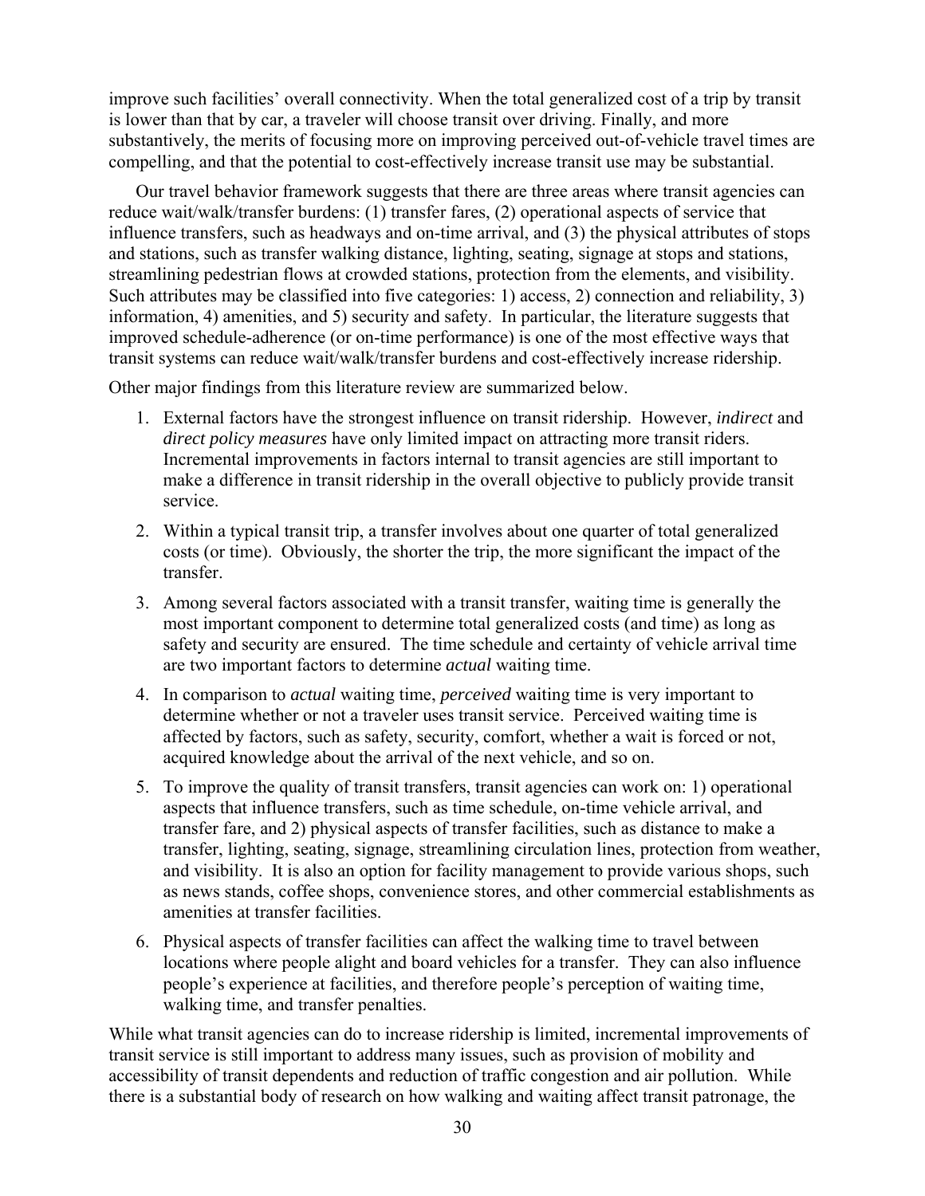improve such facilities' overall connectivity. When the total generalized cost of a trip by transit is lower than that by car, a traveler will choose transit over driving. Finally, and more substantively, the merits of focusing more on improving perceived out-of-vehicle travel times are compelling, and that the potential to cost-effectively increase transit use may be substantial.

Our travel behavior framework suggests that there are three areas where transit agencies can reduce wait/walk/transfer burdens: (1) transfer fares, (2) operational aspects of service that influence transfers, such as headways and on-time arrival, and (3) the physical attributes of stops and stations, such as transfer walking distance, lighting, seating, signage at stops and stations, streamlining pedestrian flows at crowded stations, protection from the elements, and visibility. Such attributes may be classified into five categories: 1) access, 2) connection and reliability, 3) information, 4) amenities, and 5) security and safety. In particular, the literature suggests that improved schedule-adherence (or on-time performance) is one of the most effective ways that transit systems can reduce wait/walk/transfer burdens and cost-effectively increase ridership.

Other major findings from this literature review are summarized below.

1. External factors have the strongest influence on transit ridership. However, *indirect* and *direct policy measures* have only limited impact on attracting more transit riders. Incremental improvements in factors internal to transit agencies are still important to make a difference in transit ridership in the overall objective to publicly provide transit service.
2. Within a typical transit trip, a transfer involves about one quarter of total generalized costs (or time). Obviously, the shorter the trip, the more significant the impact of the transfer.
3. Among several factors associated with a transit transfer, waiting time is generally the most important component to determine total generalized costs (and time) as long as safety and security are ensured. The time schedule and certainty of vehicle arrival time are two important factors to determine *actual* waiting time.
4. In comparison to *actual* waiting time, *perceived* waiting time is very important to determine whether or not a traveler uses transit service. Perceived waiting time is affected by factors, such as safety, security, comfort, whether a wait is forced or not, acquired knowledge about the arrival of the next vehicle, and so on.
5. To improve the quality of transit transfers, transit agencies can work on: 1) operational aspects that influence transfers, such as time schedule, on-time vehicle arrival, and transfer fare, and 2) physical aspects of transfer facilities, such as distance to make a transfer, lighting, seating, signage, streamlining circulation lines, protection from weather, and visibility. It is also an option for facility management to provide various shops, such as news stands, coffee shops, convenience stores, and other commercial establishments as amenities at transfer facilities.
6. Physical aspects of transfer facilities can affect the walking time to travel between locations where people alight and board vehicles for a transfer. They can also influence people's experience at facilities, and therefore people's perception of waiting time, walking time, and transfer penalties.

While what transit agencies can do to increase ridership is limited, incremental improvements of transit service is still important to address many issues, such as provision of mobility and accessibility of transit dependents and reduction of traffic congestion and air pollution. While there is a substantial body of research on how walking and waiting affect transit patronage, the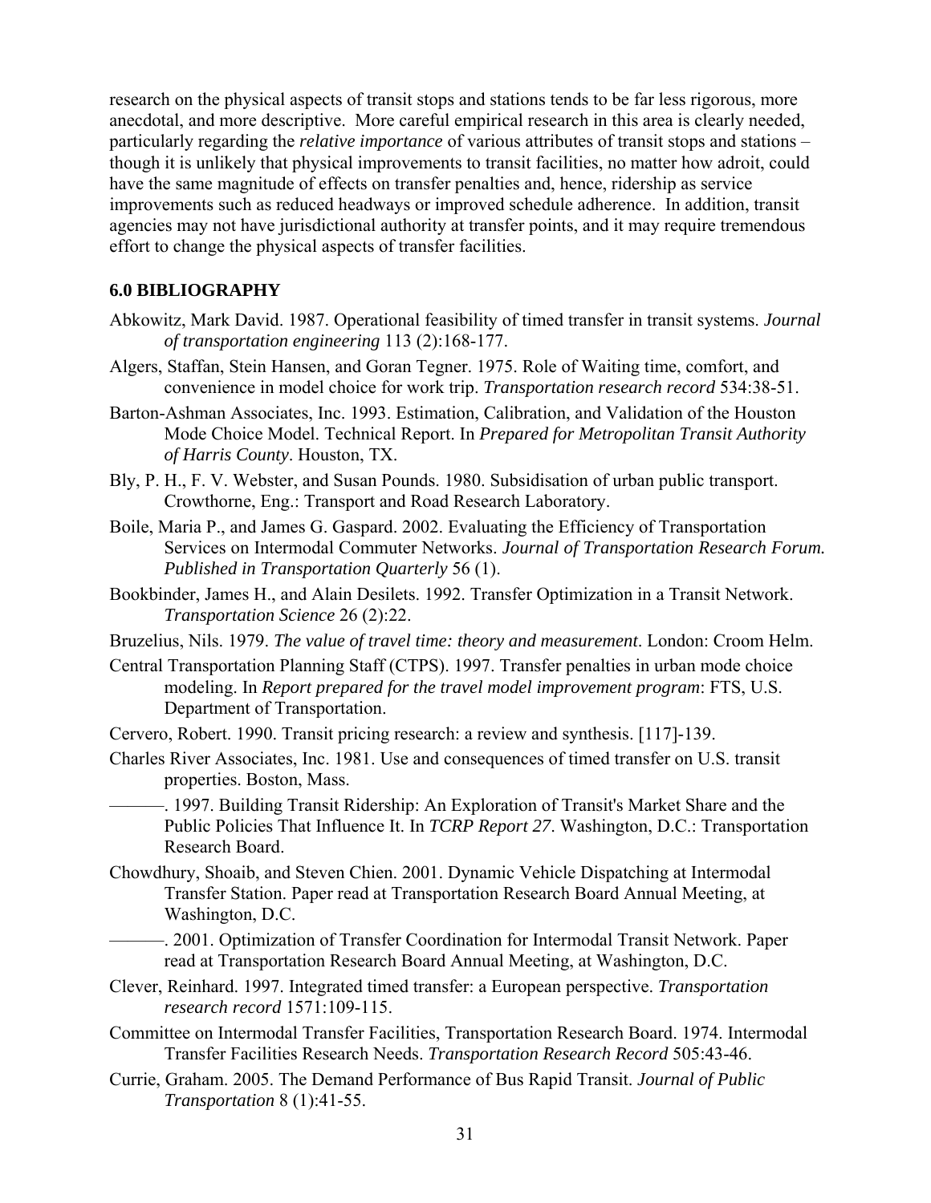research on the physical aspects of transit stops and stations tends to be far less rigorous, more anecdotal, and more descriptive. More careful empirical research in this area is clearly needed, particularly regarding the *relative importance* of various attributes of transit stops and stations – though it is unlikely that physical improvements to transit facilities, no matter how adroit, could have the same magnitude of effects on transfer penalties and, hence, ridership as service improvements such as reduced headways or improved schedule adherence. In addition, transit agencies may not have jurisdictional authority at transfer points, and it may require tremendous effort to change the physical aspects of transfer facilities.

## 6.0 BIBLIOGRAPHY

Abkowitz, Mark David. 1987. Operational feasibility of timed transfer in transit systems. *Journal of transportation engineering* 113 (2):168-177.

Algers, Staffan, Stein Hansen, and Goran Tegner. 1975. Role of Waiting time, comfort, and convenience in model choice for work trip. *Transportation research record* 534:38-51.

Barton-Ashman Associates, Inc. 1993. Estimation, Calibration, and Validation of the Houston Mode Choice Model. Technical Report. In *Prepared for Metropolitan Transit Authority of Harris County*. Houston, TX.

Bly, P. H., F. V. Webster, and Susan Pounds. 1980. Subsidisation of urban public transport. Crowthorne, Eng.: Transport and Road Research Laboratory.

Boile, Maria P., and James G. Gaspard. 2002. Evaluating the Efficiency of Transportation Services on Intermodal Commuter Networks. *Journal of Transportation Research Forum. Published in Transportation Quarterly* 56 (1).

Bookbinder, James H., and Alain Desilets. 1992. Transfer Optimization in a Transit Network. *Transportation Science* 26 (2):22.

Bruzelius, Nils. 1979. *The value of travel time: theory and measurement*. London: Croom Helm.

Central Transportation Planning Staff (CTPS). 1997. Transfer penalties in urban mode choice modeling. In *Report prepared for the travel model improvement program*: FTS, U.S. Department of Transportation.

Cervero, Robert. 1990. Transit pricing research: a review and synthesis. [117]-139.

Charles River Associates, Inc. 1981. Use and consequences of timed transfer on U.S. transit properties. Boston, Mass.

———. 1997. Building Transit Ridership: An Exploration of Transit's Market Share and the Public Policies That Influence It. In *TCRP Report 27*. Washington, D.C.: Transportation Research Board.

Chowdhury, Shoaib, and Steven Chien. 2001. Dynamic Vehicle Dispatching at Intermodal Transfer Station. Paper read at Transportation Research Board Annual Meeting, at Washington, D.C.

———. 2001. Optimization of Transfer Coordination for Intermodal Transit Network. Paper read at Transportation Research Board Annual Meeting, at Washington, D.C.

Clever, Reinhard. 1997. Integrated timed transfer: a European perspective. *Transportation research record* 1571:109-115.

Committee on Intermodal Transfer Facilities, Transportation Research Board. 1974. Intermodal Transfer Facilities Research Needs. *Transportation Research Record* 505:43-46.

Currie, Graham. 2005. The Demand Performance of Bus Rapid Transit. *Journal of Public Transportation* 8 (1):41-55.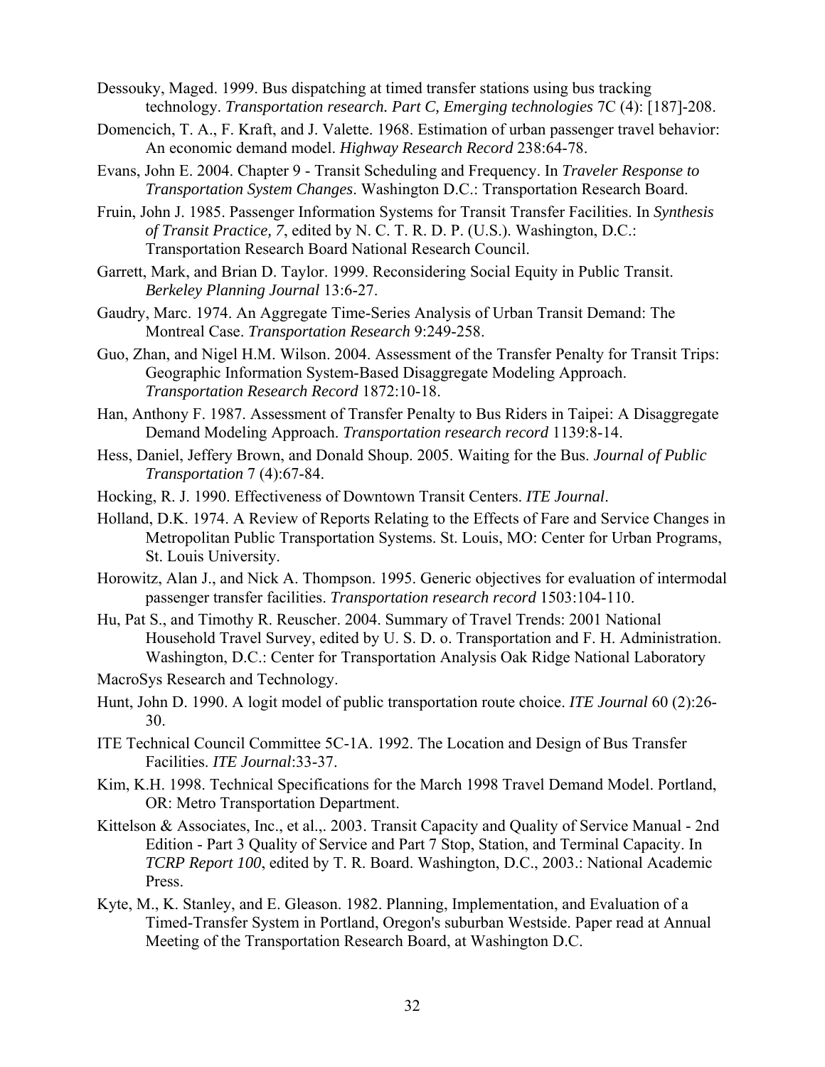Dessouky, Maged. 1999. Bus dispatching at timed transfer stations using bus tracking technology. *Transportation research. Part C, Emerging technologies* 7C (4): [187]-208.

Domencich, T. A., F. Kraft, and J. Valette. 1968. Estimation of urban passenger travel behavior: An economic demand model. *Highway Research Record* 238:64-78.

Evans, John E. 2004. Chapter 9 - Transit Scheduling and Frequency. In *Traveler Response to Transportation System Changes*. Washington D.C.: Transportation Research Board.

Fruin, John J. 1985. Passenger Information Systems for Transit Transfer Facilities. In *Synthesis of Transit Practice, 7*, edited by N. C. T. R. D. P. (U.S.). Washington, D.C.: Transportation Research Board National Research Council.

Garrett, Mark, and Brian D. Taylor. 1999. Reconsidering Social Equity in Public Transit. *Berkeley Planning Journal* 13:6-27.

Gaudry, Marc. 1974. An Aggregate Time-Series Analysis of Urban Transit Demand: The Montreal Case. *Transportation Research* 9:249-258.

Guo, Zhan, and Nigel H.M. Wilson. 2004. Assessment of the Transfer Penalty for Transit Trips: Geographic Information System-Based Disaggregate Modeling Approach. *Transportation Research Record* 1872:10-18.

Han, Anthony F. 1987. Assessment of Transfer Penalty to Bus Riders in Taipei: A Disaggregate Demand Modeling Approach. *Transportation research record* 1139:8-14.

Hess, Daniel, Jeffery Brown, and Donald Shoup. 2005. Waiting for the Bus. *Journal of Public Transportation* 7 (4):67-84.

Hocking, R. J. 1990. Effectiveness of Downtown Transit Centers. *ITE Journal*.

Holland, D.K. 1974. A Review of Reports Relating to the Effects of Fare and Service Changes in Metropolitan Public Transportation Systems. St. Louis, MO: Center for Urban Programs, St. Louis University.

Horowitz, Alan J., and Nick A. Thompson. 1995. Generic objectives for evaluation of intermodal passenger transfer facilities. *Transportation research record* 1503:104-110.

Hu, Pat S., and Timothy R. Reuscher. 2004. Summary of Travel Trends: 2001 National Household Travel Survey, edited by U. S. D. o. Transportation and F. H. Administration. Washington, D.C.: Center for Transportation Analysis Oak Ridge National Laboratory

MacroSys Research and Technology.

Hunt, John D. 1990. A logit model of public transportation route choice. *ITE Journal* 60 (2):26-30.

ITE Technical Council Committee 5C-1A. 1992. The Location and Design of Bus Transfer Facilities. *ITE Journal*:33-37.

Kim, K.H. 1998. Technical Specifications for the March 1998 Travel Demand Model. Portland, OR: Metro Transportation Department.

Kittelson & Associates, Inc., et al.,. 2003. Transit Capacity and Quality of Service Manual - 2nd Edition - Part 3 Quality of Service and Part 7 Stop, Station, and Terminal Capacity. In *TCRP Report 100*, edited by T. R. Board. Washington, D.C., 2003.: National Academic Press.

Kyte, M., K. Stanley, and E. Gleason. 1982. Planning, Implementation, and Evaluation of a Timed-Transfer System in Portland, Oregon's suburban Westside. Paper read at Annual Meeting of the Transportation Research Board, at Washington D.C.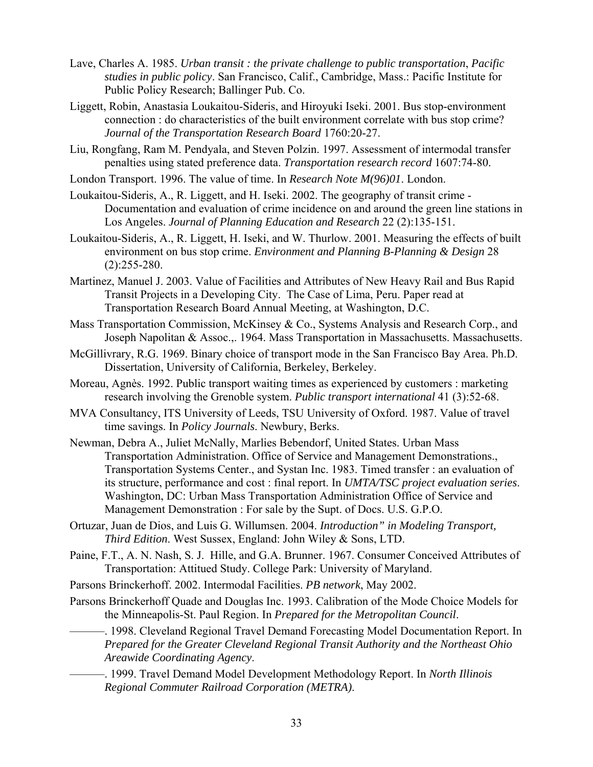Lave, Charles A. 1985. *Urban transit : the private challenge to public transportation*, *Pacific studies in public policy*. San Francisco, Calif., Cambridge, Mass.: Pacific Institute for Public Policy Research; Ballinger Pub. Co.

Liggett, Robin, Anastasia Loukaitou-Sideris, and Hiroyuki Iseki. 2001. Bus stop-environment connection : do characteristics of the built environment correlate with bus stop crime? *Journal of the Transportation Research Board* 1760:20-27.

Liu, Rongfang, Ram M. Pendyala, and Steven Polzin. 1997. Assessment of intermodal transfer penalties using stated preference data. *Transportation research record* 1607:74-80.

London Transport. 1996. The value of time. In *Research Note M(96)01*. London.

Loukaitou-Sideris, A., R. Liggett, and H. Iseki. 2002. The geography of transit crime - Documentation and evaluation of crime incidence on and around the green line stations in Los Angeles. *Journal of Planning Education and Research* 22 (2):135-151.

Loukaitou-Sideris, A., R. Liggett, H. Iseki, and W. Thurlow. 2001. Measuring the effects of built environment on bus stop crime. *Environment and Planning B-Planning & Design* 28 (2):255-280.

Martinez, Manuel J. 2003. Value of Facilities and Attributes of New Heavy Rail and Bus Rapid Transit Projects in a Developing City. The Case of Lima, Peru. Paper read at Transportation Research Board Annual Meeting, at Washington, D.C.

Mass Transportation Commission, McKinsey & Co., Systems Analysis and Research Corp., and Joseph Napolitan & Assoc.,. 1964. Mass Transportation in Massachusetts. Massachusetts.

McGillivrary, R.G. 1969. Binary choice of transport mode in the San Francisco Bay Area. Ph.D. Dissertation, University of California, Berkeley, Berkeley.

Moreau, Agnès. 1992. Public transport waiting times as experienced by customers : marketing research involving the Grenoble system. *Public transport international* 41 (3):52-68.

MVA Consultancy, ITS University of Leeds, TSU University of Oxford. 1987. Value of travel time savings. In *Policy Journals*. Newbury, Berks.

Newman, Debra A., Juliet McNally, Marlies Bebendorf, United States. Urban Mass Transportation Administration. Office of Service and Management Demonstrations., Transportation Systems Center., and Systan Inc. 1983. Timed transfer : an evaluation of its structure, performance and cost : final report. In *UMTA/TSC project evaluation series*. Washington, DC: Urban Mass Transportation Administration Office of Service and Management Demonstration : For sale by the Supt. of Docs. U.S. G.P.O.

Ortuzar, Juan de Dios, and Luis G. Willumsen. 2004. *Introduction" in Modeling Transport, Third Edition*. West Sussex, England: John Wiley & Sons, LTD.

Paine, F.T., A. N. Nash, S. J. Hille, and G.A. Brunner. 1967. Consumer Conceived Attributes of Transportation: Attitued Study. College Park: University of Maryland.

Parsons Brinckerhoff. 2002. Intermodal Facilities. *PB network*, May 2002.

Parsons Brinckerhoff Quade and Douglas Inc. 1993. Calibration of the Mode Choice Models for the Minneapolis-St. Paul Region. In *Prepared for the Metropolitan Council*.

———. 1998. Cleveland Regional Travel Demand Forecasting Model Documentation Report. In *Prepared for the Greater Cleveland Regional Transit Authority and the Northeast Ohio Areawide Coordinating Agency*.

———. 1999. Travel Demand Model Development Methodology Report. In *North Illinois Regional Commuter Railroad Corporation (METRA)*.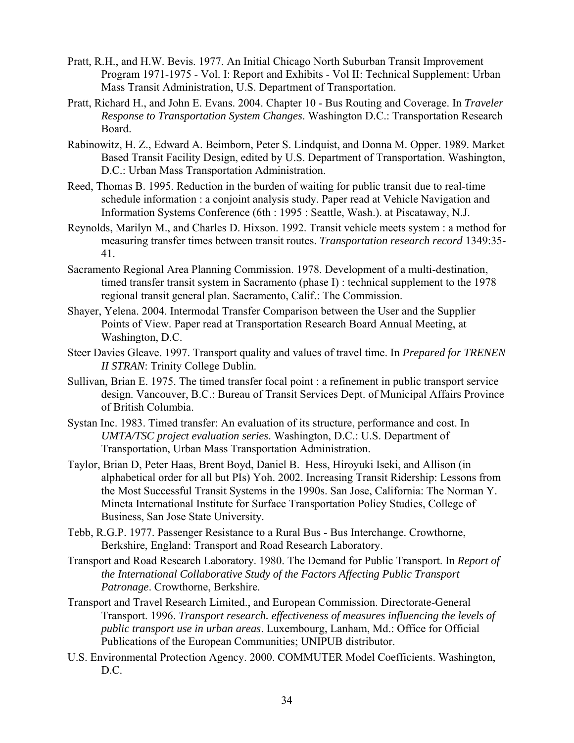Pratt, R.H., and H.W. Bevis. 1977. An Initial Chicago North Suburban Transit Improvement Program 1971-1975 - Vol. I: Report and Exhibits - Vol II: Technical Supplement: Urban Mass Transit Administration, U.S. Department of Transportation.

Pratt, Richard H., and John E. Evans. 2004. Chapter 10 - Bus Routing and Coverage. In *Traveler Response to Transportation System Changes*. Washington D.C.: Transportation Research Board.

Rabinowitz, H. Z., Edward A. Beimborn, Peter S. Lindquist, and Donna M. Opper. 1989. Market Based Transit Facility Design, edited by U.S. Department of Transportation. Washington, D.C.: Urban Mass Transportation Administration.

Reed, Thomas B. 1995. Reduction in the burden of waiting for public transit due to real-time schedule information : a conjoint analysis study. Paper read at Vehicle Navigation and Information Systems Conference (6th : 1995 : Seattle, Wash.). at Piscataway, N.J.

Reynolds, Marilyn M., and Charles D. Hixson. 1992. Transit vehicle meets system : a method for measuring transfer times between transit routes. *Transportation research record* 1349:35-41.

Sacramento Regional Area Planning Commission. 1978. Development of a multi-destination, timed transfer transit system in Sacramento (phase I) : technical supplement to the 1978 regional transit general plan. Sacramento, Calif.: The Commission.

Shayer, Yelena. 2004. Intermodal Transfer Comparison between the User and the Supplier Points of View. Paper read at Transportation Research Board Annual Meeting, at Washington, D.C.

Steer Davies Gleave. 1997. Transport quality and values of travel time. In *Prepared for TRENEN II STRAN*: Trinity College Dublin.

Sullivan, Brian E. 1975. The timed transfer focal point : a refinement in public transport service design. Vancouver, B.C.: Bureau of Transit Services Dept. of Municipal Affairs Province of British Columbia.

Systan Inc. 1983. Timed transfer: An evaluation of its structure, performance and cost. In *UMTA/TSC project evaluation series*. Washington, D.C.: U.S. Department of Transportation, Urban Mass Transportation Administration.

Taylor, Brian D, Peter Haas, Brent Boyd, Daniel B. Hess, Hiroyuki Iseki, and Allison (in alphabetical order for all but PIs) Yoh. 2002. Increasing Transit Ridership: Lessons from the Most Successful Transit Systems in the 1990s. San Jose, California: The Norman Y. Mineta International Institute for Surface Transportation Policy Studies, College of Business, San Jose State University.

Tebb, R.G.P. 1977. Passenger Resistance to a Rural Bus - Bus Interchange. Crowthorne, Berkshire, England: Transport and Road Research Laboratory.

Transport and Road Research Laboratory. 1980. The Demand for Public Transport. In *Report of the International Collaborative Study of the Factors Affecting Public Transport Patronage*. Crowthorne, Berkshire.

Transport and Travel Research Limited., and European Commission. Directorate-General Transport. 1996. *Transport research. effectiveness of measures influencing the levels of public transport use in urban areas*. Luxembourg, Lanham, Md.: Office for Official Publications of the European Communities; UNIPUB distributor.

U.S. Environmental Protection Agency. 2000. COMMUTER Model Coefficients. Washington, D.C.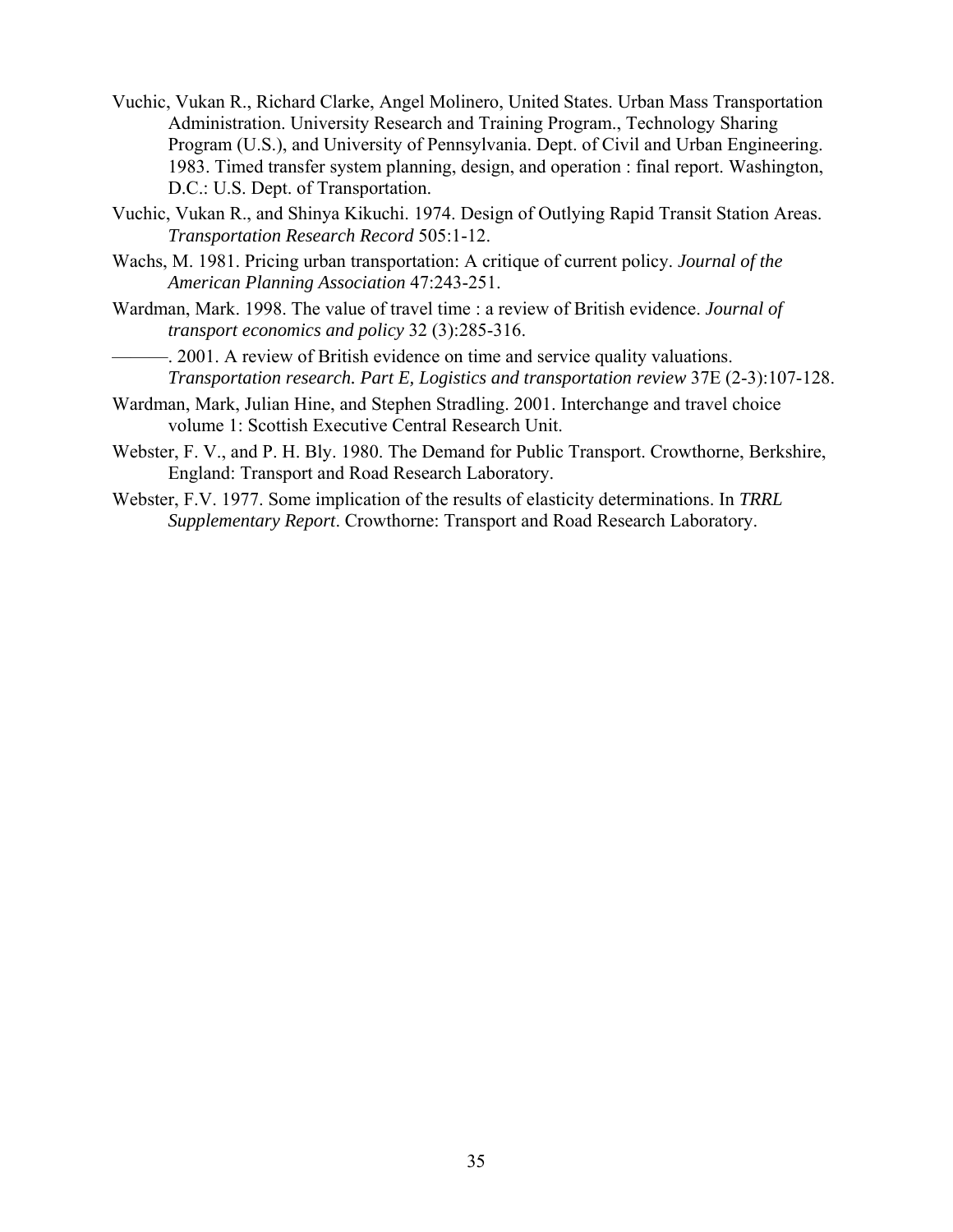Vuchic, Vukan R., Richard Clarke, Angel Molinero, United States. Urban Mass Transportation Administration. University Research and Training Program., Technology Sharing Program (U.S.), and University of Pennsylvania. Dept. of Civil and Urban Engineering. 1983. Timed transfer system planning, design, and operation : final report. Washington, D.C.: U.S. Dept. of Transportation.

Vuchic, Vukan R., and Shinya Kikuchi. 1974. Design of Outlying Rapid Transit Station Areas. *Transportation Research Record* 505:1-12.

Wachs, M. 1981. Pricing urban transportation: A critique of current policy. *Journal of the American Planning Association* 47:243-251.

Wardman, Mark. 1998. The value of travel time : a review of British evidence. *Journal of transport economics and policy* 32 (3):285-316.

———. 2001. A review of British evidence on time and service quality valuations. *Transportation research. Part E, Logistics and transportation review* 37E (2-3):107-128.

Wardman, Mark, Julian Hine, and Stephen Stradling. 2001. Interchange and travel choice volume 1: Scottish Executive Central Research Unit.

Webster, F. V., and P. H. Bly. 1980. The Demand for Public Transport. Crowthorne, Berkshire, England: Transport and Road Research Laboratory.

Webster, F.V. 1977. Some implication of the results of elasticity determinations. In *TRRL Supplementary Report*. Crowthorne: Transport and Road Research Laboratory.